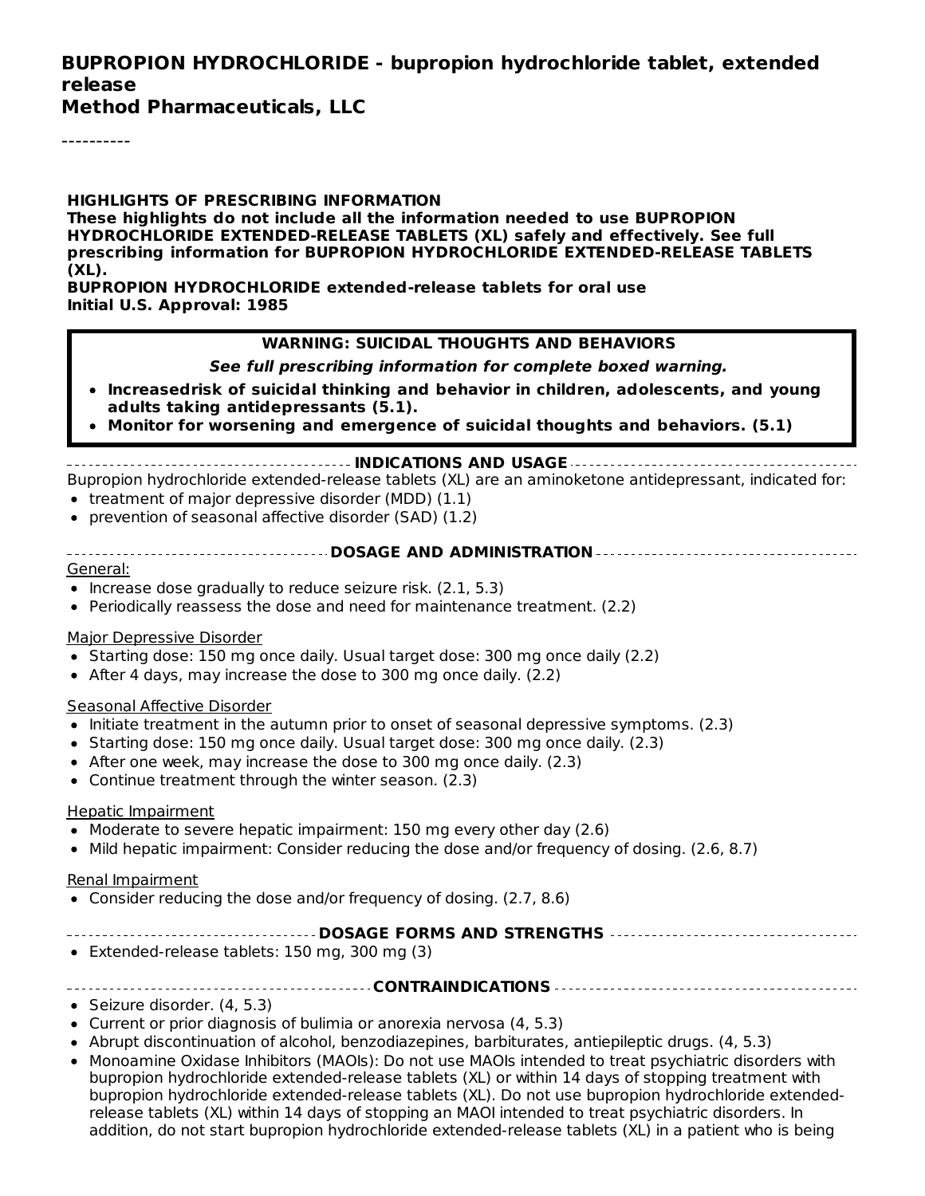**BUPROPION HYDROCHLORIDE - bupropion hydrochloride tablet, extended release**
**Method Pharmaceuticals, LLC**

----------

**HIGHLIGHTS OF PRESCRIBING INFORMATION**
**These highlights do not include all the information needed to use BUPROPION HYDROCHLORIDE EXTENDED-RELEASE TABLETS (XL) safely and effectively. See full prescribing information for BUPROPION HYDROCHLORIDE EXTENDED-RELEASE TABLETS (XL).**
**BUPROPION HYDROCHLORIDE extended-release tablets for oral use**
**Initial U.S. Approval: 1985**

**WARNING: SUICIDAL THOUGHTS AND BEHAVIORS**

***See full prescribing information for complete boxed warning.***

- **Increasedrisk of suicidal thinking and behavior in children, adolescents, and young adults taking antidepressants (5.1).**
- **Monitor for worsening and emergence of suicidal thoughts and behaviors. (5.1)**

**INDICATIONS AND USAGE**

Bupropion hydrochloride extended-release tablets (XL) are an aminoketone antidepressant, indicated for:

- treatment of major depressive disorder (MDD) (1.1)
- prevention of seasonal affective disorder (SAD) (1.2)

**DOSAGE AND ADMINISTRATION**

General:

- Increase dose gradually to reduce seizure risk. (2.1, 5.3)
- Periodically reassess the dose and need for maintenance treatment. (2.2)

Major Depressive Disorder

- Starting dose: 150 mg once daily. Usual target dose: 300 mg once daily (2.2)
- After 4 days, may increase the dose to 300 mg once daily. (2.2)

Seasonal Affective Disorder

- Initiate treatment in the autumn prior to onset of seasonal depressive symptoms. (2.3)
- Starting dose: 150 mg once daily. Usual target dose: 300 mg once daily. (2.3)
- After one week, may increase the dose to 300 mg once daily. (2.3)
- Continue treatment through the winter season. (2.3)

Hepatic Impairment

- Moderate to severe hepatic impairment: 150 mg every other day (2.6)
- Mild hepatic impairment: Consider reducing the dose and/or frequency of dosing. (2.6, 8.7)

Renal Impairment

- Consider reducing the dose and/or frequency of dosing. (2.7, 8.6)

**DOSAGE FORMS AND STRENGTHS**

- Extended-release tablets: 150 mg, 300 mg (3)

**CONTRAINDICATIONS**

- Seizure disorder. (4, 5.3)
- Current or prior diagnosis of bulimia or anorexia nervosa (4, 5.3)
- Abrupt discontinuation of alcohol, benzodiazepines, barbiturates, antiepileptic drugs. (4, 5.3)
- Monoamine Oxidase Inhibitors (MAOIs): Do not use MAOIs intended to treat psychiatric disorders with bupropion hydrochloride extended-release tablets (XL) or within 14 days of stopping treatment with bupropion hydrochloride extended-release tablets (XL). Do not use bupropion hydrochloride extended-release tablets (XL) within 14 days of stopping an MAOI intended to treat psychiatric disorders. In addition, do not start bupropion hydrochloride extended-release tablets (XL) in a patient who is being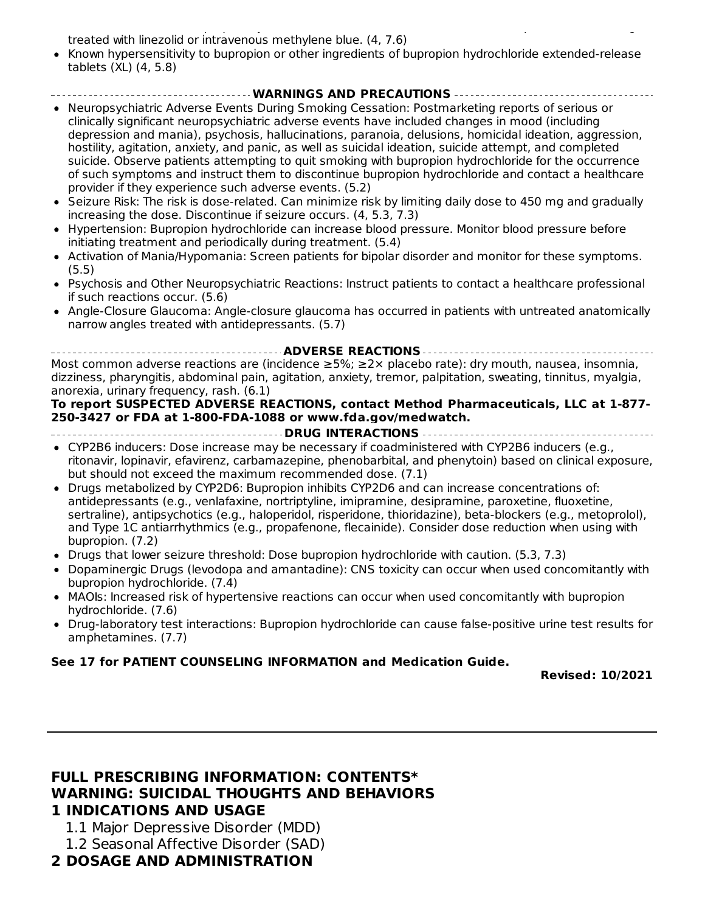treated with linezolid or intravenous methylene blue. (4, 7.6)
- Known hypersensitivity to bupropion or other ingredients of bupropion hydrochloride extended-release tablets (XL) (4, 5.8)

**WARNINGS AND PRECAUTIONS**

- Neuropsychiatric Adverse Events During Smoking Cessation: Postmarketing reports of serious or clinically significant neuropsychiatric adverse events have included changes in mood (including depression and mania), psychosis, hallucinations, paranoia, delusions, homicidal ideation, aggression, hostility, agitation, anxiety, and panic, as well as suicidal ideation, suicide attempt, and completed suicide. Observe patients attempting to quit smoking with bupropion hydrochloride for the occurrence of such symptoms and instruct them to discontinue bupropion hydrochloride and contact a healthcare provider if they experience such adverse events. (5.2)
- Seizure Risk: The risk is dose-related. Can minimize risk by limiting daily dose to 450 mg and gradually increasing the dose. Discontinue if seizure occurs. (4, 5.3, 7.3)
- Hypertension: Bupropion hydrochloride can increase blood pressure. Monitor blood pressure before initiating treatment and periodically during treatment. (5.4)
- Activation of Mania/Hypomania: Screen patients for bipolar disorder and monitor for these symptoms. (5.5)
- Psychosis and Other Neuropsychiatric Reactions: Instruct patients to contact a healthcare professional if such reactions occur. (5.6)
- Angle-Closure Glaucoma: Angle-closure glaucoma has occurred in patients with untreated anatomically narrow angles treated with antidepressants. (5.7)

**ADVERSE REACTIONS**

Most common adverse reactions are (incidence ≥5%; ≥2× placebo rate): dry mouth, nausea, insomnia, dizziness, pharyngitis, abdominal pain, agitation, anxiety, tremor, palpitation, sweating, tinnitus, myalgia, anorexia, urinary frequency, rash. (6.1)

**To report SUSPECTED ADVERSE REACTIONS, contact Method Pharmaceuticals, LLC at 1-877-250-3427 or FDA at 1-800-FDA-1088 or www.fda.gov/medwatch.**

**DRUG INTERACTIONS**

- CYP2B6 inducers: Dose increase may be necessary if coadministered with CYP2B6 inducers (e.g., ritonavir, lopinavir, efavirenz, carbamazepine, phenobarbital, and phenytoin) based on clinical exposure, but should not exceed the maximum recommended dose. (7.1)
- Drugs metabolized by CYP2D6: Bupropion inhibits CYP2D6 and can increase concentrations of: antidepressants (e.g., venlafaxine, nortriptyline, imipramine, desipramine, paroxetine, fluoxetine, sertraline), antipsychotics (e.g., haloperidol, risperidone, thioridazine), beta-blockers (e.g., metoprolol), and Type 1C antiarrhythmics (e.g., propafenone, flecainide). Consider dose reduction when using with bupropion. (7.2)
- Drugs that lower seizure threshold: Dose bupropion hydrochloride with caution. (5.3, 7.3)
- Dopaminergic Drugs (levodopa and amantadine): CNS toxicity can occur when used concomitantly with bupropion hydrochloride. (7.4)
- MAOIs: Increased risk of hypertensive reactions can occur when used concomitantly with bupropion hydrochloride. (7.6)
- Drug-laboratory test interactions: Bupropion hydrochloride can cause false-positive urine test results for amphetamines. (7.7)

**See 17 for PATIENT COUNSELING INFORMATION and Medication Guide.**

**Revised: 10/2021**

---

## FULL PRESCRIBING INFORMATION: CONTENTS*

## WARNING: SUICIDAL THOUGHTS AND BEHAVIORS

## 1 INDICATIONS AND USAGE

1.1 Major Depressive Disorder (MDD)

1.2 Seasonal Affective Disorder (SAD)

## 2 DOSAGE AND ADMINISTRATION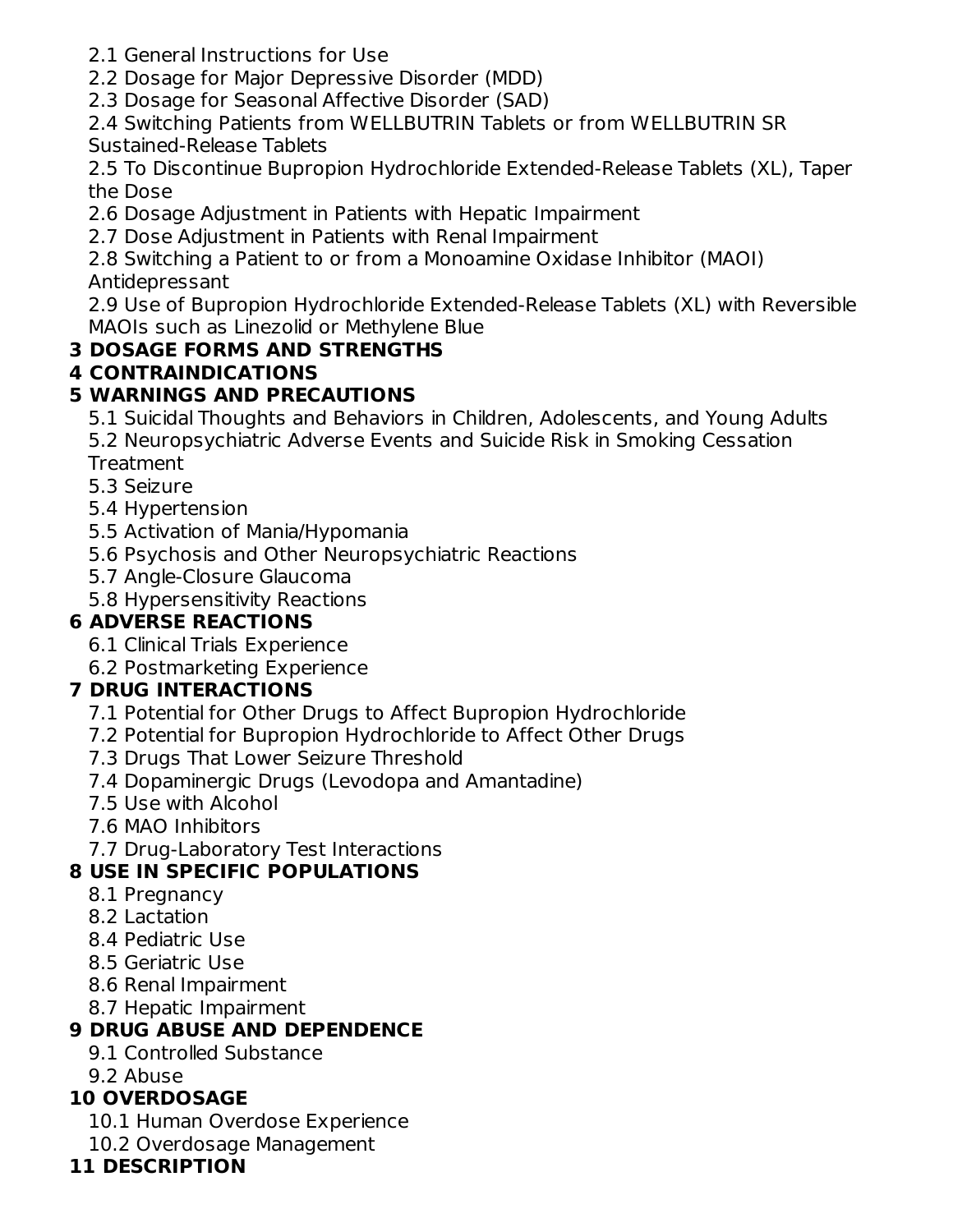2.1 General Instructions for Use

2.2 Dosage for Major Depressive Disorder (MDD)

2.3 Dosage for Seasonal Affective Disorder (SAD)

2.4 Switching Patients from WELLBUTRIN Tablets or from WELLBUTRIN SR Sustained-Release Tablets

2.5 To Discontinue Bupropion Hydrochloride Extended-Release Tablets (XL), Taper the Dose

2.6 Dosage Adjustment in Patients with Hepatic Impairment

2.7 Dose Adjustment in Patients with Renal Impairment

2.8 Switching a Patient to or from a Monoamine Oxidase Inhibitor (MAOI) Antidepressant

2.9 Use of Bupropion Hydrochloride Extended-Release Tablets (XL) with Reversible MAOIs such as Linezolid or Methylene Blue

**3 DOSAGE FORMS AND STRENGTHS**

**4 CONTRAINDICATIONS**

**5 WARNINGS AND PRECAUTIONS**

5.1 Suicidal Thoughts and Behaviors in Children, Adolescents, and Young Adults

5.2 Neuropsychiatric Adverse Events and Suicide Risk in Smoking Cessation Treatment

5.3 Seizure

5.4 Hypertension

5.5 Activation of Mania/Hypomania

5.6 Psychosis and Other Neuropsychiatric Reactions

5.7 Angle-Closure Glaucoma

5.8 Hypersensitivity Reactions

**6 ADVERSE REACTIONS**

6.1 Clinical Trials Experience

6.2 Postmarketing Experience

**7 DRUG INTERACTIONS**

7.1 Potential for Other Drugs to Affect Bupropion Hydrochloride

7.2 Potential for Bupropion Hydrochloride to Affect Other Drugs

7.3 Drugs That Lower Seizure Threshold

7.4 Dopaminergic Drugs (Levodopa and Amantadine)

7.5 Use with Alcohol

7.6 MAO Inhibitors

7.7 Drug-Laboratory Test Interactions

**8 USE IN SPECIFIC POPULATIONS**

8.1 Pregnancy

8.2 Lactation

8.4 Pediatric Use

8.5 Geriatric Use

8.6 Renal Impairment

8.7 Hepatic Impairment

**9 DRUG ABUSE AND DEPENDENCE**

9.1 Controlled Substance

9.2 Abuse

**10 OVERDOSAGE**

10.1 Human Overdose Experience

10.2 Overdosage Management

**11 DESCRIPTION**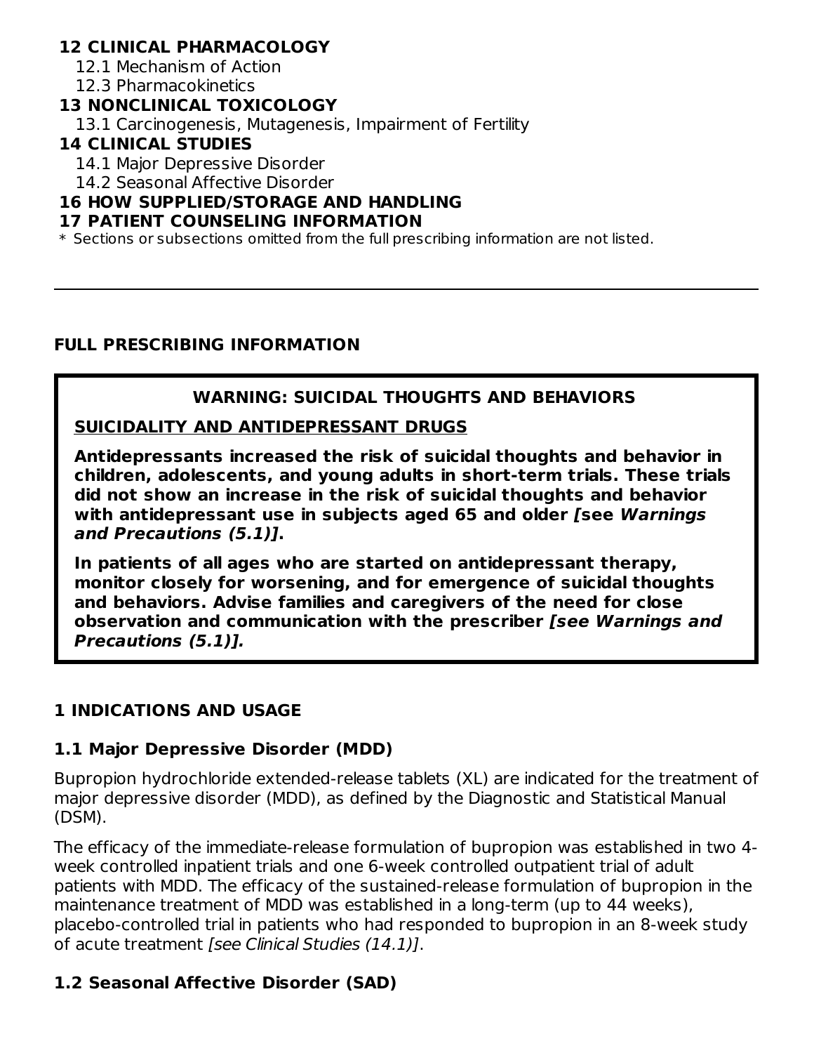**12 CLINICAL PHARMACOLOGY**

12.1 Mechanism of Action

12.3 Pharmacokinetics

**13 NONCLINICAL TOXICOLOGY**

13.1 Carcinogenesis, Mutagenesis, Impairment of Fertility

**14 CLINICAL STUDIES**

14.1 Major Depressive Disorder

14.2 Seasonal Affective Disorder

**16 HOW SUPPLIED/STORAGE AND HANDLING**

**17 PATIENT COUNSELING INFORMATION**

* Sections or subsections omitted from the full prescribing information are not listed.

---

## FULL PRESCRIBING INFORMATION

**WARNING: SUICIDAL THOUGHTS AND BEHAVIORS**

**SUICIDALITY AND ANTIDEPRESSANT DRUGS**

**Antidepressants increased the risk of suicidal thoughts and behavior in children, adolescents, and young adults in short-term trials. These trials did not show an increase in the risk of suicidal thoughts and behavior with antidepressant use in subjects aged 65 and older [see *Warnings and Precautions (5.1)*].**

**In patients of all ages who are started on antidepressant therapy, monitor closely for worsening, and for emergence of suicidal thoughts and behaviors. Advise families and caregivers of the need for close observation and communication with the prescriber *[see Warnings and Precautions (5.1)].***

## 1 INDICATIONS AND USAGE

### 1.1 Major Depressive Disorder (MDD)

Bupropion hydrochloride extended-release tablets (XL) are indicated for the treatment of major depressive disorder (MDD), as defined by the Diagnostic and Statistical Manual (DSM).

The efficacy of the immediate-release formulation of bupropion was established in two 4-week controlled inpatient trials and one 6-week controlled outpatient trial of adult patients with MDD. The efficacy of the sustained-release formulation of bupropion in the maintenance treatment of MDD was established in a long-term (up to 44 weeks), placebo-controlled trial in patients who had responded to bupropion in an 8-week study of acute treatment *[see Clinical Studies (14.1)]*.

### 1.2 Seasonal Affective Disorder (SAD)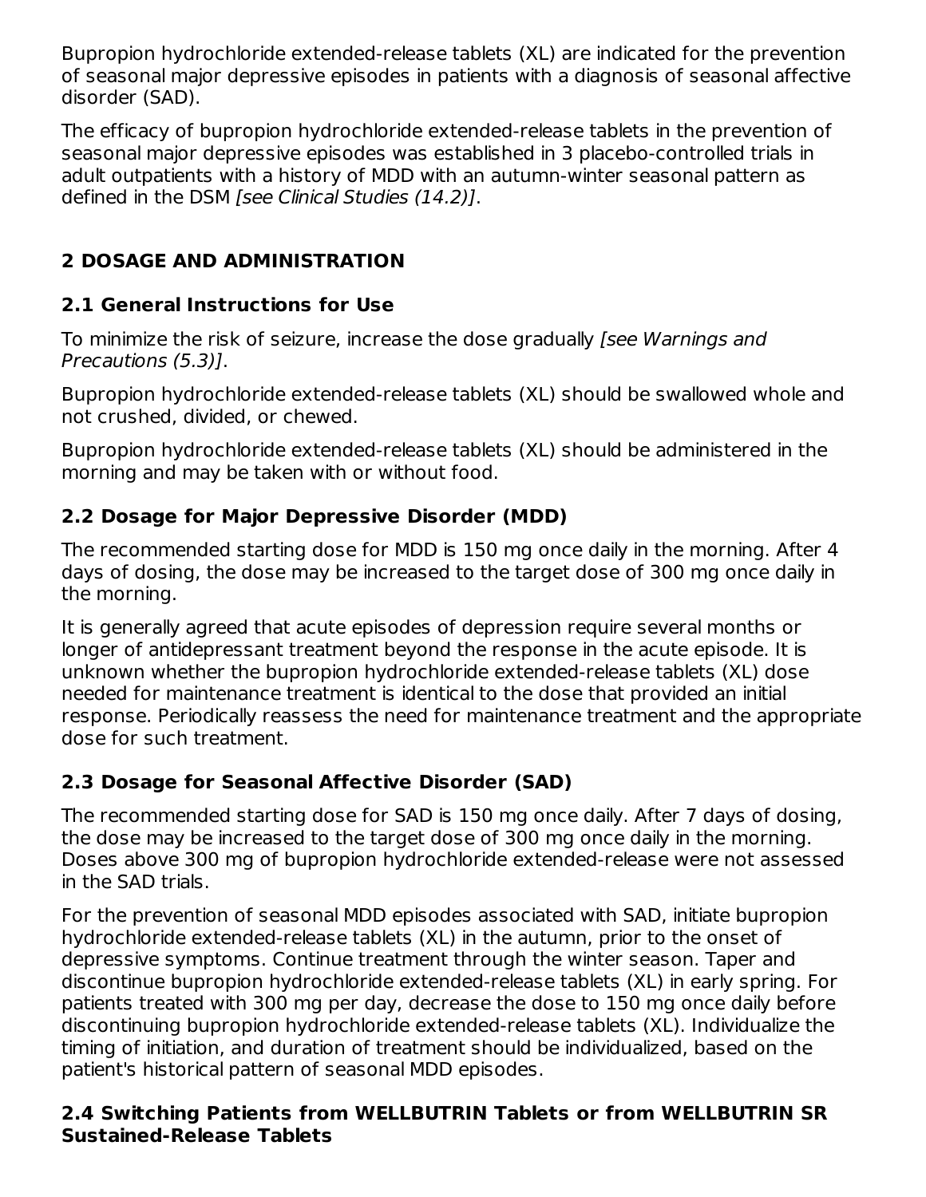Bupropion hydrochloride extended-release tablets (XL) are indicated for the prevention of seasonal major depressive episodes in patients with a diagnosis of seasonal affective disorder (SAD).

The efficacy of bupropion hydrochloride extended-release tablets in the prevention of seasonal major depressive episodes was established in 3 placebo-controlled trials in adult outpatients with a history of MDD with an autumn-winter seasonal pattern as defined in the DSM *[see Clinical Studies (14.2)]*.

## 2 DOSAGE AND ADMINISTRATION

### 2.1 General Instructions for Use

To minimize the risk of seizure, increase the dose gradually *[see Warnings and Precautions (5.3)]*.

Bupropion hydrochloride extended-release tablets (XL) should be swallowed whole and not crushed, divided, or chewed.

Bupropion hydrochloride extended-release tablets (XL) should be administered in the morning and may be taken with or without food.

### 2.2 Dosage for Major Depressive Disorder (MDD)

The recommended starting dose for MDD is 150 mg once daily in the morning. After 4 days of dosing, the dose may be increased to the target dose of 300 mg once daily in the morning.

It is generally agreed that acute episodes of depression require several months or longer of antidepressant treatment beyond the response in the acute episode. It is unknown whether the bupropion hydrochloride extended-release tablets (XL) dose needed for maintenance treatment is identical to the dose that provided an initial response. Periodically reassess the need for maintenance treatment and the appropriate dose for such treatment.

### 2.3 Dosage for Seasonal Affective Disorder (SAD)

The recommended starting dose for SAD is 150 mg once daily. After 7 days of dosing, the dose may be increased to the target dose of 300 mg once daily in the morning. Doses above 300 mg of bupropion hydrochloride extended-release were not assessed in the SAD trials.

For the prevention of seasonal MDD episodes associated with SAD, initiate bupropion hydrochloride extended-release tablets (XL) in the autumn, prior to the onset of depressive symptoms. Continue treatment through the winter season. Taper and discontinue bupropion hydrochloride extended-release tablets (XL) in early spring. For patients treated with 300 mg per day, decrease the dose to 150 mg once daily before discontinuing bupropion hydrochloride extended-release tablets (XL). Individualize the timing of initiation, and duration of treatment should be individualized, based on the patient's historical pattern of seasonal MDD episodes.

### 2.4 Switching Patients from WELLBUTRIN Tablets or from WELLBUTRIN SR Sustained-Release Tablets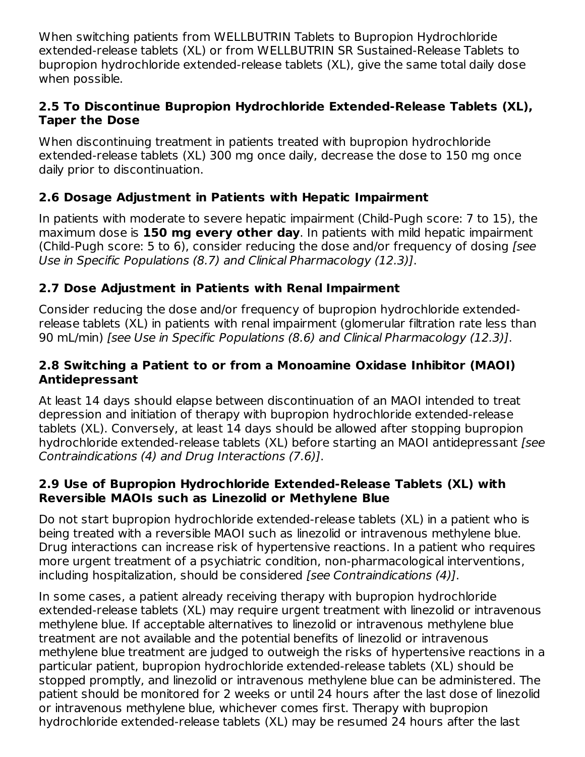When switching patients from WELLBUTRIN Tablets to Bupropion Hydrochloride extended-release tablets (XL) or from WELLBUTRIN SR Sustained-Release Tablets to bupropion hydrochloride extended-release tablets (XL), give the same total daily dose when possible.

### 2.5 To Discontinue Bupropion Hydrochloride Extended-Release Tablets (XL), Taper the Dose

When discontinuing treatment in patients treated with bupropion hydrochloride extended-release tablets (XL) 300 mg once daily, decrease the dose to 150 mg once daily prior to discontinuation.

### 2.6 Dosage Adjustment in Patients with Hepatic Impairment

In patients with moderate to severe hepatic impairment (Child-Pugh score: 7 to 15), the maximum dose is **150 mg every other day**. In patients with mild hepatic impairment (Child-Pugh score: 5 to 6), consider reducing the dose and/or frequency of dosing *[see Use in Specific Populations (8.7) and Clinical Pharmacology (12.3)]*.

### 2.7 Dose Adjustment in Patients with Renal Impairment

Consider reducing the dose and/or frequency of bupropion hydrochloride extended-release tablets (XL) in patients with renal impairment (glomerular filtration rate less than 90 mL/min) *[see Use in Specific Populations (8.6) and Clinical Pharmacology (12.3)]*.

### 2.8 Switching a Patient to or from a Monoamine Oxidase Inhibitor (MAOI) Antidepressant

At least 14 days should elapse between discontinuation of an MAOI intended to treat depression and initiation of therapy with bupropion hydrochloride extended-release tablets (XL). Conversely, at least 14 days should be allowed after stopping bupropion hydrochloride extended-release tablets (XL) before starting an MAOI antidepressant *[see Contraindications (4) and Drug Interactions (7.6)]*.

### 2.9 Use of Bupropion Hydrochloride Extended-Release Tablets (XL) with Reversible MAOIs such as Linezolid or Methylene Blue

Do not start bupropion hydrochloride extended-release tablets (XL) in a patient who is being treated with a reversible MAOI such as linezolid or intravenous methylene blue. Drug interactions can increase risk of hypertensive reactions. In a patient who requires more urgent treatment of a psychiatric condition, non-pharmacological interventions, including hospitalization, should be considered *[see Contraindications (4)]*.

In some cases, a patient already receiving therapy with bupropion hydrochloride extended-release tablets (XL) may require urgent treatment with linezolid or intravenous methylene blue. If acceptable alternatives to linezolid or intravenous methylene blue treatment are not available and the potential benefits of linezolid or intravenous methylene blue treatment are judged to outweigh the risks of hypertensive reactions in a particular patient, bupropion hydrochloride extended-release tablets (XL) should be stopped promptly, and linezolid or intravenous methylene blue can be administered. The patient should be monitored for 2 weeks or until 24 hours after the last dose of linezolid or intravenous methylene blue, whichever comes first. Therapy with bupropion hydrochloride extended-release tablets (XL) may be resumed 24 hours after the last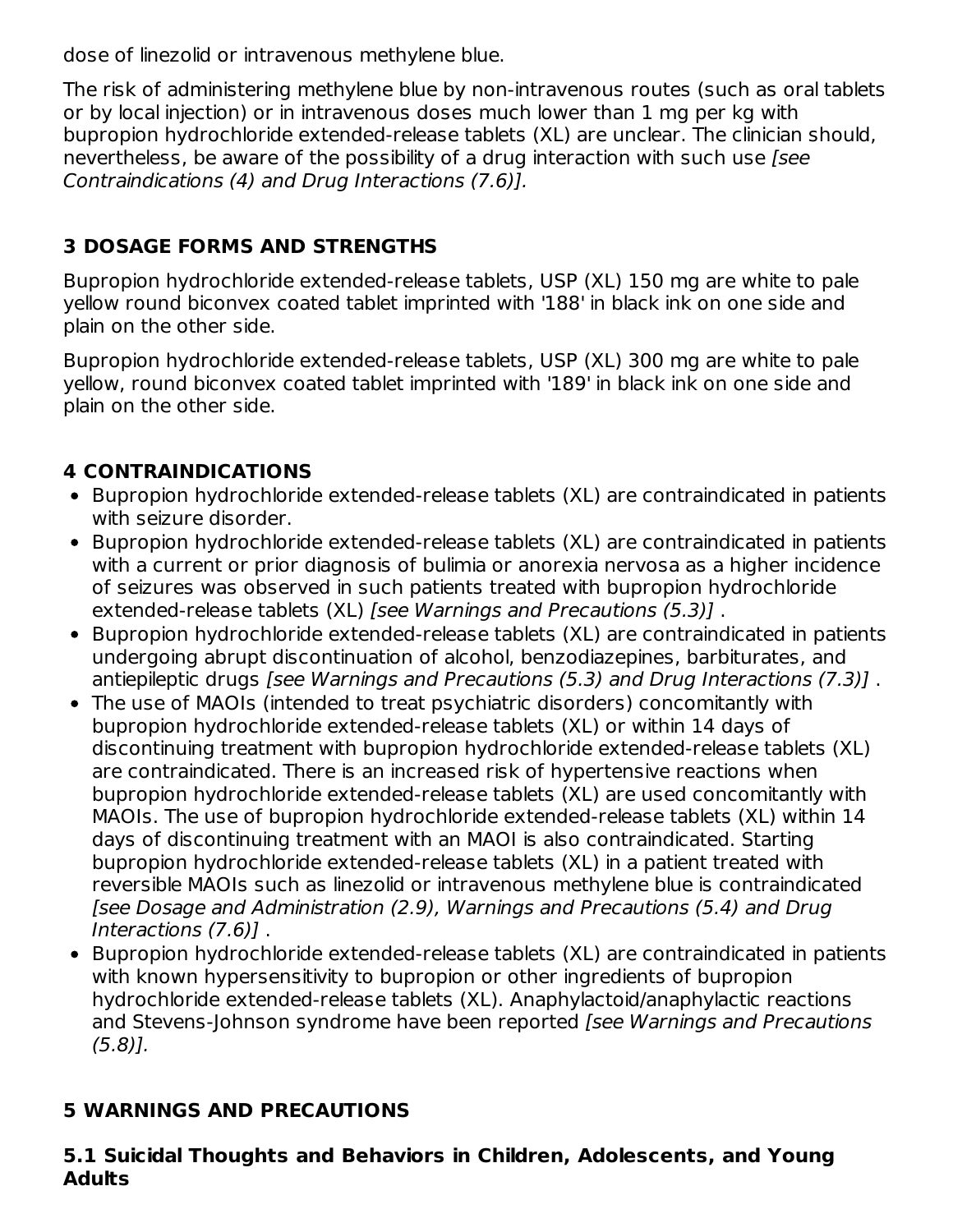dose of linezolid or intravenous methylene blue.

The risk of administering methylene blue by non-intravenous routes (such as oral tablets or by local injection) or in intravenous doses much lower than 1 mg per kg with bupropion hydrochloride extended-release tablets (XL) are unclear. The clinician should, nevertheless, be aware of the possibility of a drug interaction with such use *[see Contraindications (4) and Drug Interactions (7.6)].*

## 3 DOSAGE FORMS AND STRENGTHS

Bupropion hydrochloride extended-release tablets, USP (XL) 150 mg are white to pale yellow round biconvex coated tablet imprinted with '188' in black ink on one side and plain on the other side.

Bupropion hydrochloride extended-release tablets, USP (XL) 300 mg are white to pale yellow, round biconvex coated tablet imprinted with '189' in black ink on one side and plain on the other side.

## 4 CONTRAINDICATIONS

- Bupropion hydrochloride extended-release tablets (XL) are contraindicated in patients with seizure disorder.
- Bupropion hydrochloride extended-release tablets (XL) are contraindicated in patients with a current or prior diagnosis of bulimia or anorexia nervosa as a higher incidence of seizures was observed in such patients treated with bupropion hydrochloride extended-release tablets (XL) *[see Warnings and Precautions (5.3)]* .
- Bupropion hydrochloride extended-release tablets (XL) are contraindicated in patients undergoing abrupt discontinuation of alcohol, benzodiazepines, barbiturates, and antiepileptic drugs *[see Warnings and Precautions (5.3) and Drug Interactions (7.3)]* .
- The use of MAOIs (intended to treat psychiatric disorders) concomitantly with bupropion hydrochloride extended-release tablets (XL) or within 14 days of discontinuing treatment with bupropion hydrochloride extended-release tablets (XL) are contraindicated. There is an increased risk of hypertensive reactions when bupropion hydrochloride extended-release tablets (XL) are used concomitantly with MAOIs. The use of bupropion hydrochloride extended-release tablets (XL) within 14 days of discontinuing treatment with an MAOI is also contraindicated. Starting bupropion hydrochloride extended-release tablets (XL) in a patient treated with reversible MAOIs such as linezolid or intravenous methylene blue is contraindicated *[see Dosage and Administration (2.9), Warnings and Precautions (5.4) and Drug Interactions (7.6)]* .
- Bupropion hydrochloride extended-release tablets (XL) are contraindicated in patients with known hypersensitivity to bupropion or other ingredients of bupropion hydrochloride extended-release tablets (XL). Anaphylactoid/anaphylactic reactions and Stevens-Johnson syndrome have been reported *[see Warnings and Precautions (5.8)].*

## 5 WARNINGS AND PRECAUTIONS

### 5.1 Suicidal Thoughts and Behaviors in Children, Adolescents, and Young Adults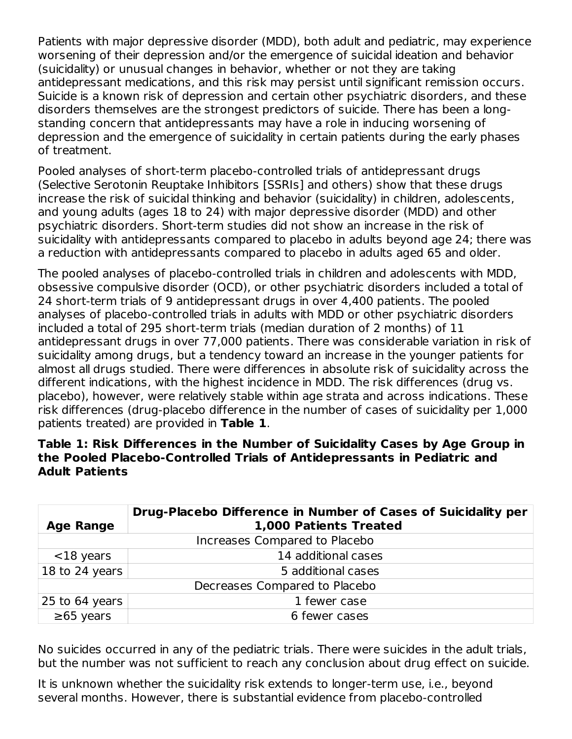Patients with major depressive disorder (MDD), both adult and pediatric, may experience worsening of their depression and/or the emergence of suicidal ideation and behavior (suicidality) or unusual changes in behavior, whether or not they are taking antidepressant medications, and this risk may persist until significant remission occurs. Suicide is a known risk of depression and certain other psychiatric disorders, and these disorders themselves are the strongest predictors of suicide. There has been a long-standing concern that antidepressants may have a role in inducing worsening of depression and the emergence of suicidality in certain patients during the early phases of treatment.

Pooled analyses of short-term placebo-controlled trials of antidepressant drugs (Selective Serotonin Reuptake Inhibitors [SSRIs] and others) show that these drugs increase the risk of suicidal thinking and behavior (suicidality) in children, adolescents, and young adults (ages 18 to 24) with major depressive disorder (MDD) and other psychiatric disorders. Short-term studies did not show an increase in the risk of suicidality with antidepressants compared to placebo in adults beyond age 24; there was a reduction with antidepressants compared to placebo in adults aged 65 and older.

The pooled analyses of placebo-controlled trials in children and adolescents with MDD, obsessive compulsive disorder (OCD), or other psychiatric disorders included a total of 24 short-term trials of 9 antidepressant drugs in over 4,400 patients. The pooled analyses of placebo-controlled trials in adults with MDD or other psychiatric disorders included a total of 295 short-term trials (median duration of 2 months) of 11 antidepressant drugs in over 77,000 patients. There was considerable variation in risk of suicidality among drugs, but a tendency toward an increase in the younger patients for almost all drugs studied. There were differences in absolute risk of suicidality across the different indications, with the highest incidence in MDD. The risk differences (drug vs. placebo), however, were relatively stable within age strata and across indications. These risk differences (drug-placebo difference in the number of cases of suicidality per 1,000 patients treated) are provided in **Table 1**.

**Table 1: Risk Differences in the Number of Suicidality Cases by Age Group in the Pooled Placebo-Controlled Trials of Antidepressants in Pediatric and Adult Patients**

| Age Range | Drug-Placebo Difference in Number of Cases of Suicidality per 1,000 Patients Treated |
|---|---|
| Increases Compared to Placebo | |
| <18 years | 14 additional cases |
| 18 to 24 years | 5 additional cases |
| Decreases Compared to Placebo | |
| 25 to 64 years | 1 fewer case |
| ≥65 years | 6 fewer cases |

No suicides occurred in any of the pediatric trials. There were suicides in the adult trials, but the number was not sufficient to reach any conclusion about drug effect on suicide.

It is unknown whether the suicidality risk extends to longer-term use, i.e., beyond several months. However, there is substantial evidence from placebo-controlled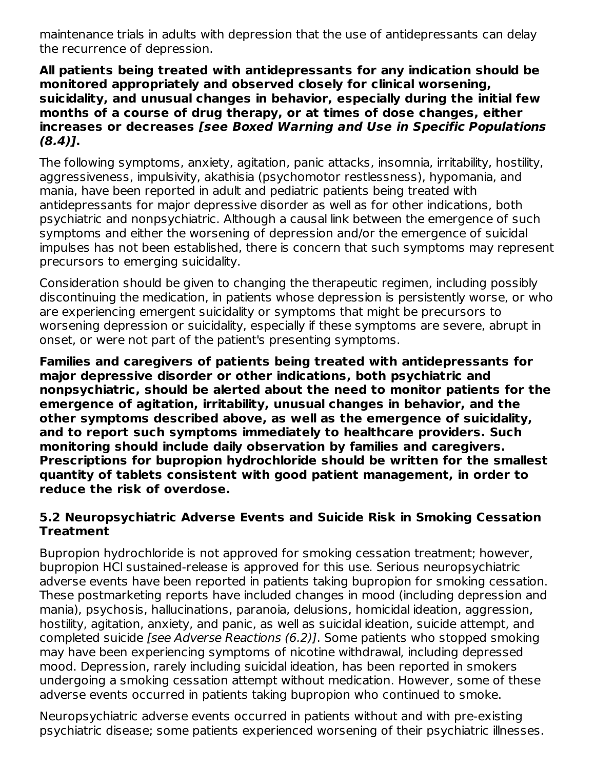maintenance trials in adults with depression that the use of antidepressants can delay the recurrence of depression.

**All patients being treated with antidepressants for any indication should be monitored appropriately and observed closely for clinical worsening, suicidality, and unusual changes in behavior, especially during the initial few months of a course of drug therapy, or at times of dose changes, either increases or decreases *[see Boxed Warning and Use in Specific Populations (8.4)]*.**

The following symptoms, anxiety, agitation, panic attacks, insomnia, irritability, hostility, aggressiveness, impulsivity, akathisia (psychomotor restlessness), hypomania, and mania, have been reported in adult and pediatric patients being treated with antidepressants for major depressive disorder as well as for other indications, both psychiatric and nonpsychiatric. Although a causal link between the emergence of such symptoms and either the worsening of depression and/or the emergence of suicidal impulses has not been established, there is concern that such symptoms may represent precursors to emerging suicidality.

Consideration should be given to changing the therapeutic regimen, including possibly discontinuing the medication, in patients whose depression is persistently worse, or who are experiencing emergent suicidality or symptoms that might be precursors to worsening depression or suicidality, especially if these symptoms are severe, abrupt in onset, or were not part of the patient's presenting symptoms.

**Families and caregivers of patients being treated with antidepressants for major depressive disorder or other indications, both psychiatric and nonpsychiatric, should be alerted about the need to monitor patients for the emergence of agitation, irritability, unusual changes in behavior, and the other symptoms described above, as well as the emergence of suicidality, and to report such symptoms immediately to healthcare providers. Such monitoring should include daily observation by families and caregivers. Prescriptions for bupropion hydrochloride should be written for the smallest quantity of tablets consistent with good patient management, in order to reduce the risk of overdose.**

### 5.2 Neuropsychiatric Adverse Events and Suicide Risk in Smoking Cessation Treatment

Bupropion hydrochloride is not approved for smoking cessation treatment; however, bupropion HCl sustained-release is approved for this use. Serious neuropsychiatric adverse events have been reported in patients taking bupropion for smoking cessation. These postmarketing reports have included changes in mood (including depression and mania), psychosis, hallucinations, paranoia, delusions, homicidal ideation, aggression, hostility, agitation, anxiety, and panic, as well as suicidal ideation, suicide attempt, and completed suicide *[see Adverse Reactions (6.2)]*. Some patients who stopped smoking may have been experiencing symptoms of nicotine withdrawal, including depressed mood. Depression, rarely including suicidal ideation, has been reported in smokers undergoing a smoking cessation attempt without medication. However, some of these adverse events occurred in patients taking bupropion who continued to smoke.

Neuropsychiatric adverse events occurred in patients without and with pre-existing psychiatric disease; some patients experienced worsening of their psychiatric illnesses.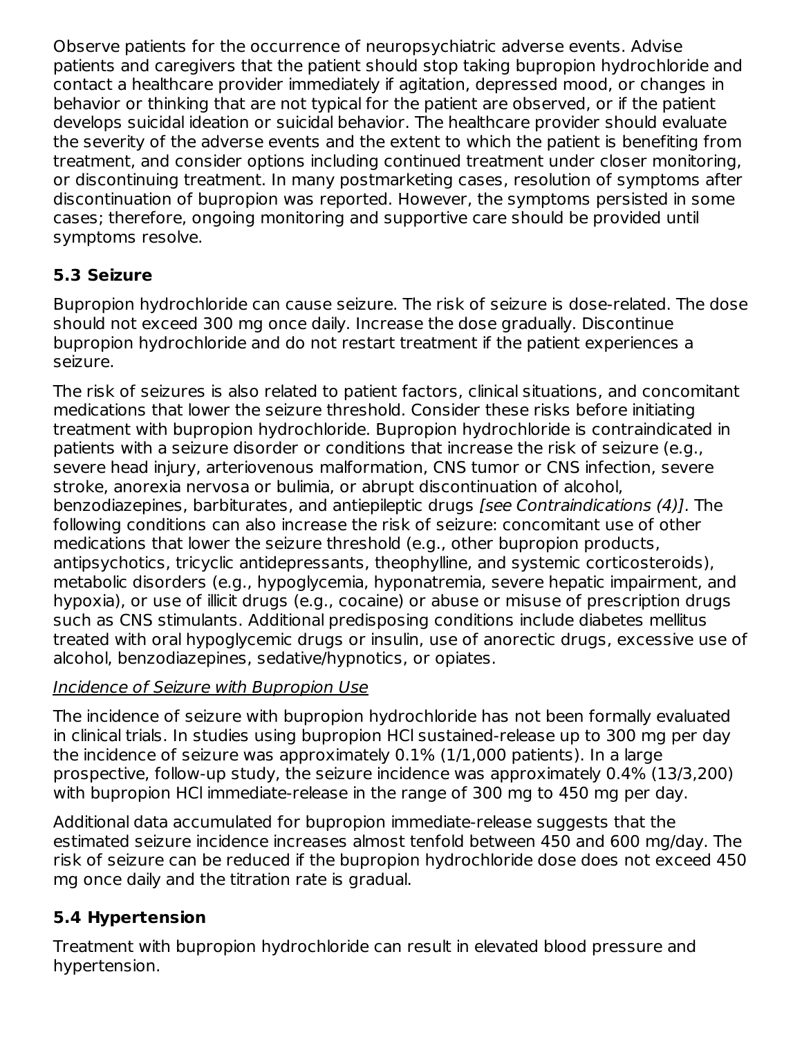Observe patients for the occurrence of neuropsychiatric adverse events. Advise patients and caregivers that the patient should stop taking bupropion hydrochloride and contact a healthcare provider immediately if agitation, depressed mood, or changes in behavior or thinking that are not typical for the patient are observed, or if the patient develops suicidal ideation or suicidal behavior. The healthcare provider should evaluate the severity of the adverse events and the extent to which the patient is benefiting from treatment, and consider options including continued treatment under closer monitoring, or discontinuing treatment. In many postmarketing cases, resolution of symptoms after discontinuation of bupropion was reported. However, the symptoms persisted in some cases; therefore, ongoing monitoring and supportive care should be provided until symptoms resolve.

## 5.3 Seizure

Bupropion hydrochloride can cause seizure. The risk of seizure is dose-related. The dose should not exceed 300 mg once daily. Increase the dose gradually. Discontinue bupropion hydrochloride and do not restart treatment if the patient experiences a seizure.

The risk of seizures is also related to patient factors, clinical situations, and concomitant medications that lower the seizure threshold. Consider these risks before initiating treatment with bupropion hydrochloride. Bupropion hydrochloride is contraindicated in patients with a seizure disorder or conditions that increase the risk of seizure (e.g., severe head injury, arteriovenous malformation, CNS tumor or CNS infection, severe stroke, anorexia nervosa or bulimia, or abrupt discontinuation of alcohol, benzodiazepines, barbiturates, and antiepileptic drugs *[see Contraindications (4)]*. The following conditions can also increase the risk of seizure: concomitant use of other medications that lower the seizure threshold (e.g., other bupropion products, antipsychotics, tricyclic antidepressants, theophylline, and systemic corticosteroids), metabolic disorders (e.g., hypoglycemia, hyponatremia, severe hepatic impairment, and hypoxia), or use of illicit drugs (e.g., cocaine) or abuse or misuse of prescription drugs such as CNS stimulants. Additional predisposing conditions include diabetes mellitus treated with oral hypoglycemic drugs or insulin, use of anorectic drugs, excessive use of alcohol, benzodiazepines, sedative/hypnotics, or opiates.

<u>Incidence of Seizure with Bupropion Use</u>

The incidence of seizure with bupropion hydrochloride has not been formally evaluated in clinical trials. In studies using bupropion HCl sustained-release up to 300 mg per day the incidence of seizure was approximately 0.1% (1/1,000 patients). In a large prospective, follow-up study, the seizure incidence was approximately 0.4% (13/3,200) with bupropion HCl immediate-release in the range of 300 mg to 450 mg per day.

Additional data accumulated for bupropion immediate-release suggests that the estimated seizure incidence increases almost tenfold between 450 and 600 mg/day. The risk of seizure can be reduced if the bupropion hydrochloride dose does not exceed 450 mg once daily and the titration rate is gradual.

## 5.4 Hypertension

Treatment with bupropion hydrochloride can result in elevated blood pressure and hypertension.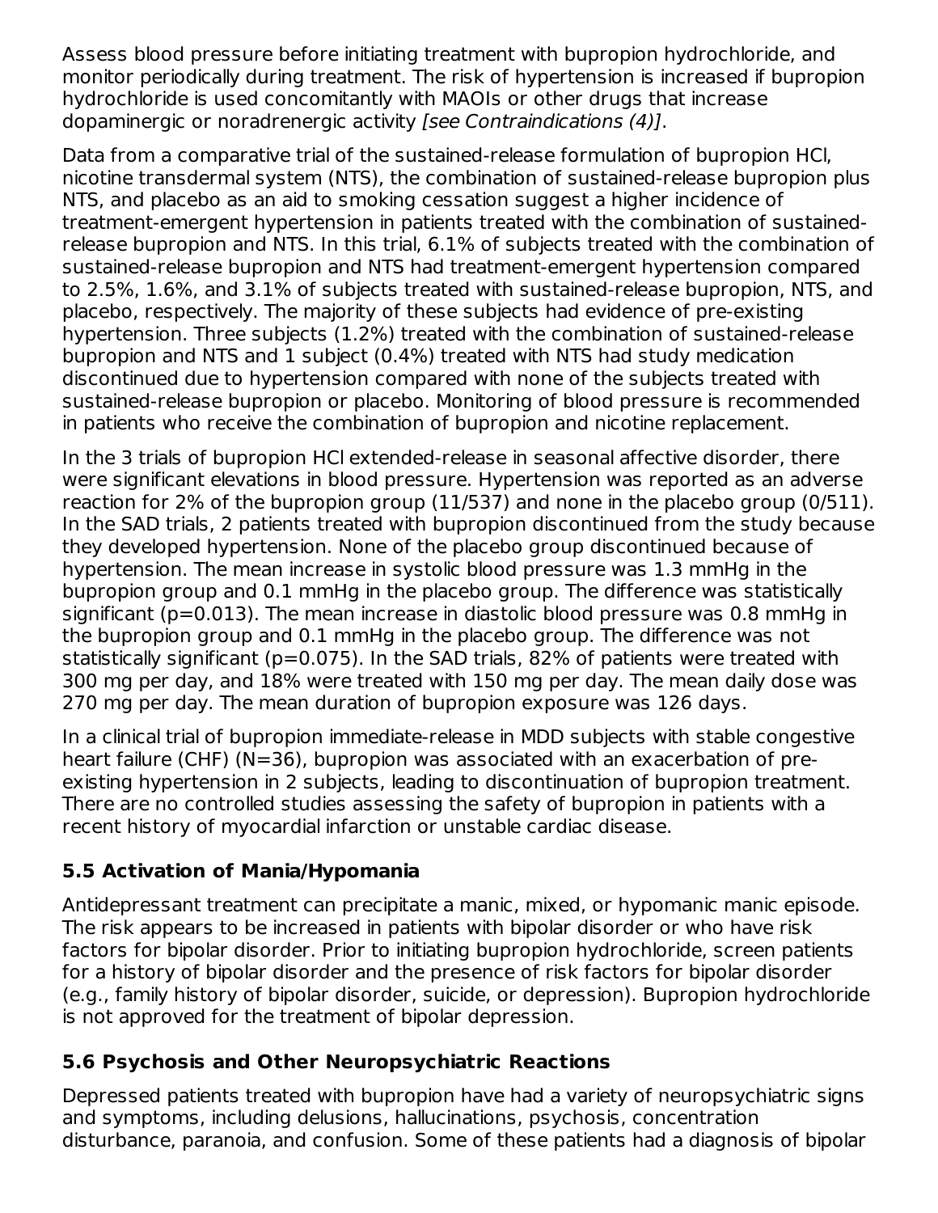Assess blood pressure before initiating treatment with bupropion hydrochloride, and monitor periodically during treatment. The risk of hypertension is increased if bupropion hydrochloride is used concomitantly with MAOIs or other drugs that increase dopaminergic or noradrenergic activity *[see Contraindications (4)]*.

Data from a comparative trial of the sustained-release formulation of bupropion HCl, nicotine transdermal system (NTS), the combination of sustained-release bupropion plus NTS, and placebo as an aid to smoking cessation suggest a higher incidence of treatment-emergent hypertension in patients treated with the combination of sustained-release bupropion and NTS. In this trial, 6.1% of subjects treated with the combination of sustained-release bupropion and NTS had treatment-emergent hypertension compared to 2.5%, 1.6%, and 3.1% of subjects treated with sustained-release bupropion, NTS, and placebo, respectively. The majority of these subjects had evidence of pre-existing hypertension. Three subjects (1.2%) treated with the combination of sustained-release bupropion and NTS and 1 subject (0.4%) treated with NTS had study medication discontinued due to hypertension compared with none of the subjects treated with sustained-release bupropion or placebo. Monitoring of blood pressure is recommended in patients who receive the combination of bupropion and nicotine replacement.

In the 3 trials of bupropion HCl extended-release in seasonal affective disorder, there were significant elevations in blood pressure. Hypertension was reported as an adverse reaction for 2% of the bupropion group (11/537) and none in the placebo group (0/511). In the SAD trials, 2 patients treated with bupropion discontinued from the study because they developed hypertension. None of the placebo group discontinued because of hypertension. The mean increase in systolic blood pressure was 1.3 mmHg in the bupropion group and 0.1 mmHg in the placebo group. The difference was statistically significant ($p=0.013$). The mean increase in diastolic blood pressure was 0.8 mmHg in the bupropion group and 0.1 mmHg in the placebo group. The difference was not statistically significant ($p=0.075$). In the SAD trials, 82% of patients were treated with 300 mg per day, and 18% were treated with 150 mg per day. The mean daily dose was 270 mg per day. The mean duration of bupropion exposure was 126 days.

In a clinical trial of bupropion immediate-release in MDD subjects with stable congestive heart failure (CHF) (N=36), bupropion was associated with an exacerbation of pre-existing hypertension in 2 subjects, leading to discontinuation of bupropion treatment. There are no controlled studies assessing the safety of bupropion in patients with a recent history of myocardial infarction or unstable cardiac disease.

### 5.5 Activation of Mania/Hypomania

Antidepressant treatment can precipitate a manic, mixed, or hypomanic manic episode. The risk appears to be increased in patients with bipolar disorder or who have risk factors for bipolar disorder. Prior to initiating bupropion hydrochloride, screen patients for a history of bipolar disorder and the presence of risk factors for bipolar disorder (e.g., family history of bipolar disorder, suicide, or depression). Bupropion hydrochloride is not approved for the treatment of bipolar depression.

### 5.6 Psychosis and Other Neuropsychiatric Reactions

Depressed patients treated with bupropion have had a variety of neuropsychiatric signs and symptoms, including delusions, hallucinations, psychosis, concentration disturbance, paranoia, and confusion. Some of these patients had a diagnosis of bipolar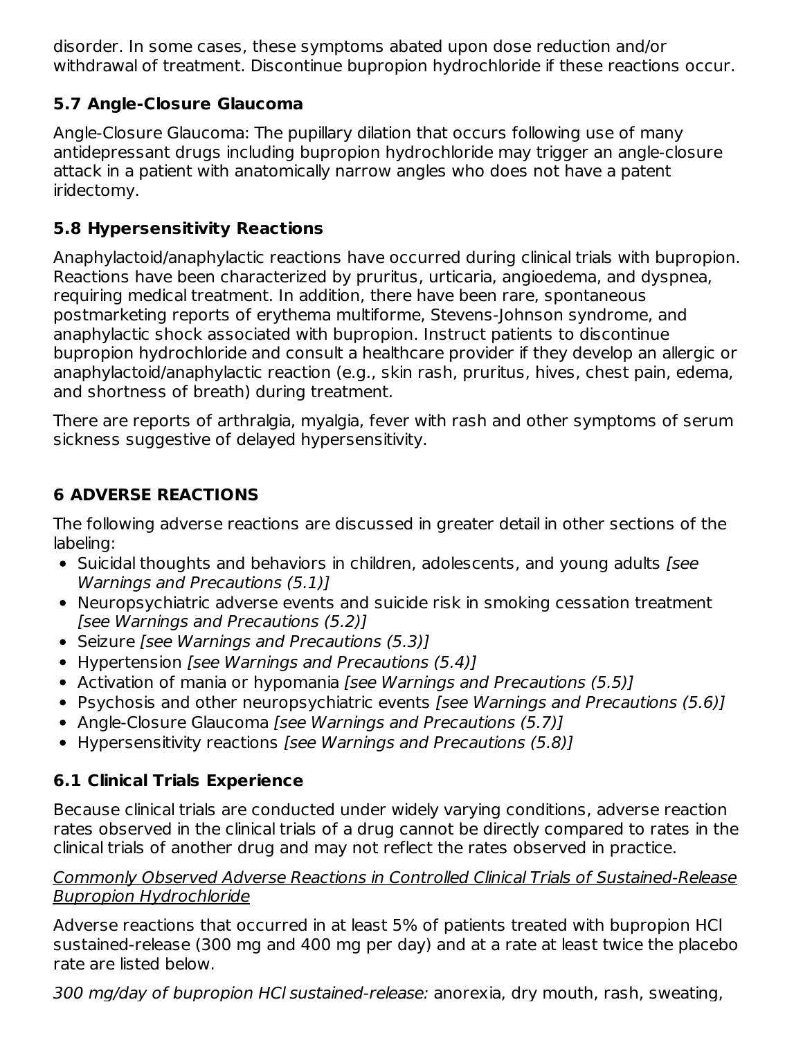disorder. In some cases, these symptoms abated upon dose reduction and/or withdrawal of treatment. Discontinue bupropion hydrochloride if these reactions occur.

### 5.7 Angle-Closure Glaucoma

Angle-Closure Glaucoma: The pupillary dilation that occurs following use of many antidepressant drugs including bupropion hydrochloride may trigger an angle-closure attack in a patient with anatomically narrow angles who does not have a patent iridectomy.

### 5.8 Hypersensitivity Reactions

Anaphylactoid/anaphylactic reactions have occurred during clinical trials with bupropion. Reactions have been characterized by pruritus, urticaria, angioedema, and dyspnea, requiring medical treatment. In addition, there have been rare, spontaneous postmarketing reports of erythema multiforme, Stevens-Johnson syndrome, and anaphylactic shock associated with bupropion. Instruct patients to discontinue bupropion hydrochloride and consult a healthcare provider if they develop an allergic or anaphylactoid/anaphylactic reaction (e.g., skin rash, pruritus, hives, chest pain, edema, and shortness of breath) during treatment.

There are reports of arthralgia, myalgia, fever with rash and other symptoms of serum sickness suggestive of delayed hypersensitivity.

## 6 ADVERSE REACTIONS

The following adverse reactions are discussed in greater detail in other sections of the labeling:

- Suicidal thoughts and behaviors in children, adolescents, and young adults *[see Warnings and Precautions (5.1)]*
- Neuropsychiatric adverse events and suicide risk in smoking cessation treatment *[see Warnings and Precautions (5.2)]*
- Seizure *[see Warnings and Precautions (5.3)]*
- Hypertension *[see Warnings and Precautions (5.4)]*
- Activation of mania or hypomania *[see Warnings and Precautions (5.5)]*
- Psychosis and other neuropsychiatric events *[see Warnings and Precautions (5.6)]*
- Angle-Closure Glaucoma *[see Warnings and Precautions (5.7)]*
- Hypersensitivity reactions *[see Warnings and Precautions (5.8)]*

### 6.1 Clinical Trials Experience

Because clinical trials are conducted under widely varying conditions, adverse reaction rates observed in the clinical trials of a drug cannot be directly compared to rates in the clinical trials of another drug and may not reflect the rates observed in practice.

<u>Commonly Observed Adverse Reactions in Controlled Clinical Trials of Sustained-Release Bupropion Hydrochloride</u>

Adverse reactions that occurred in at least 5% of patients treated with bupropion HCl sustained-release (300 mg and 400 mg per day) and at a rate at least twice the placebo rate are listed below.

*300 mg/day of bupropion HCl sustained-release:* anorexia, dry mouth, rash, sweating,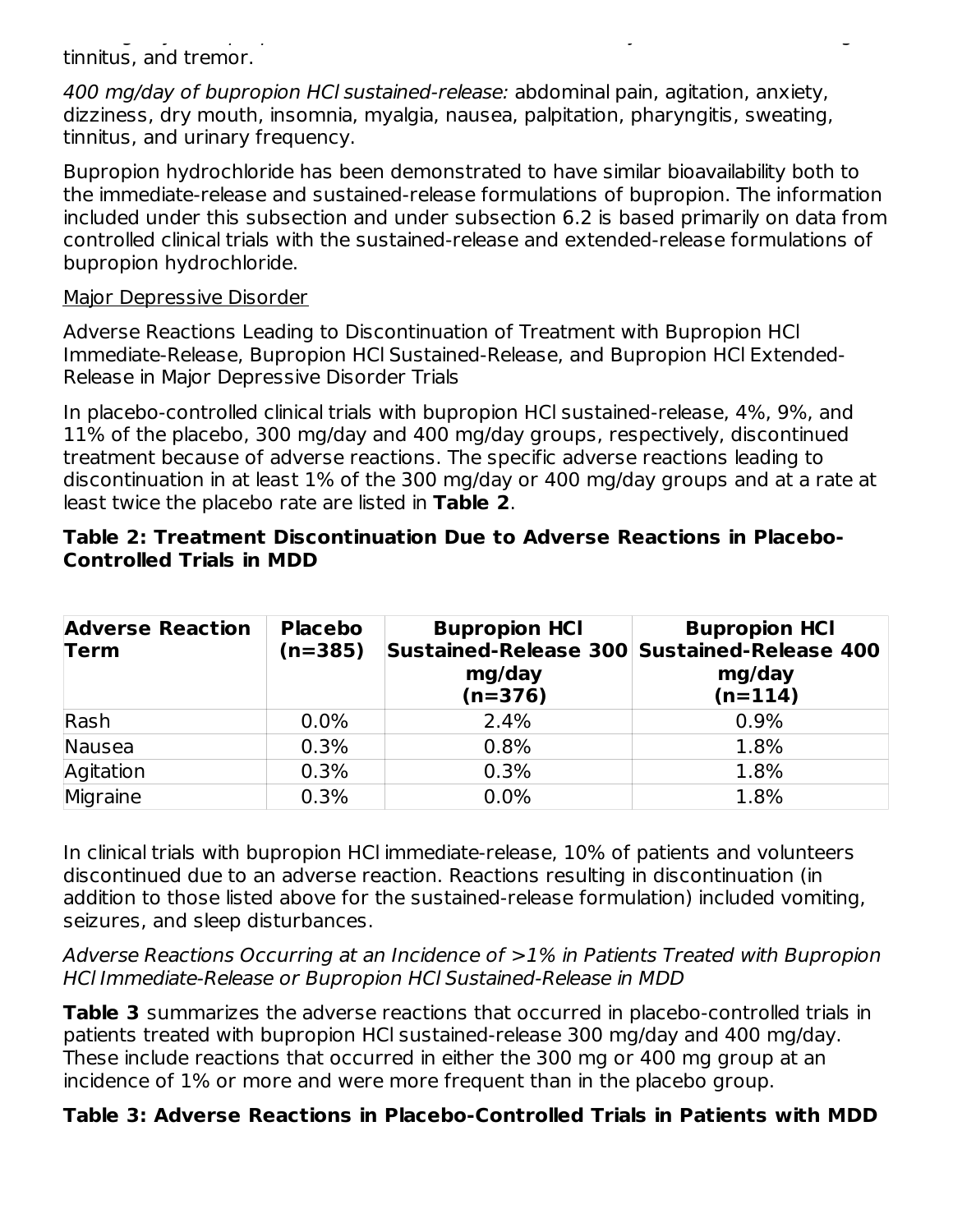tinnitus, and tremor.

*400 mg/day of bupropion HCl sustained-release:* abdominal pain, agitation, anxiety, dizziness, dry mouth, insomnia, myalgia, nausea, palpitation, pharyngitis, sweating, tinnitus, and urinary frequency.

Bupropion hydrochloride has been demonstrated to have similar bioavailability both to the immediate-release and sustained-release formulations of bupropion. The information included under this subsection and under subsection 6.2 is based primarily on data from controlled clinical trials with the sustained-release and extended-release formulations of bupropion hydrochloride.

Major Depressive Disorder

Adverse Reactions Leading to Discontinuation of Treatment with Bupropion HCl Immediate-Release, Bupropion HCl Sustained-Release, and Bupropion HCl Extended-Release in Major Depressive Disorder Trials

In placebo-controlled clinical trials with bupropion HCl sustained-release, 4%, 9%, and 11% of the placebo, 300 mg/day and 400 mg/day groups, respectively, discontinued treatment because of adverse reactions. The specific adverse reactions leading to discontinuation in at least 1% of the 300 mg/day or 400 mg/day groups and at a rate at least twice the placebo rate are listed in **Table 2**.

**Table 2: Treatment Discontinuation Due to Adverse Reactions in Placebo-Controlled Trials in MDD**

| Adverse Reaction Term | Placebo (n=385) | Bupropion HCl Sustained-Release 300 mg/day (n=376) | Bupropion HCl Sustained-Release 400 mg/day (n=114) |
|---|---|---|---|
| Rash | 0.0% | 2.4% | 0.9% |
| Nausea | 0.3% | 0.8% | 1.8% |
| Agitation | 0.3% | 0.3% | 1.8% |
| Migraine | 0.3% | 0.0% | 1.8% |

In clinical trials with bupropion HCl immediate-release, 10% of patients and volunteers discontinued due to an adverse reaction. Reactions resulting in discontinuation (in addition to those listed above for the sustained-release formulation) included vomiting, seizures, and sleep disturbances.

*Adverse Reactions Occurring at an Incidence of >1% in Patients Treated with Bupropion HCl Immediate-Release or Bupropion HCl Sustained-Release in MDD*

**Table 3** summarizes the adverse reactions that occurred in placebo-controlled trials in patients treated with bupropion HCl sustained-release 300 mg/day and 400 mg/day. These include reactions that occurred in either the 300 mg or 400 mg group at an incidence of 1% or more and were more frequent than in the placebo group.

**Table 3: Adverse Reactions in Placebo-Controlled Trials in Patients with MDD**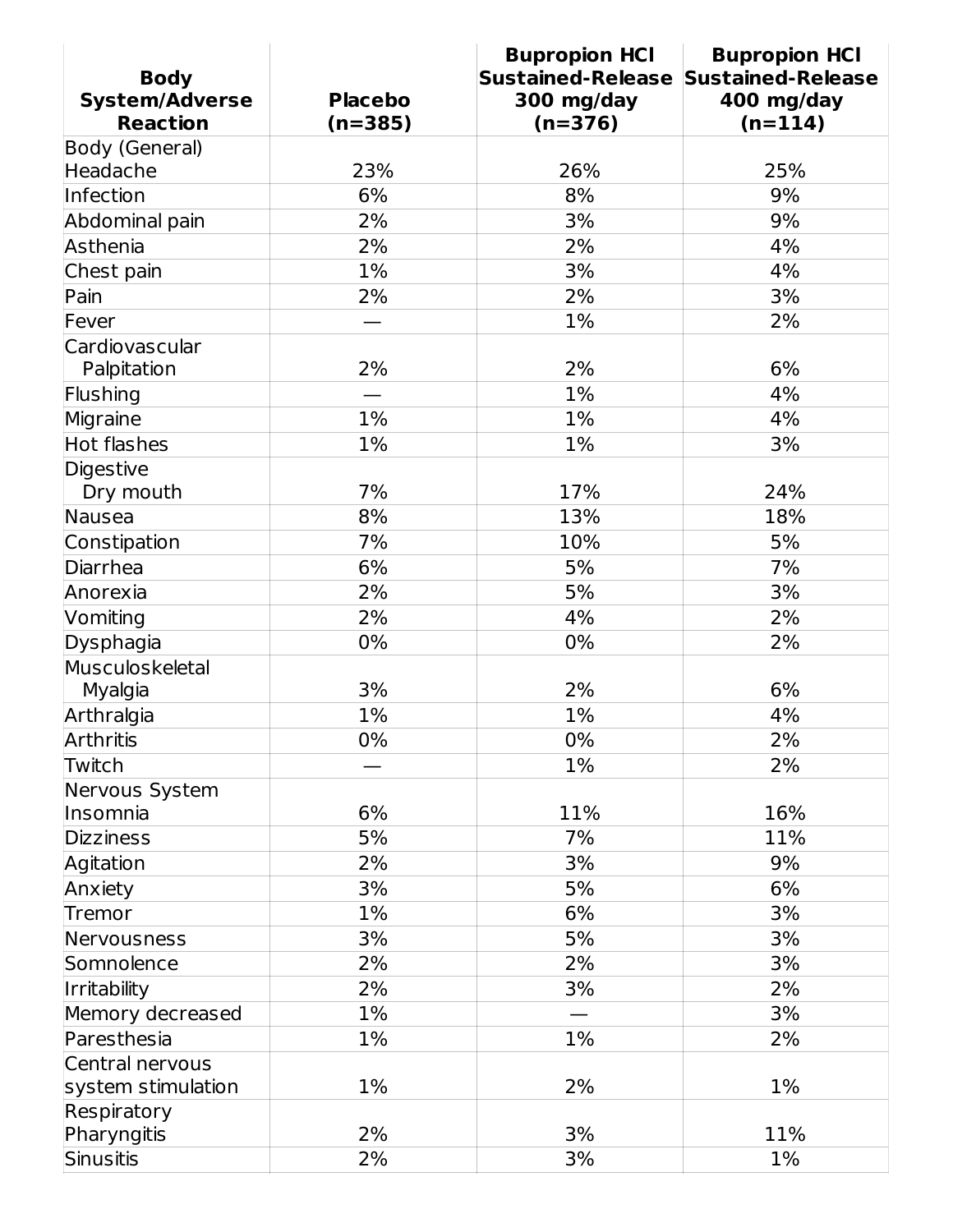| Body System/Adverse Reaction | Placebo (n=385) | Bupropion HCl Sustained-Release 300 mg/day (n=376) | Bupropion HCl Sustained-Release 400 mg/day (n=114) |
|---|---|---|---|
| Body (General) | | | |
| Headache | 23% | 26% | 25% |
| Infection | 6% | 8% | 9% |
| Abdominal pain | 2% | 3% | 9% |
| Asthenia | 2% | 2% | 4% |
| Chest pain | 1% | 3% | 4% |
| Pain | 2% | 2% | 3% |
| Fever | — | 1% | 2% |
| Cardiovascular | | | |
| Palpitation | 2% | 2% | 6% |
| Flushing | — | 1% | 4% |
| Migraine | 1% | 1% | 4% |
| Hot flashes | 1% | 1% | 3% |
| Digestive | | | |
| Dry mouth | 7% | 17% | 24% |
| Nausea | 8% | 13% | 18% |
| Constipation | 7% | 10% | 5% |
| Diarrhea | 6% | 5% | 7% |
| Anorexia | 2% | 5% | 3% |
| Vomiting | 2% | 4% | 2% |
| Dysphagia | 0% | 0% | 2% |
| Musculoskeletal | | | |
| Myalgia | 3% | 2% | 6% |
| Arthralgia | 1% | 1% | 4% |
| Arthritis | 0% | 0% | 2% |
| Twitch | — | 1% | 2% |
| Nervous System | | | |
| Insomnia | 6% | 11% | 16% |
| Dizziness | 5% | 7% | 11% |
| Agitation | 2% | 3% | 9% |
| Anxiety | 3% | 5% | 6% |
| Tremor | 1% | 6% | 3% |
| Nervousness | 3% | 5% | 3% |
| Somnolence | 2% | 2% | 3% |
| Irritability | 2% | 3% | 2% |
| Memory decreased | 1% | — | 3% |
| Paresthesia | 1% | 1% | 2% |
| Central nervous system stimulation | 1% | 2% | 1% |
| Respiratory | | | |
| Pharyngitis | 2% | 3% | 11% |
| Sinusitis | 2% | 3% | 1% |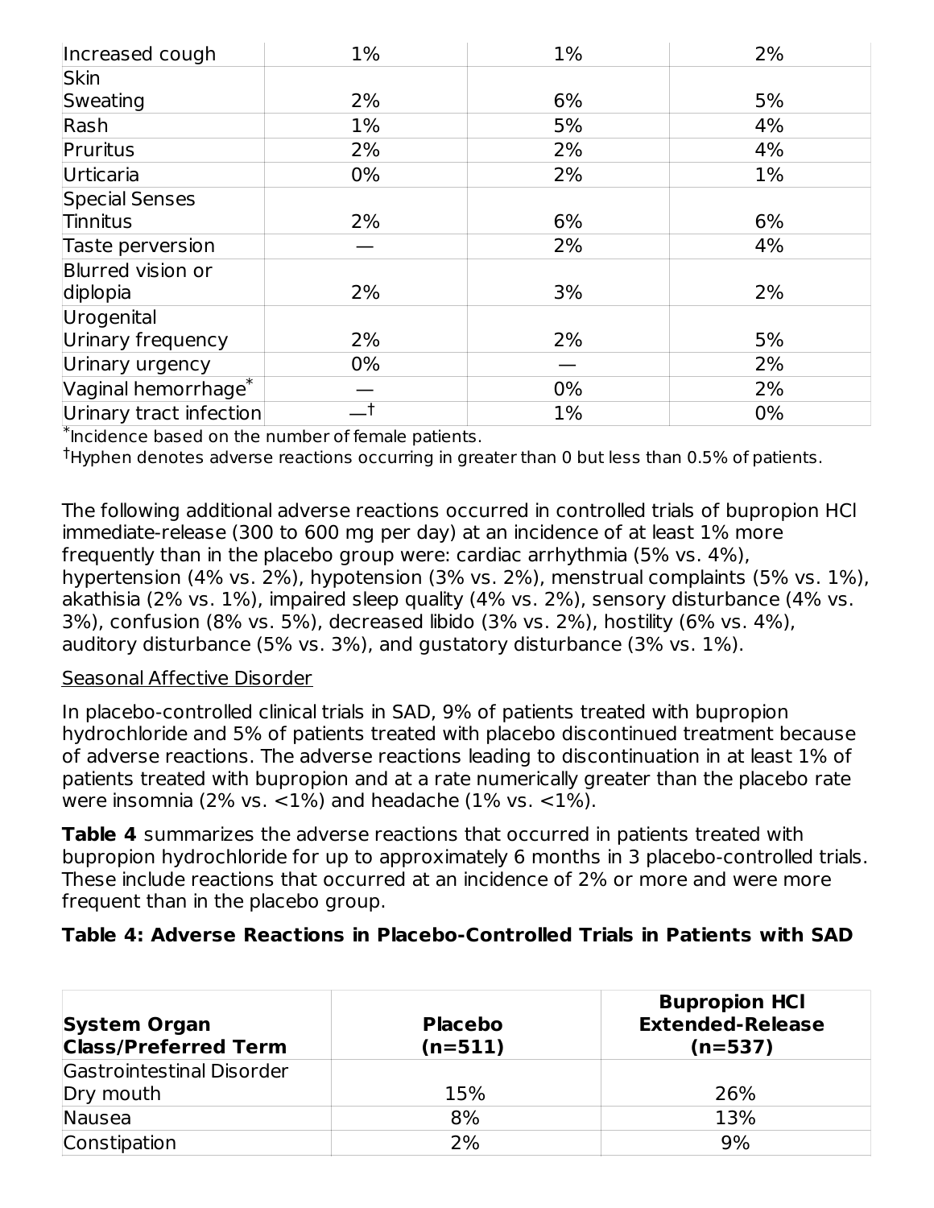| Increased cough | 1% | 1% | 2% |
|---|---|---|---|
| Skin | | | |
| Sweating | 2% | 6% | 5% |
| Rash | 1% | 5% | 4% |
| Pruritus | 2% | 2% | 4% |
| Urticaria | 0% | 2% | 1% |
| Special Senses | | | |
| Tinnitus | 2% | 6% | 6% |
| Taste perversion | — | 2% | 4% |
| Blurred vision or diplopia | 2% | 3% | 2% |
| Urogenital | | | |
| Urinary frequency | 2% | 2% | 5% |
| Urinary urgency | 0% | — | 2% |
| Vaginal hemorrhage* | — | 0% | 2% |
| Urinary tract infection | —† | 1% | 0% |

*Incidence based on the number of female patients.

†Hyphen denotes adverse reactions occurring in greater than 0 but less than 0.5% of patients.

The following additional adverse reactions occurred in controlled trials of bupropion HCl immediate-release (300 to 600 mg per day) at an incidence of at least 1% more frequently than in the placebo group were: cardiac arrhythmia (5% vs. 4%), hypertension (4% vs. 2%), hypotension (3% vs. 2%), menstrual complaints (5% vs. 1%), akathisia (2% vs. 1%), impaired sleep quality (4% vs. 2%), sensory disturbance (4% vs. 3%), confusion (8% vs. 5%), decreased libido (3% vs. 2%), hostility (6% vs. 4%), auditory disturbance (5% vs. 3%), and gustatory disturbance (3% vs. 1%).

Seasonal Affective Disorder

In placebo-controlled clinical trials in SAD, 9% of patients treated with bupropion hydrochloride and 5% of patients treated with placebo discontinued treatment because of adverse reactions. The adverse reactions leading to discontinuation in at least 1% of patients treated with bupropion and at a rate numerically greater than the placebo rate were insomnia (2% vs. <1%) and headache (1% vs. <1%).

**Table 4** summarizes the adverse reactions that occurred in patients treated with bupropion hydrochloride for up to approximately 6 months in 3 placebo-controlled trials. These include reactions that occurred at an incidence of 2% or more and were more frequent than in the placebo group.

**Table 4: Adverse Reactions in Placebo-Controlled Trials in Patients with SAD**

| System Organ Class/Preferred Term | Placebo (n=511) | Bupropion HCl Extended-Release (n=537) |
|---|---|---|
| Gastrointestinal Disorder | | |
| Dry mouth | 15% | 26% |
| Nausea | 8% | 13% |
| Constipation | 2% | 9% |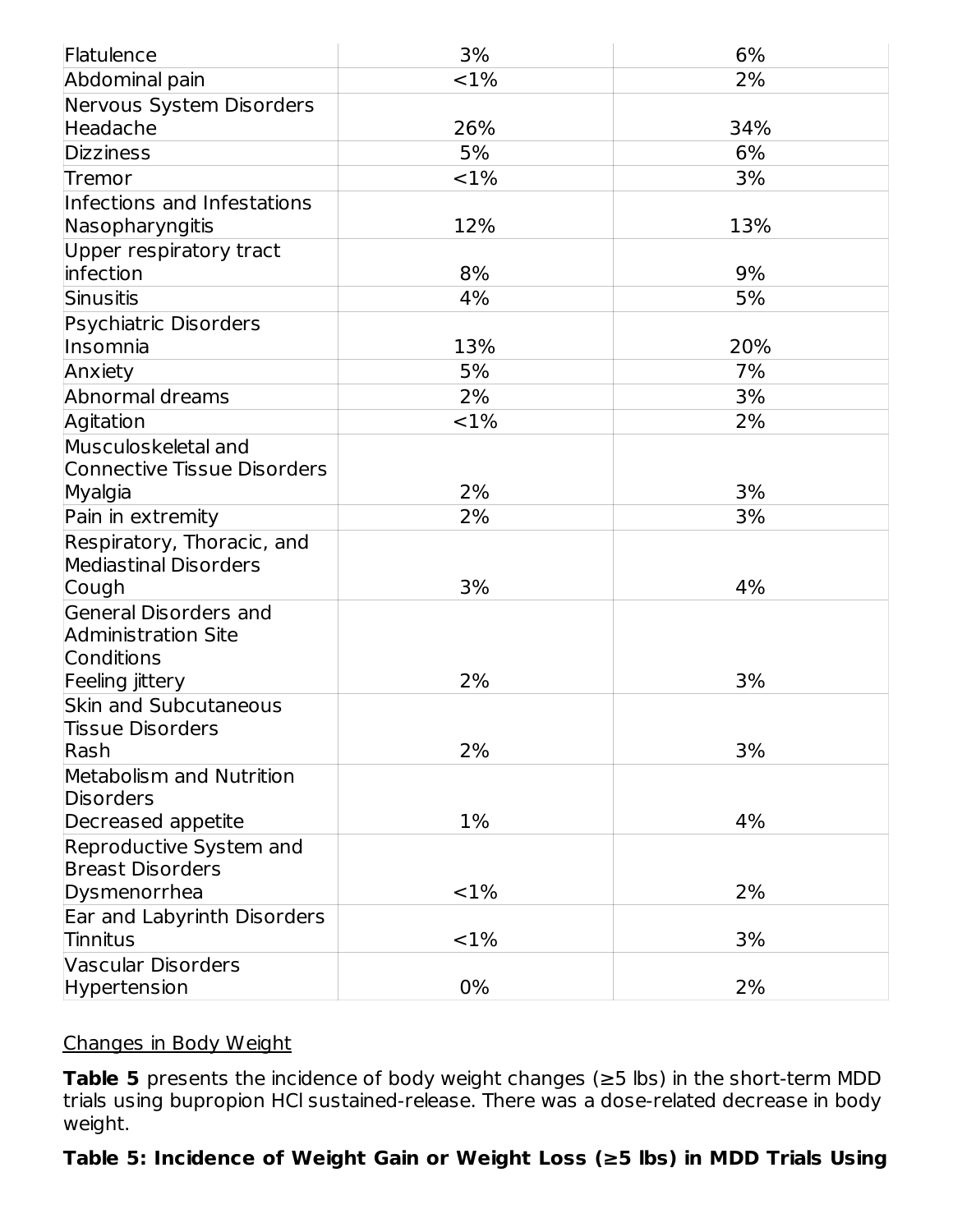| | | |
|---|---|---|
| Flatulence | 3% | 6% |
| Abdominal pain | <1% | 2% |
| Nervous System Disorders<br>Headache | 26% | 34% |
| Dizziness | 5% | 6% |
| Tremor | <1% | 3% |
| Infections and Infestations<br>Nasopharyngitis | 12% | 13% |
| Upper respiratory tract infection | 8% | 9% |
| Sinusitis | 4% | 5% |
| Psychiatric Disorders<br>Insomnia | 13% | 20% |
| Anxiety | 5% | 7% |
| Abnormal dreams | 2% | 3% |
| Agitation | <1% | 2% |
| Musculoskeletal and Connective Tissue Disorders<br>Myalgia | 2% | 3% |
| Pain in extremity | 2% | 3% |
| Respiratory, Thoracic, and Mediastinal Disorders<br>Cough | 3% | 4% |
| General Disorders and Administration Site Conditions<br>Feeling jittery | 2% | 3% |
| Skin and Subcutaneous Tissue Disorders<br>Rash | 2% | 3% |
| Metabolism and Nutrition Disorders<br>Decreased appetite | 1% | 4% |
| Reproductive System and Breast Disorders<br>Dysmenorrhea | <1% | 2% |
| Ear and Labyrinth Disorders<br>Tinnitus | <1% | 3% |
| Vascular Disorders<br>Hypertension | 0% | 2% |

Changes in Body Weight

**Table 5** presents the incidence of body weight changes (≥5 lbs) in the short-term MDD trials using bupropion HCl sustained-release. There was a dose-related decrease in body weight.

**Table 5: Incidence of Weight Gain or Weight Loss (≥5 lbs) in MDD Trials Using**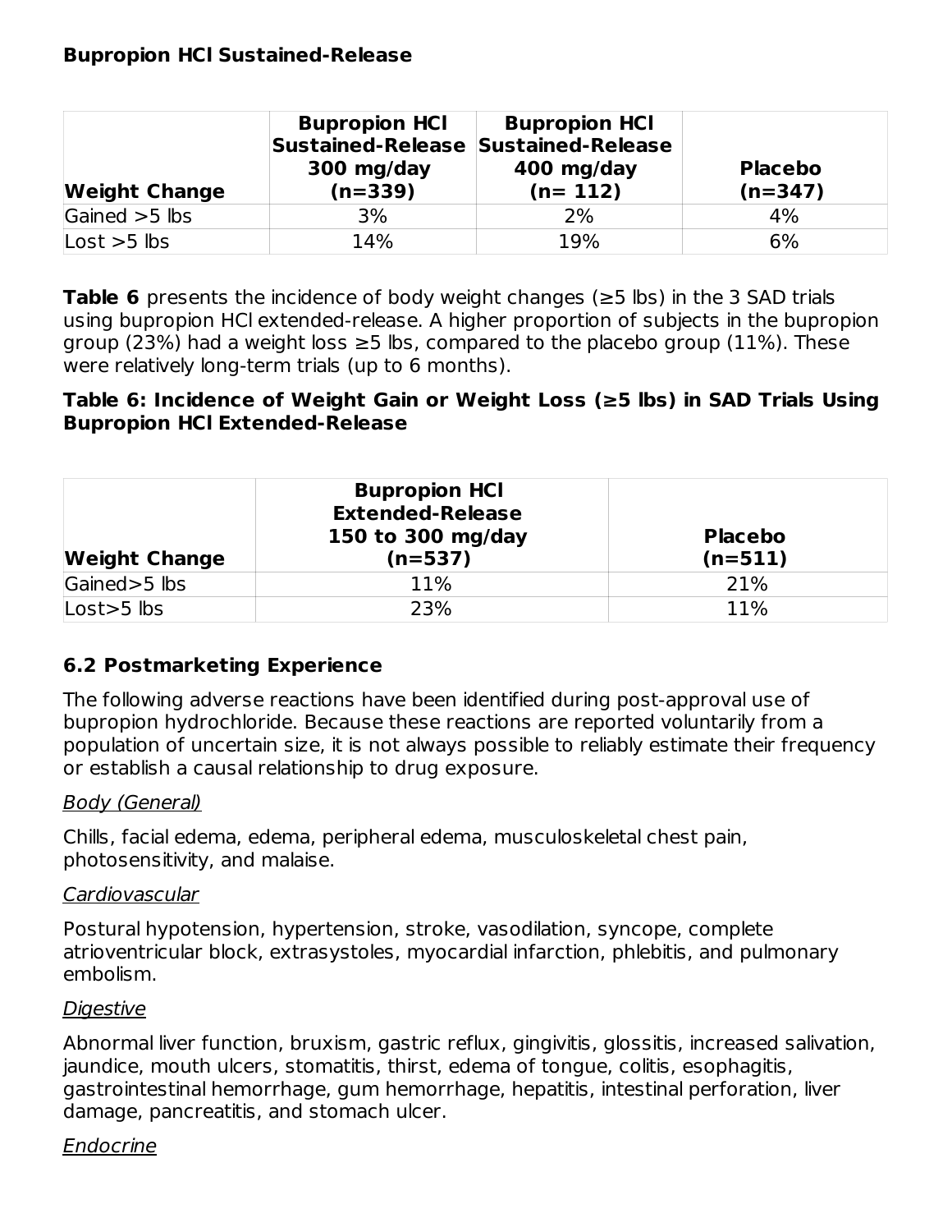**Bupropion HCl Sustained-Release**

| Weight Change | Bupropion HCl Sustained-Release 300 mg/day (n=339) | Bupropion HCl Sustained-Release 400 mg/day (n= 112) | Placebo (n=347) |
| --- | --- | --- | --- |
| Gained >5 lbs | 3% | 2% | 4% |
| Lost >5 lbs | 14% | 19% | 6% |

**Table 6** presents the incidence of body weight changes (≥5 lbs) in the 3 SAD trials using bupropion HCl extended-release. A higher proportion of subjects in the bupropion group (23%) had a weight loss ≥5 lbs, compared to the placebo group (11%). These were relatively long-term trials (up to 6 months).

**Table 6: Incidence of Weight Gain or Weight Loss (≥5 lbs) in SAD Trials Using Bupropion HCl Extended-Release**

| Weight Change | Bupropion HCl Extended-Release 150 to 300 mg/day (n=537) | Placebo (n=511) |
| --- | --- | --- |
| Gained>5 lbs | 11% | 21% |
| Lost>5 lbs | 23% | 11% |

## 6.2 Postmarketing Experience

The following adverse reactions have been identified during post-approval use of bupropion hydrochloride. Because these reactions are reported voluntarily from a population of uncertain size, it is not always possible to reliably estimate their frequency or establish a causal relationship to drug exposure.

_Body (General)_

Chills, facial edema, edema, peripheral edema, musculoskeletal chest pain, photosensitivity, and malaise.

_Cardiovascular_

Postural hypotension, hypertension, stroke, vasodilation, syncope, complete atrioventricular block, extrasystoles, myocardial infarction, phlebitis, and pulmonary embolism.

_Digestive_

Abnormal liver function, bruxism, gastric reflux, gingivitis, glossitis, increased salivation, jaundice, mouth ulcers, stomatitis, thirst, edema of tongue, colitis, esophagitis, gastrointestinal hemorrhage, gum hemorrhage, hepatitis, intestinal perforation, liver damage, pancreatitis, and stomach ulcer.

_Endocrine_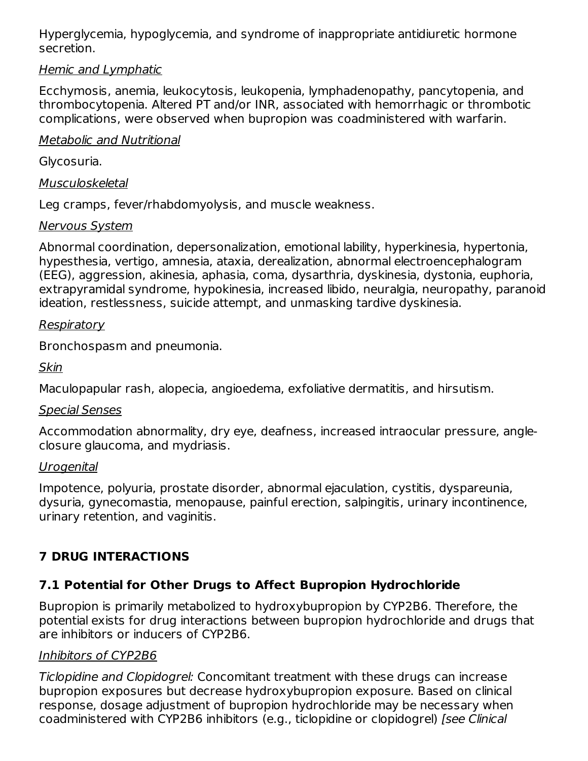Hyperglycemia, hypoglycemia, and syndrome of inappropriate antidiuretic hormone secretion.

<u>Hemic and Lymphatic</u>

Ecchymosis, anemia, leukocytosis, leukopenia, lymphadenopathy, pancytopenia, and thrombocytopenia. Altered PT and/or INR, associated with hemorrhagic or thrombotic complications, were observed when bupropion was coadministered with warfarin.

<u>Metabolic and Nutritional</u>

Glycosuria.

<u>Musculoskeletal</u>

Leg cramps, fever/rhabdomyolysis, and muscle weakness.

<u>Nervous System</u>

Abnormal coordination, depersonalization, emotional lability, hyperkinesia, hypertonia, hypesthesia, vertigo, amnesia, ataxia, derealization, abnormal electroencephalogram (EEG), aggression, akinesia, aphasia, coma, dysarthria, dyskinesia, dystonia, euphoria, extrapyramidal syndrome, hypokinesia, increased libido, neuralgia, neuropathy, paranoid ideation, restlessness, suicide attempt, and unmasking tardive dyskinesia.

<u>Respiratory</u>

Bronchospasm and pneumonia.

<u>Skin</u>

Maculopapular rash, alopecia, angioedema, exfoliative dermatitis, and hirsutism.

<u>Special Senses</u>

Accommodation abnormality, dry eye, deafness, increased intraocular pressure, angle-closure glaucoma, and mydriasis.

<u>Urogenital</u>

Impotence, polyuria, prostate disorder, abnormal ejaculation, cystitis, dyspareunia, dysuria, gynecomastia, menopause, painful erection, salpingitis, urinary incontinence, urinary retention, and vaginitis.

## 7 DRUG INTERACTIONS

### 7.1 Potential for Other Drugs to Affect Bupropion Hydrochloride

Bupropion is primarily metabolized to hydroxybupropion by CYP2B6. Therefore, the potential exists for drug interactions between bupropion hydrochloride and drugs that are inhibitors or inducers of CYP2B6.

<u>Inhibitors of CYP2B6</u>

*Ticlopidine and Clopidogrel:* Concomitant treatment with these drugs can increase bupropion exposures but decrease hydroxybupropion exposure. Based on clinical response, dosage adjustment of bupropion hydrochloride may be necessary when coadministered with CYP2B6 inhibitors (e.g., ticlopidine or clopidogrel) *[see Clinical*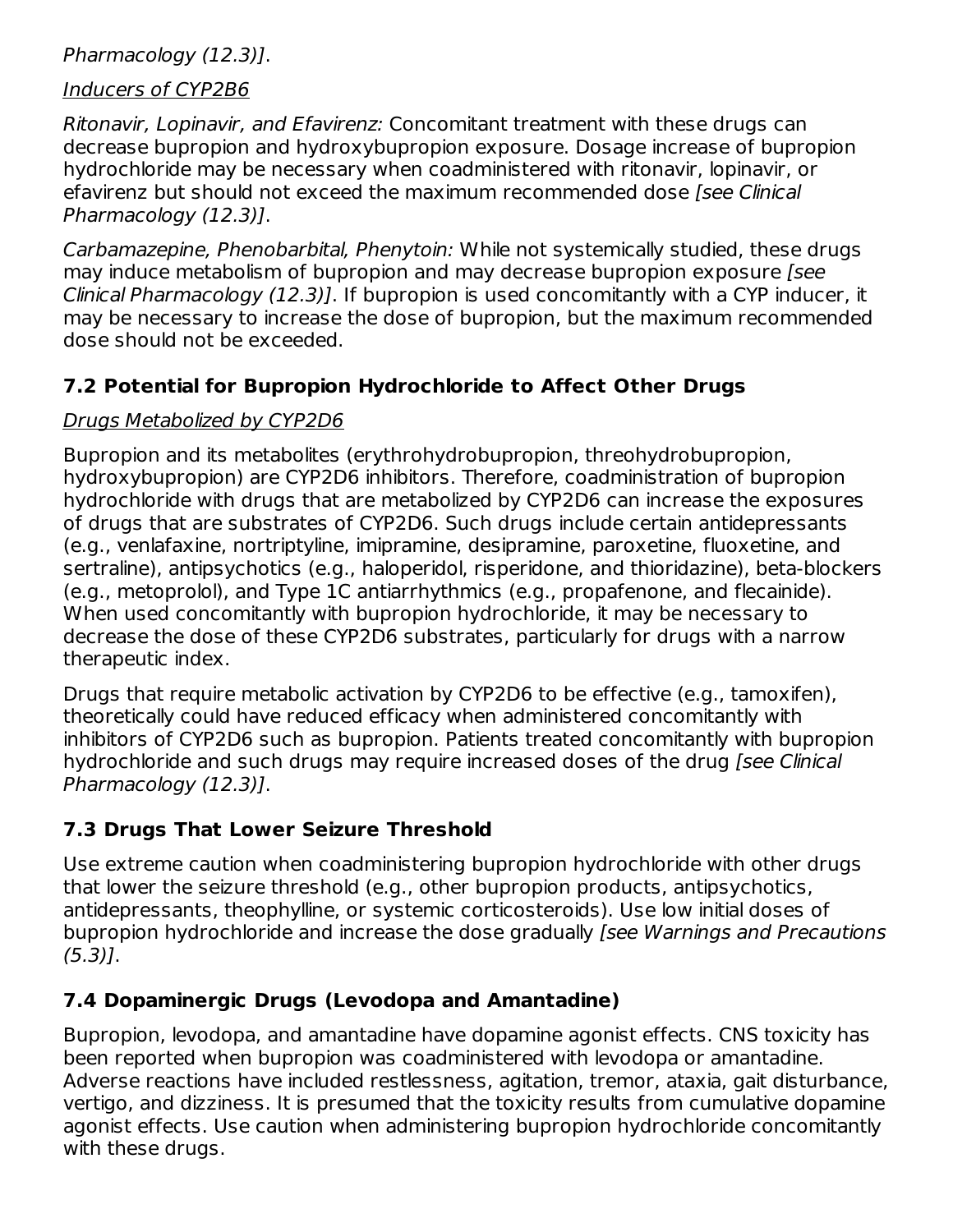*Pharmacology (12.3)]*.

<u>*Inducers of CYP2B6*</u>

*Ritonavir, Lopinavir, and Efavirenz:* Concomitant treatment with these drugs can decrease bupropion and hydroxybupropion exposure. Dosage increase of bupropion hydrochloride may be necessary when coadministered with ritonavir, lopinavir, or efavirenz but should not exceed the maximum recommended dose *[see Clinical Pharmacology (12.3)]*.

*Carbamazepine, Phenobarbital, Phenytoin:* While not systemically studied, these drugs may induce metabolism of bupropion and may decrease bupropion exposure *[see Clinical Pharmacology (12.3)]*. If bupropion is used concomitantly with a CYP inducer, it may be necessary to increase the dose of bupropion, but the maximum recommended dose should not be exceeded.

## 7.2 Potential for Bupropion Hydrochloride to Affect Other Drugs

<u>*Drugs Metabolized by CYP2D6*</u>

Bupropion and its metabolites (erythrohydrobupropion, threohydrobupropion, hydroxybupropion) are CYP2D6 inhibitors. Therefore, coadministration of bupropion hydrochloride with drugs that are metabolized by CYP2D6 can increase the exposures of drugs that are substrates of CYP2D6. Such drugs include certain antidepressants (e.g., venlafaxine, nortriptyline, imipramine, desipramine, paroxetine, fluoxetine, and sertraline), antipsychotics (e.g., haloperidol, risperidone, and thioridazine), beta-blockers (e.g., metoprolol), and Type 1C antiarrhythmics (e.g., propafenone, and flecainide). When used concomitantly with bupropion hydrochloride, it may be necessary to decrease the dose of these CYP2D6 substrates, particularly for drugs with a narrow therapeutic index.

Drugs that require metabolic activation by CYP2D6 to be effective (e.g., tamoxifen), theoretically could have reduced efficacy when administered concomitantly with inhibitors of CYP2D6 such as bupropion. Patients treated concomitantly with bupropion hydrochloride and such drugs may require increased doses of the drug *[see Clinical Pharmacology (12.3)]*.

## 7.3 Drugs That Lower Seizure Threshold

Use extreme caution when coadministering bupropion hydrochloride with other drugs that lower the seizure threshold (e.g., other bupropion products, antipsychotics, antidepressants, theophylline, or systemic corticosteroids). Use low initial doses of bupropion hydrochloride and increase the dose gradually *[see Warnings and Precautions (5.3)]*.

## 7.4 Dopaminergic Drugs (Levodopa and Amantadine)

Bupropion, levodopa, and amantadine have dopamine agonist effects. CNS toxicity has been reported when bupropion was coadministered with levodopa or amantadine. Adverse reactions have included restlessness, agitation, tremor, ataxia, gait disturbance, vertigo, and dizziness. It is presumed that the toxicity results from cumulative dopamine agonist effects. Use caution when administering bupropion hydrochloride concomitantly with these drugs.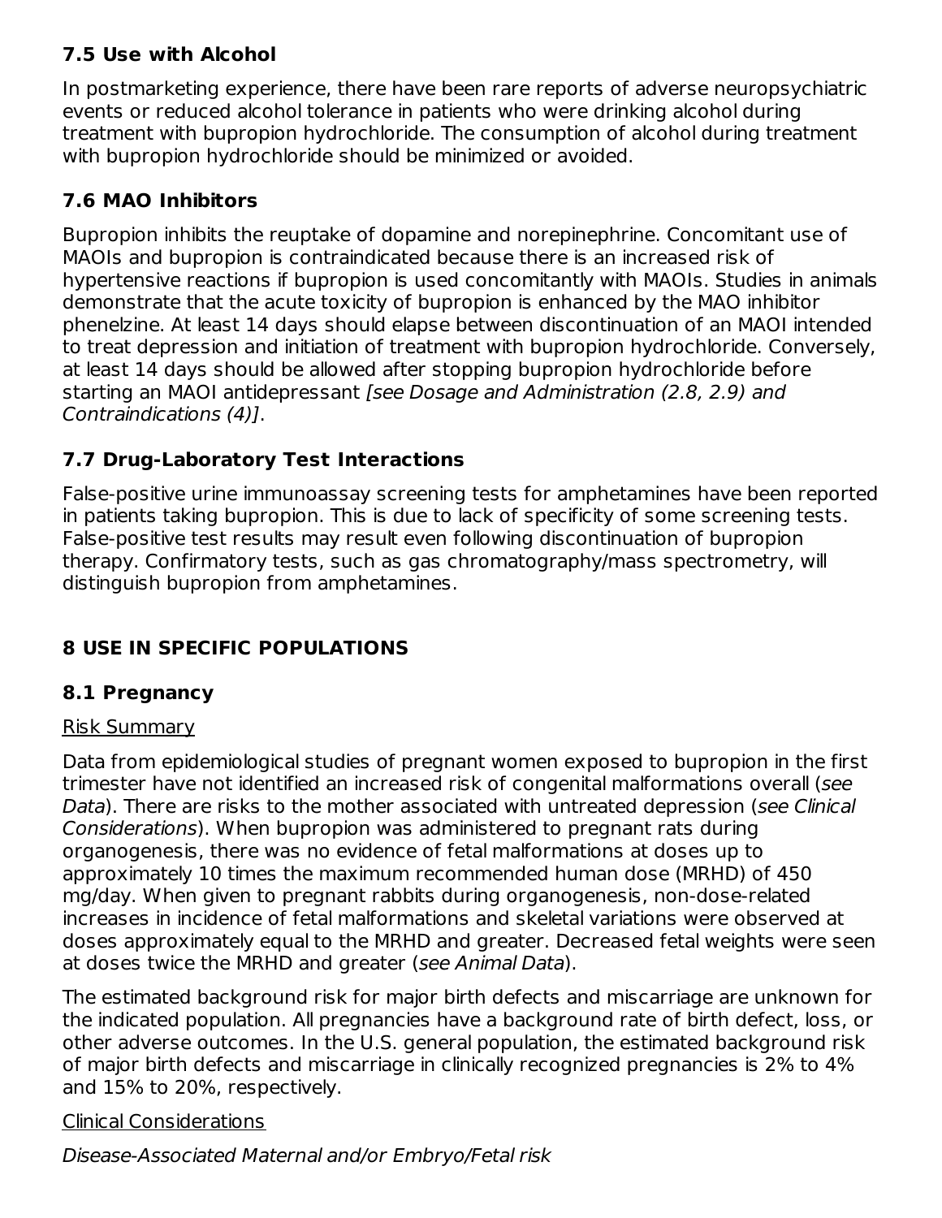### 7.5 Use with Alcohol

In postmarketing experience, there have been rare reports of adverse neuropsychiatric events or reduced alcohol tolerance in patients who were drinking alcohol during treatment with bupropion hydrochloride. The consumption of alcohol during treatment with bupropion hydrochloride should be minimized or avoided.

### 7.6 MAO Inhibitors

Bupropion inhibits the reuptake of dopamine and norepinephrine. Concomitant use of MAOIs and bupropion is contraindicated because there is an increased risk of hypertensive reactions if bupropion is used concomitantly with MAOIs. Studies in animals demonstrate that the acute toxicity of bupropion is enhanced by the MAO inhibitor phenelzine. At least 14 days should elapse between discontinuation of an MAOI intended to treat depression and initiation of treatment with bupropion hydrochloride. Conversely, at least 14 days should be allowed after stopping bupropion hydrochloride before starting an MAOI antidepressant *[see Dosage and Administration (2.8, 2.9) and Contraindications (4)]*.

### 7.7 Drug-Laboratory Test Interactions

False-positive urine immunoassay screening tests for amphetamines have been reported in patients taking bupropion. This is due to lack of specificity of some screening tests. False-positive test results may result even following discontinuation of bupropion therapy. Confirmatory tests, such as gas chromatography/mass spectrometry, will distinguish bupropion from amphetamines.

## 8 USE IN SPECIFIC POPULATIONS

### 8.1 Pregnancy

Risk Summary

Data from epidemiological studies of pregnant women exposed to bupropion in the first trimester have not identified an increased risk of congenital malformations overall (*see Data*). There are risks to the mother associated with untreated depression (*see Clinical Considerations*). When bupropion was administered to pregnant rats during organogenesis, there was no evidence of fetal malformations at doses up to approximately 10 times the maximum recommended human dose (MRHD) of 450 mg/day. When given to pregnant rabbits during organogenesis, non-dose-related increases in incidence of fetal malformations and skeletal variations were observed at doses approximately equal to the MRHD and greater. Decreased fetal weights were seen at doses twice the MRHD and greater (*see Animal Data*).

The estimated background risk for major birth defects and miscarriage are unknown for the indicated population. All pregnancies have a background rate of birth defect, loss, or other adverse outcomes. In the U.S. general population, the estimated background risk of major birth defects and miscarriage in clinically recognized pregnancies is 2% to 4% and 15% to 20%, respectively.

Clinical Considerations

*Disease-Associated Maternal and/or Embryo/Fetal risk*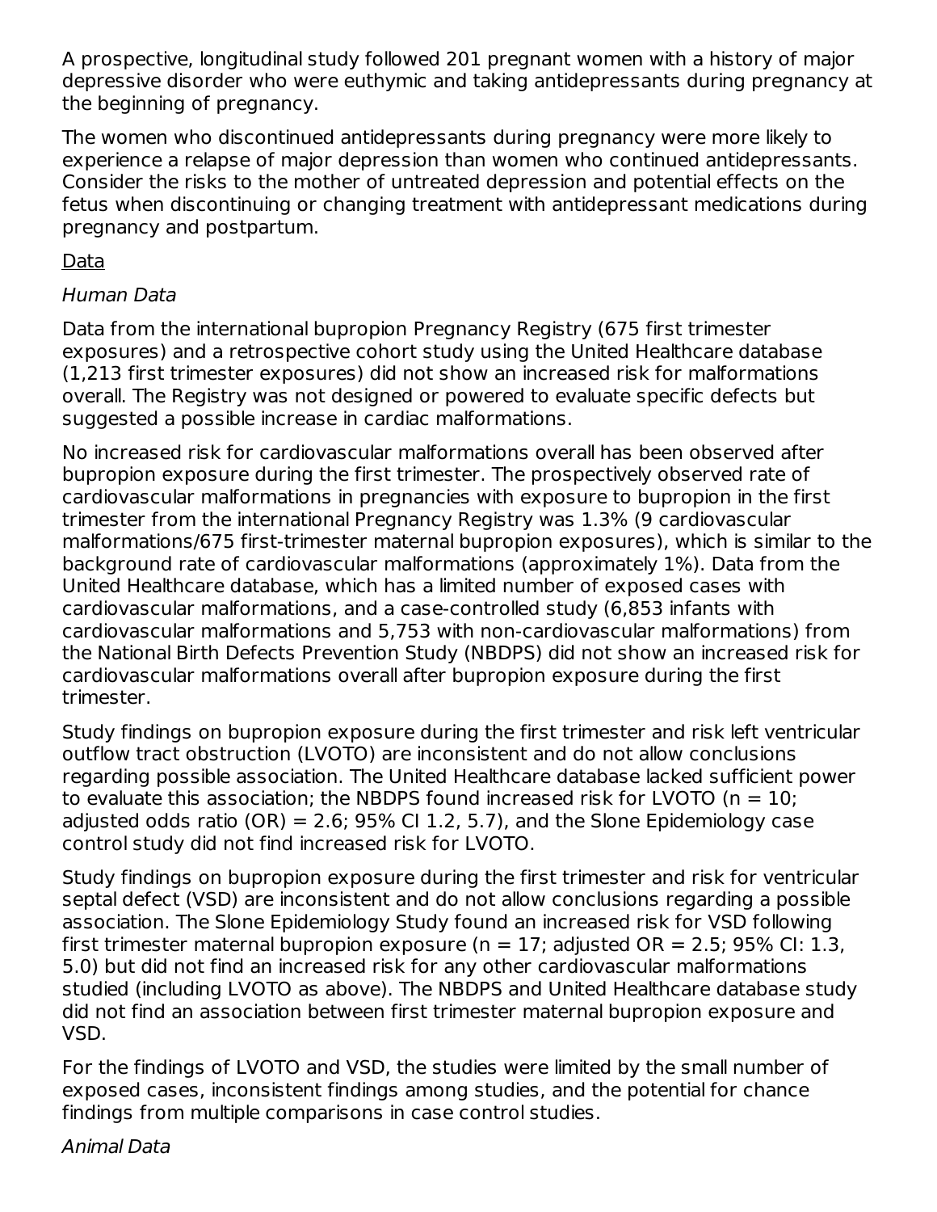A prospective, longitudinal study followed 201 pregnant women with a history of major depressive disorder who were euthymic and taking antidepressants during pregnancy at the beginning of pregnancy.

The women who discontinued antidepressants during pregnancy were more likely to experience a relapse of major depression than women who continued antidepressants. Consider the risks to the mother of untreated depression and potential effects on the fetus when discontinuing or changing treatment with antidepressant medications during pregnancy and postpartum.

<u>Data</u>

*Human Data*

Data from the international bupropion Pregnancy Registry (675 first trimester exposures) and a retrospective cohort study using the United Healthcare database (1,213 first trimester exposures) did not show an increased risk for malformations overall. The Registry was not designed or powered to evaluate specific defects but suggested a possible increase in cardiac malformations.

No increased risk for cardiovascular malformations overall has been observed after bupropion exposure during the first trimester. The prospectively observed rate of cardiovascular malformations in pregnancies with exposure to bupropion in the first trimester from the international Pregnancy Registry was 1.3% (9 cardiovascular malformations/675 first-trimester maternal bupropion exposures), which is similar to the background rate of cardiovascular malformations (approximately 1%). Data from the United Healthcare database, which has a limited number of exposed cases with cardiovascular malformations, and a case-controlled study (6,853 infants with cardiovascular malformations and 5,753 with non-cardiovascular malformations) from the National Birth Defects Prevention Study (NBDPS) did not show an increased risk for cardiovascular malformations overall after bupropion exposure during the first trimester.

Study findings on bupropion exposure during the first trimester and risk left ventricular outflow tract obstruction (LVOTO) are inconsistent and do not allow conclusions regarding possible association. The United Healthcare database lacked sufficient power to evaluate this association; the NBDPS found increased risk for LVOTO (n = 10; adjusted odds ratio (OR) = 2.6; 95% CI 1.2, 5.7), and the Slone Epidemiology case control study did not find increased risk for LVOTO.

Study findings on bupropion exposure during the first trimester and risk for ventricular septal defect (VSD) are inconsistent and do not allow conclusions regarding a possible association. The Slone Epidemiology Study found an increased risk for VSD following first trimester maternal bupropion exposure (n = 17; adjusted OR = 2.5; 95% CI: 1.3, 5.0) but did not find an increased risk for any other cardiovascular malformations studied (including LVOTO as above). The NBDPS and United Healthcare database study did not find an association between first trimester maternal bupropion exposure and VSD.

For the findings of LVOTO and VSD, the studies were limited by the small number of exposed cases, inconsistent findings among studies, and the potential for chance findings from multiple comparisons in case control studies.

*Animal Data*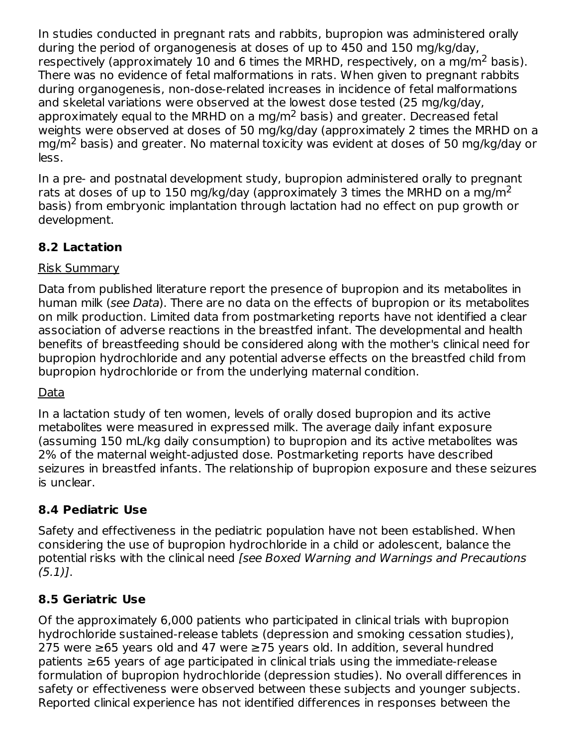In studies conducted in pregnant rats and rabbits, bupropion was administered orally during the period of organogenesis at doses of up to 450 and 150 mg/kg/day, respectively (approximately 10 and 6 times the MRHD, respectively, on a mg/m$^2$ basis). There was no evidence of fetal malformations in rats. When given to pregnant rabbits during organogenesis, non-dose-related increases in incidence of fetal malformations and skeletal variations were observed at the lowest dose tested (25 mg/kg/day, approximately equal to the MRHD on a mg/m$^2$ basis) and greater. Decreased fetal weights were observed at doses of 50 mg/kg/day (approximately 2 times the MRHD on a mg/m$^2$ basis) and greater. No maternal toxicity was evident at doses of 50 mg/kg/day or less.

In a pre- and postnatal development study, bupropion administered orally to pregnant rats at doses of up to 150 mg/kg/day (approximately 3 times the MRHD on a mg/m$^2$ basis) from embryonic implantation through lactation had no effect on pup growth or development.

### 8.2 Lactation

Risk Summary

Data from published literature report the presence of bupropion and its metabolites in human milk (*see Data*). There are no data on the effects of bupropion or its metabolites on milk production. Limited data from postmarketing reports have not identified a clear association of adverse reactions in the breastfed infant. The developmental and health benefits of breastfeeding should be considered along with the mother's clinical need for bupropion hydrochloride and any potential adverse effects on the breastfed child from bupropion hydrochloride or from the underlying maternal condition.

Data

In a lactation study of ten women, levels of orally dosed bupropion and its active metabolites were measured in expressed milk. The average daily infant exposure (assuming 150 mL/kg daily consumption) to bupropion and its active metabolites was 2% of the maternal weight-adjusted dose. Postmarketing reports have described seizures in breastfed infants. The relationship of bupropion exposure and these seizures is unclear.

### 8.4 Pediatric Use

Safety and effectiveness in the pediatric population have not been established. When considering the use of bupropion hydrochloride in a child or adolescent, balance the potential risks with the clinical need *[see Boxed Warning and Warnings and Precautions (5.1)]*.

### 8.5 Geriatric Use

Of the approximately 6,000 patients who participated in clinical trials with bupropion hydrochloride sustained-release tablets (depression and smoking cessation studies), 275 were ≥65 years old and 47 were ≥75 years old. In addition, several hundred patients ≥65 years of age participated in clinical trials using the immediate-release formulation of bupropion hydrochloride (depression studies). No overall differences in safety or effectiveness were observed between these subjects and younger subjects. Reported clinical experience has not identified differences in responses between the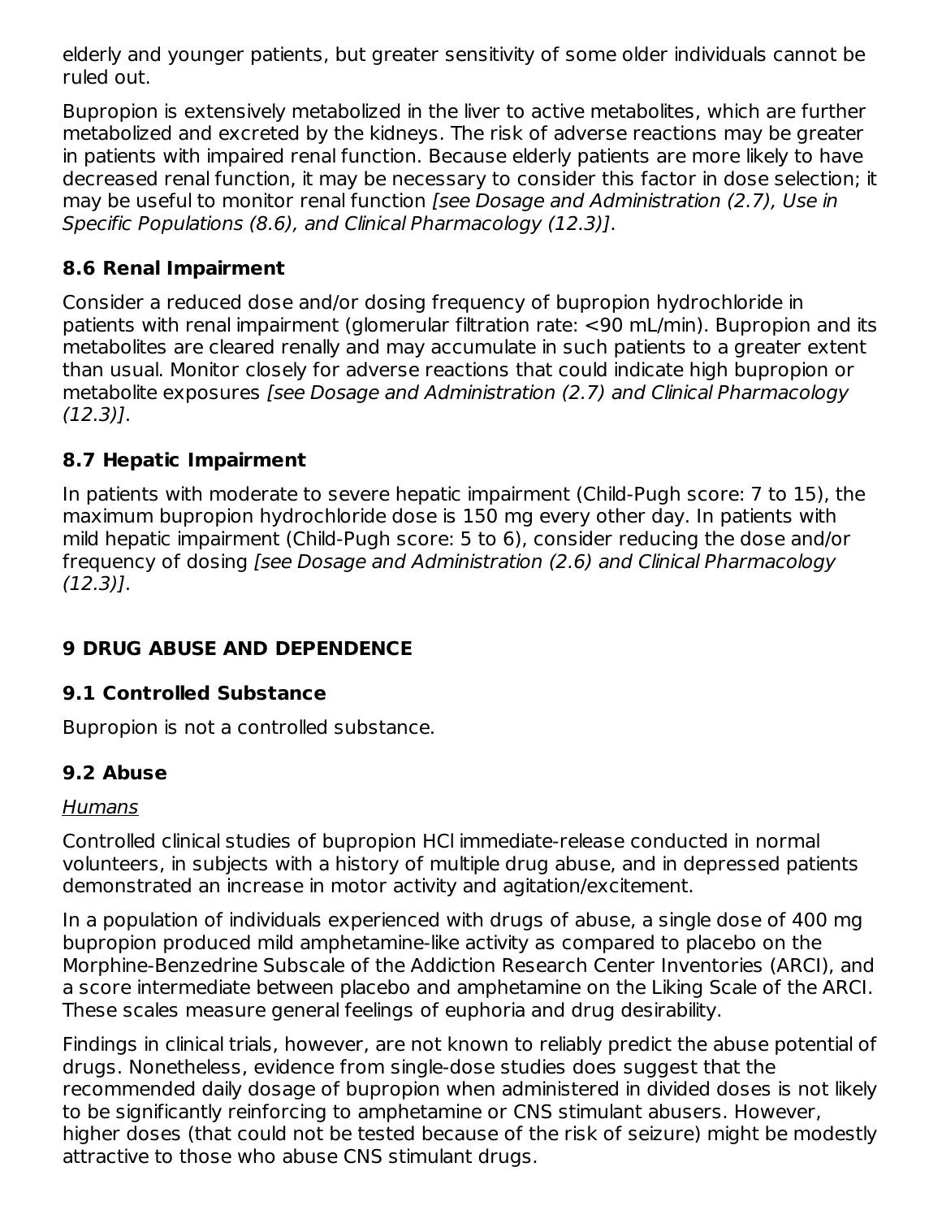elderly and younger patients, but greater sensitivity of some older individuals cannot be ruled out.

Bupropion is extensively metabolized in the liver to active metabolites, which are further metabolized and excreted by the kidneys. The risk of adverse reactions may be greater in patients with impaired renal function. Because elderly patients are more likely to have decreased renal function, it may be necessary to consider this factor in dose selection; it may be useful to monitor renal function *[see Dosage and Administration (2.7), Use in Specific Populations (8.6), and Clinical Pharmacology (12.3)]*.

### 8.6 Renal Impairment

Consider a reduced dose and/or dosing frequency of bupropion hydrochloride in patients with renal impairment (glomerular filtration rate: <90 mL/min). Bupropion and its metabolites are cleared renally and may accumulate in such patients to a greater extent than usual. Monitor closely for adverse reactions that could indicate high bupropion or metabolite exposures *[see Dosage and Administration (2.7) and Clinical Pharmacology (12.3)]*.

### 8.7 Hepatic Impairment

In patients with moderate to severe hepatic impairment (Child-Pugh score: 7 to 15), the maximum bupropion hydrochloride dose is 150 mg every other day. In patients with mild hepatic impairment (Child-Pugh score: 5 to 6), consider reducing the dose and/or frequency of dosing *[see Dosage and Administration (2.6) and Clinical Pharmacology (12.3)]*.

## 9 DRUG ABUSE AND DEPENDENCE

### 9.1 Controlled Substance

Bupropion is not a controlled substance.

### 9.2 Abuse

*Humans*

Controlled clinical studies of bupropion HCl immediate-release conducted in normal volunteers, in subjects with a history of multiple drug abuse, and in depressed patients demonstrated an increase in motor activity and agitation/excitement.

In a population of individuals experienced with drugs of abuse, a single dose of 400 mg bupropion produced mild amphetamine-like activity as compared to placebo on the Morphine-Benzedrine Subscale of the Addiction Research Center Inventories (ARCI), and a score intermediate between placebo and amphetamine on the Liking Scale of the ARCI. These scales measure general feelings of euphoria and drug desirability.

Findings in clinical trials, however, are not known to reliably predict the abuse potential of drugs. Nonetheless, evidence from single-dose studies does suggest that the recommended daily dosage of bupropion when administered in divided doses is not likely to be significantly reinforcing to amphetamine or CNS stimulant abusers. However, higher doses (that could not be tested because of the risk of seizure) might be modestly attractive to those who abuse CNS stimulant drugs.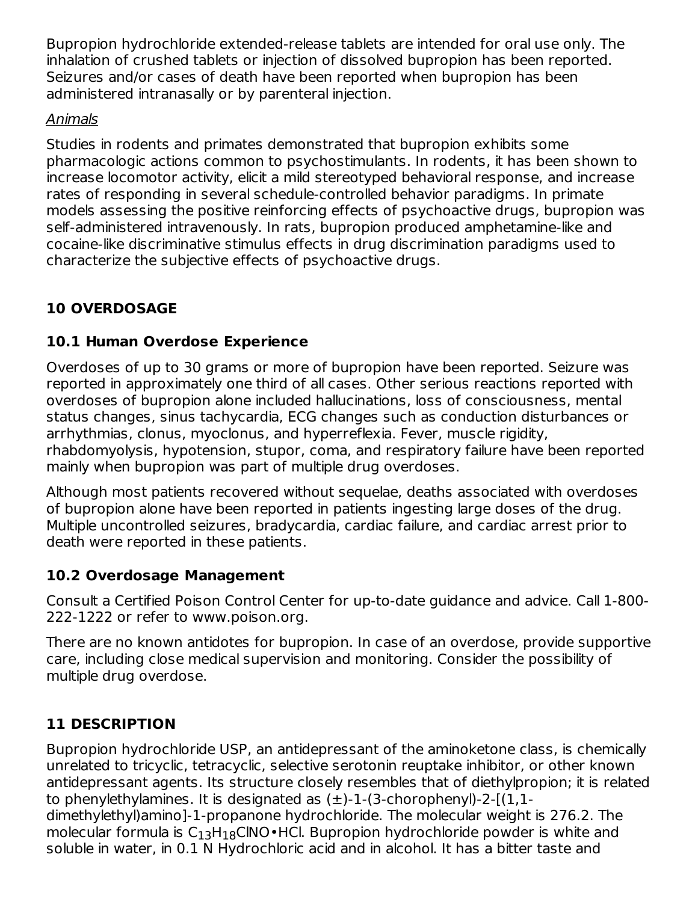Bupropion hydrochloride extended-release tablets are intended for oral use only. The inhalation of crushed tablets or injection of dissolved bupropion has been reported. Seizures and/or cases of death have been reported when bupropion has been administered intranasally or by parenteral injection.

*Animals*

Studies in rodents and primates demonstrated that bupropion exhibits some pharmacologic actions common to psychostimulants. In rodents, it has been shown to increase locomotor activity, elicit a mild stereotyped behavioral response, and increase rates of responding in several schedule-controlled behavior paradigms. In primate models assessing the positive reinforcing effects of psychoactive drugs, bupropion was self-administered intravenously. In rats, bupropion produced amphetamine-like and cocaine-like discriminative stimulus effects in drug discrimination paradigms used to characterize the subjective effects of psychoactive drugs.

## 10 OVERDOSAGE

### 10.1 Human Overdose Experience

Overdoses of up to 30 grams or more of bupropion have been reported. Seizure was reported in approximately one third of all cases. Other serious reactions reported with overdoses of bupropion alone included hallucinations, loss of consciousness, mental status changes, sinus tachycardia, ECG changes such as conduction disturbances or arrhythmias, clonus, myoclonus, and hyperreflexia. Fever, muscle rigidity, rhabdomyolysis, hypotension, stupor, coma, and respiratory failure have been reported mainly when bupropion was part of multiple drug overdoses.

Although most patients recovered without sequelae, deaths associated with overdoses of bupropion alone have been reported in patients ingesting large doses of the drug. Multiple uncontrolled seizures, bradycardia, cardiac failure, and cardiac arrest prior to death were reported in these patients.

### 10.2 Overdosage Management

Consult a Certified Poison Control Center for up-to-date guidance and advice. Call 1-800-222-1222 or refer to www.poison.org.

There are no known antidotes for bupropion. In case of an overdose, provide supportive care, including close medical supervision and monitoring. Consider the possibility of multiple drug overdose.

## 11 DESCRIPTION

Bupropion hydrochloride USP, an antidepressant of the aminoketone class, is chemically unrelated to tricyclic, tetracyclic, selective serotonin reuptake inhibitor, or other known antidepressant agents. Its structure closely resembles that of diethylpropion; it is related to phenylethylamines. It is designated as (±)-1-(3-chorophenyl)-2-[(1,1-dimethylethyl)amino]-1-propanone hydrochloride. The molecular weight is 276.2. The molecular formula is $C_{13}H_{18}ClNO•HCl$. Bupropion hydrochloride powder is white and soluble in water, in 0.1 N Hydrochloric acid and in alcohol. It has a bitter taste and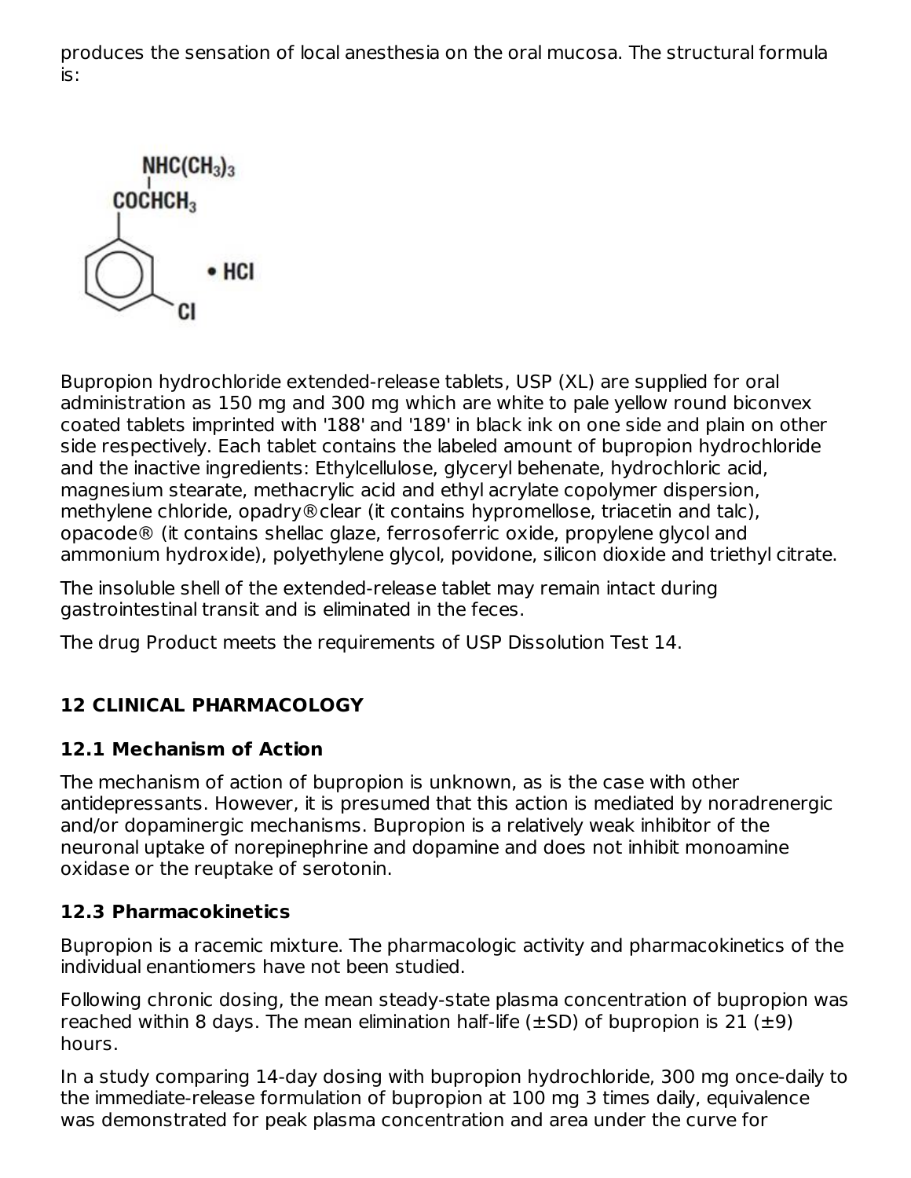produces the sensation of local anesthesia on the oral mucosa. The structural formula is:

Bupropion hydrochloride extended-release tablets, USP (XL) are supplied for oral administration as 150 mg and 300 mg which are white to pale yellow round biconvex coated tablets imprinted with '188' and '189' in black ink on one side and plain on other side respectively. Each tablet contains the labeled amount of bupropion hydrochloride and the inactive ingredients: Ethylcellulose, glyceryl behenate, hydrochloric acid, magnesium stearate, methacrylic acid and ethyl acrylate copolymer dispersion, methylene chloride, opadry®clear (it contains hypromellose, triacetin and talc), opacode® (it contains shellac glaze, ferrosoferric oxide, propylene glycol and ammonium hydroxide), polyethylene glycol, povidone, silicon dioxide and triethyl citrate.

The insoluble shell of the extended-release tablet may remain intact during gastrointestinal transit and is eliminated in the feces.

The drug Product meets the requirements of USP Dissolution Test 14.

## 12 CLINICAL PHARMACOLOGY

### 12.1 Mechanism of Action

The mechanism of action of bupropion is unknown, as is the case with other antidepressants. However, it is presumed that this action is mediated by noradrenergic and/or dopaminergic mechanisms. Bupropion is a relatively weak inhibitor of the neuronal uptake of norepinephrine and dopamine and does not inhibit monoamine oxidase or the reuptake of serotonin.

### 12.3 Pharmacokinetics

Bupropion is a racemic mixture. The pharmacologic activity and pharmacokinetics of the individual enantiomers have not been studied.

Following chronic dosing, the mean steady-state plasma concentration of bupropion was reached within 8 days. The mean elimination half-life (±SD) of bupropion is 21 (±9) hours.

In a study comparing 14-day dosing with bupropion hydrochloride, 300 mg once-daily to the immediate-release formulation of bupropion at 100 mg 3 times daily, equivalence was demonstrated for peak plasma concentration and area under the curve for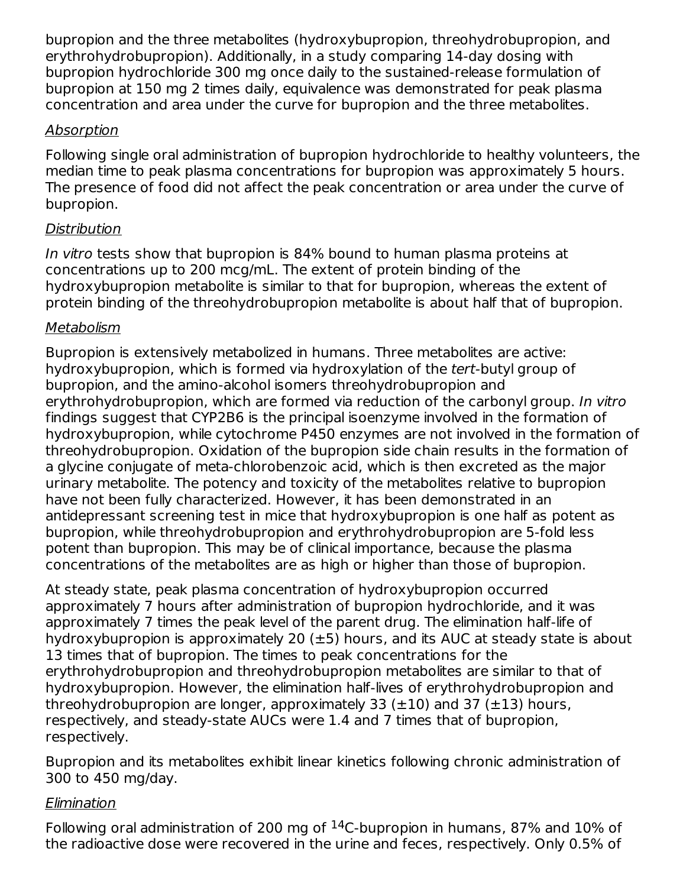bupropion and the three metabolites (hydroxybupropion, threohydrobupropion, and erythrohydrobupropion). Additionally, in a study comparing 14-day dosing with bupropion hydrochloride 300 mg once daily to the sustained-release formulation of bupropion at 150 mg 2 times daily, equivalence was demonstrated for peak plasma concentration and area under the curve for bupropion and the three metabolites.

### Absorption

Following single oral administration of bupropion hydrochloride to healthy volunteers, the median time to peak plasma concentrations for bupropion was approximately 5 hours. The presence of food did not affect the peak concentration or area under the curve of bupropion.

### Distribution

*In vitro* tests show that bupropion is 84% bound to human plasma proteins at concentrations up to 200 mcg/mL. The extent of protein binding of the hydroxybupropion metabolite is similar to that for bupropion, whereas the extent of protein binding of the threohydrobupropion metabolite is about half that of bupropion.

### Metabolism

Bupropion is extensively metabolized in humans. Three metabolites are active: hydroxybupropion, which is formed via hydroxylation of the *tert*-butyl group of bupropion, and the amino-alcohol isomers threohydrobupropion and erythrohydrobupropion, which are formed via reduction of the carbonyl group. *In vitro* findings suggest that CYP2B6 is the principal isoenzyme involved in the formation of hydroxybupropion, while cytochrome P450 enzymes are not involved in the formation of threohydrobupropion. Oxidation of the bupropion side chain results in the formation of a glycine conjugate of meta-chlorobenzoic acid, which is then excreted as the major urinary metabolite. The potency and toxicity of the metabolites relative to bupropion have not been fully characterized. However, it has been demonstrated in an antidepressant screening test in mice that hydroxybupropion is one half as potent as bupropion, while threohydrobupropion and erythrohydrobupropion are 5-fold less potent than bupropion. This may be of clinical importance, because the plasma concentrations of the metabolites are as high or higher than those of bupropion.

At steady state, peak plasma concentration of hydroxybupropion occurred approximately 7 hours after administration of bupropion hydrochloride, and it was approximately 7 times the peak level of the parent drug. The elimination half-life of hydroxybupropion is approximately 20 (±5) hours, and its AUC at steady state is about 13 times that of bupropion. The times to peak concentrations for the erythrohydrobupropion and threohydrobupropion metabolites are similar to that of hydroxybupropion. However, the elimination half-lives of erythrohydrobupropion and threohydrobupropion are longer, approximately 33 (±10) and 37 (±13) hours, respectively, and steady-state AUCs were 1.4 and 7 times that of bupropion, respectively.

Bupropion and its metabolites exhibit linear kinetics following chronic administration of 300 to 450 mg/day.

### Elimination

Following oral administration of 200 mg of $^{14}C$-bupropion in humans, 87% and 10% of the radioactive dose were recovered in the urine and feces, respectively. Only 0.5% of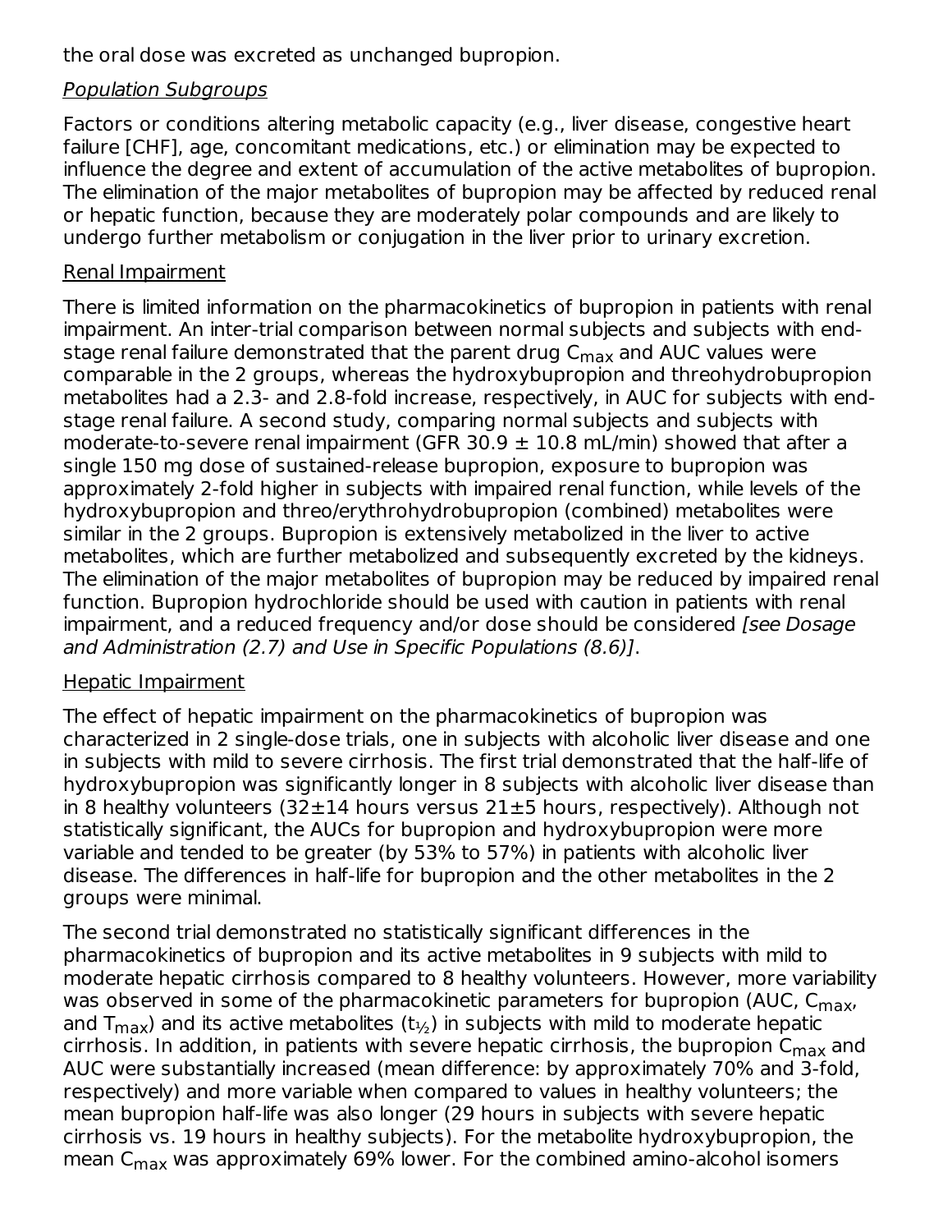the oral dose was excreted as unchanged bupropion.

*Population Subgroups*

Factors or conditions altering metabolic capacity (e.g., liver disease, congestive heart failure [CHF], age, concomitant medications, etc.) or elimination may be expected to influence the degree and extent of accumulation of the active metabolites of bupropion. The elimination of the major metabolites of bupropion may be affected by reduced renal or hepatic function, because they are moderately polar compounds and are likely to undergo further metabolism or conjugation in the liver prior to urinary excretion.

Renal Impairment

There is limited information on the pharmacokinetics of bupropion in patients with renal impairment. An inter-trial comparison between normal subjects and subjects with end-stage renal failure demonstrated that the parent drug $C_{max}$ and AUC values were comparable in the 2 groups, whereas the hydroxybupropion and threohydrobupropion metabolites had a 2.3- and 2.8-fold increase, respectively, in AUC for subjects with end-stage renal failure. A second study, comparing normal subjects and subjects with moderate-to-severe renal impairment (GFR 30.9 ± 10.8 mL/min) showed that after a single 150 mg dose of sustained-release bupropion, exposure to bupropion was approximately 2-fold higher in subjects with impaired renal function, while levels of the hydroxybupropion and threo/erythrohydrobupropion (combined) metabolites were similar in the 2 groups. Bupropion is extensively metabolized in the liver to active metabolites, which are further metabolized and subsequently excreted by the kidneys. The elimination of the major metabolites of bupropion may be reduced by impaired renal function. Bupropion hydrochloride should be used with caution in patients with renal impairment, and a reduced frequency and/or dose should be considered *[see Dosage and Administration (2.7) and Use in Specific Populations (8.6)]*.

Hepatic Impairment

The effect of hepatic impairment on the pharmacokinetics of bupropion was characterized in 2 single-dose trials, one in subjects with alcoholic liver disease and one in subjects with mild to severe cirrhosis. The first trial demonstrated that the half-life of hydroxybupropion was significantly longer in 8 subjects with alcoholic liver disease than in 8 healthy volunteers (32±14 hours versus 21±5 hours, respectively). Although not statistically significant, the AUCs for bupropion and hydroxybupropion were more variable and tended to be greater (by 53% to 57%) in patients with alcoholic liver disease. The differences in half-life for bupropion and the other metabolites in the 2 groups were minimal.

The second trial demonstrated no statistically significant differences in the pharmacokinetics of bupropion and its active metabolites in 9 subjects with mild to moderate hepatic cirrhosis compared to 8 healthy volunteers. However, more variability was observed in some of the pharmacokinetic parameters for bupropion (AUC, $C_{max}$, and $T_{max}$) and its active metabolites ($t_{½}$) in subjects with mild to moderate hepatic cirrhosis. In addition, in patients with severe hepatic cirrhosis, the bupropion $C_{max}$ and AUC were substantially increased (mean difference: by approximately 70% and 3-fold, respectively) and more variable when compared to values in healthy volunteers; the mean bupropion half-life was also longer (29 hours in subjects with severe hepatic cirrhosis vs. 19 hours in healthy subjects). For the metabolite hydroxybupropion, the mean $C_{max}$ was approximately 69% lower. For the combined amino-alcohol isomers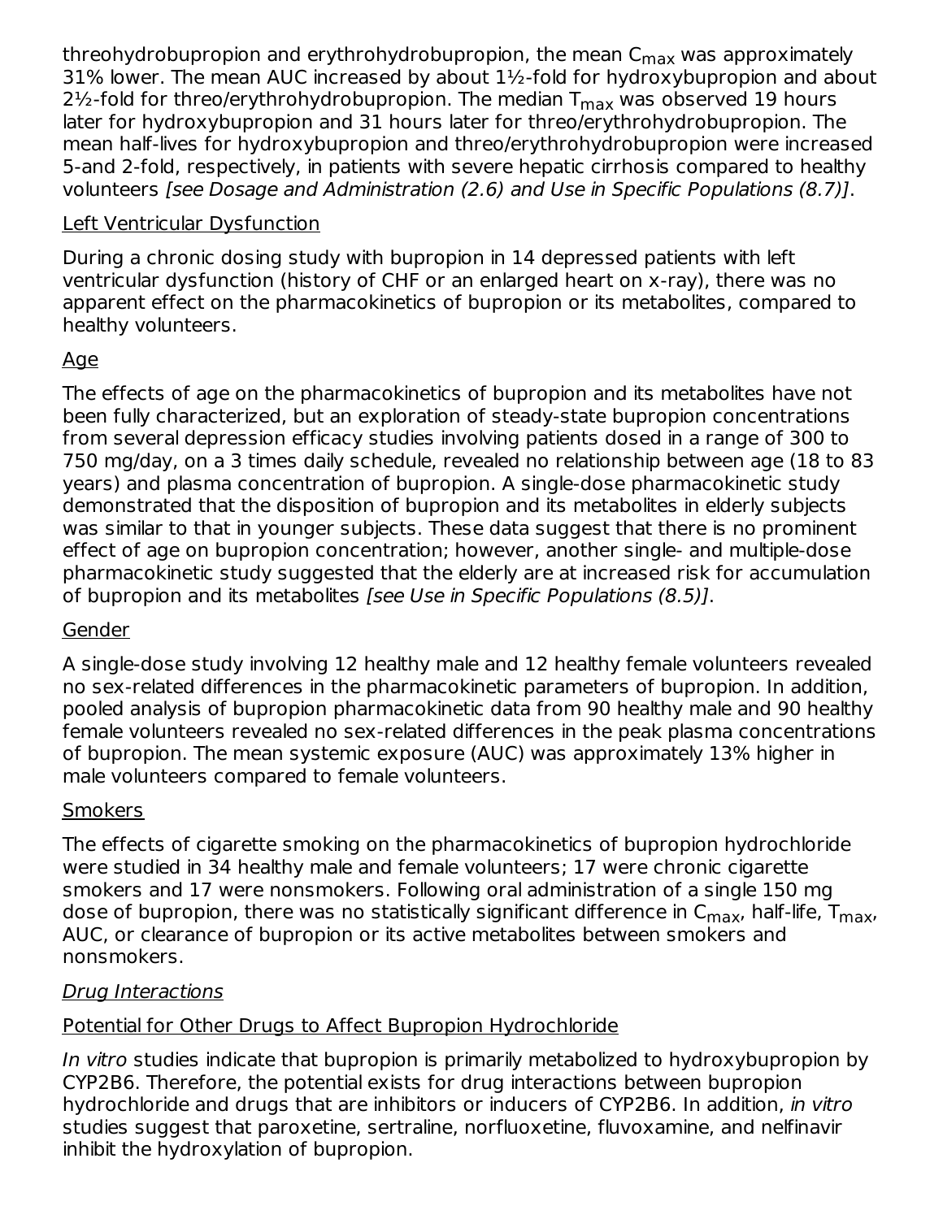threohydrobupropion and erythrohydrobupropion, the mean $C_{max}$ was approximately 31% lower. The mean AUC increased by about 1½-fold for hydroxybupropion and about 2½-fold for threo/erythrohydrobupropion. The median $T_{max}$ was observed 19 hours later for hydroxybupropion and 31 hours later for threo/erythrohydrobupropion. The mean half-lives for hydroxybupropion and threo/erythrohydrobupropion were increased 5-and 2-fold, respectively, in patients with severe hepatic cirrhosis compared to healthy volunteers *[see Dosage and Administration (2.6) and Use in Specific Populations (8.7)]*.

Left Ventricular Dysfunction

During a chronic dosing study with bupropion in 14 depressed patients with left ventricular dysfunction (history of CHF or an enlarged heart on x-ray), there was no apparent effect on the pharmacokinetics of bupropion or its metabolites, compared to healthy volunteers.

Age

The effects of age on the pharmacokinetics of bupropion and its metabolites have not been fully characterized, but an exploration of steady-state bupropion concentrations from several depression efficacy studies involving patients dosed in a range of 300 to 750 mg/day, on a 3 times daily schedule, revealed no relationship between age (18 to 83 years) and plasma concentration of bupropion. A single-dose pharmacokinetic study demonstrated that the disposition of bupropion and its metabolites in elderly subjects was similar to that in younger subjects. These data suggest that there is no prominent effect of age on bupropion concentration; however, another single- and multiple-dose pharmacokinetic study suggested that the elderly are at increased risk for accumulation of bupropion and its metabolites *[see Use in Specific Populations (8.5)]*.

Gender

A single-dose study involving 12 healthy male and 12 healthy female volunteers revealed no sex-related differences in the pharmacokinetic parameters of bupropion. In addition, pooled analysis of bupropion pharmacokinetic data from 90 healthy male and 90 healthy female volunteers revealed no sex-related differences in the peak plasma concentrations of bupropion. The mean systemic exposure (AUC) was approximately 13% higher in male volunteers compared to female volunteers.

Smokers

The effects of cigarette smoking on the pharmacokinetics of bupropion hydrochloride were studied in 34 healthy male and female volunteers; 17 were chronic cigarette smokers and 17 were nonsmokers. Following oral administration of a single 150 mg dose of bupropion, there was no statistically significant difference in $C_{max}$, half-life, $T_{max}$, AUC, or clearance of bupropion or its active metabolites between smokers and nonsmokers.

*Drug Interactions*

Potential for Other Drugs to Affect Bupropion Hydrochloride

*In vitro* studies indicate that bupropion is primarily metabolized to hydroxybupropion by CYP2B6. Therefore, the potential exists for drug interactions between bupropion hydrochloride and drugs that are inhibitors or inducers of CYP2B6. In addition, *in vitro* studies suggest that paroxetine, sertraline, norfluoxetine, fluvoxamine, and nelfinavir inhibit the hydroxylation of bupropion.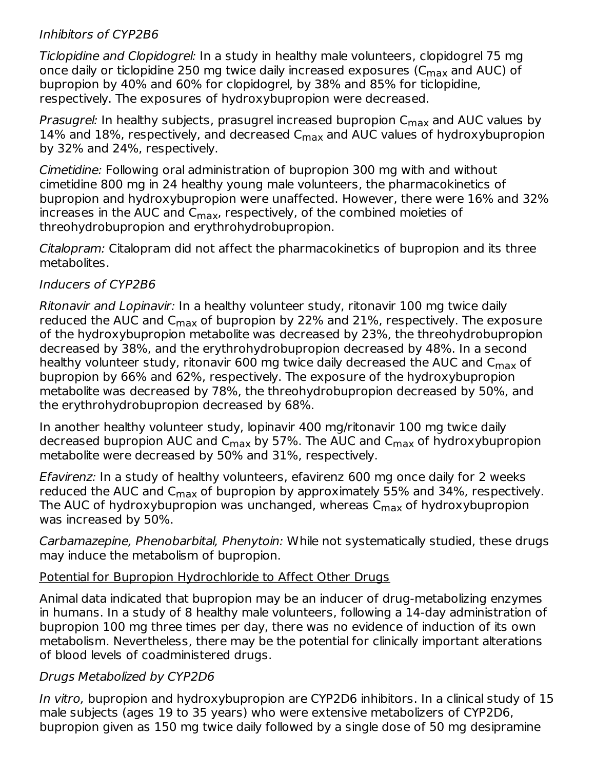*Inhibitors of CYP2B6*

*Ticlopidine and Clopidogrel:* In a study in healthy male volunteers, clopidogrel 75 mg once daily or ticlopidine 250 mg twice daily increased exposures ($C_{max}$ and AUC) of bupropion by 40% and 60% for clopidogrel, by 38% and 85% for ticlopidine, respectively. The exposures of hydroxybupropion were decreased.

*Prasugrel:* In healthy subjects, prasugrel increased bupropion $C_{max}$ and AUC values by 14% and 18%, respectively, and decreased $C_{max}$ and AUC values of hydroxybupropion by 32% and 24%, respectively.

*Cimetidine:* Following oral administration of bupropion 300 mg with and without cimetidine 800 mg in 24 healthy young male volunteers, the pharmacokinetics of bupropion and hydroxybupropion were unaffected. However, there were 16% and 32% increases in the AUC and $C_{max}$, respectively, of the combined moieties of threohydrobupropion and erythrohydrobupropion.

*Citalopram:* Citalopram did not affect the pharmacokinetics of bupropion and its three metabolites.

*Inducers of CYP2B6*

*Ritonavir and Lopinavir:* In a healthy volunteer study, ritonavir 100 mg twice daily reduced the AUC and $C_{max}$ of bupropion by 22% and 21%, respectively. The exposure of the hydroxybupropion metabolite was decreased by 23%, the threohydrobupropion decreased by 38%, and the erythrohydrobupropion decreased by 48%. In a second healthy volunteer study, ritonavir 600 mg twice daily decreased the AUC and $C_{max}$ of bupropion by 66% and 62%, respectively. The exposure of the hydroxybupropion metabolite was decreased by 78%, the threohydrobupropion decreased by 50%, and the erythrohydrobupropion decreased by 68%.

In another healthy volunteer study, lopinavir 400 mg/ritonavir 100 mg twice daily decreased bupropion AUC and $C_{max}$ by 57%. The AUC and $C_{max}$ of hydroxybupropion metabolite were decreased by 50% and 31%, respectively.

*Efavirenz:* In a study of healthy volunteers, efavirenz 600 mg once daily for 2 weeks reduced the AUC and $C_{max}$ of bupropion by approximately 55% and 34%, respectively. The AUC of hydroxybupropion was unchanged, whereas $C_{max}$ of hydroxybupropion was increased by 50%.

*Carbamazepine, Phenobarbital, Phenytoin:* While not systematically studied, these drugs may induce the metabolism of bupropion.

<u>Potential for Bupropion Hydrochloride to Affect Other Drugs</u>

Animal data indicated that bupropion may be an inducer of drug-metabolizing enzymes in humans. In a study of 8 healthy male volunteers, following a 14-day administration of bupropion 100 mg three times per day, there was no evidence of induction of its own metabolism. Nevertheless, there may be the potential for clinically important alterations of blood levels of coadministered drugs.

*Drugs Metabolized by CYP2D6*

*In vitro,* bupropion and hydroxybupropion are CYP2D6 inhibitors. In a clinical study of 15 male subjects (ages 19 to 35 years) who were extensive metabolizers of CYP2D6, bupropion given as 150 mg twice daily followed by a single dose of 50 mg desipramine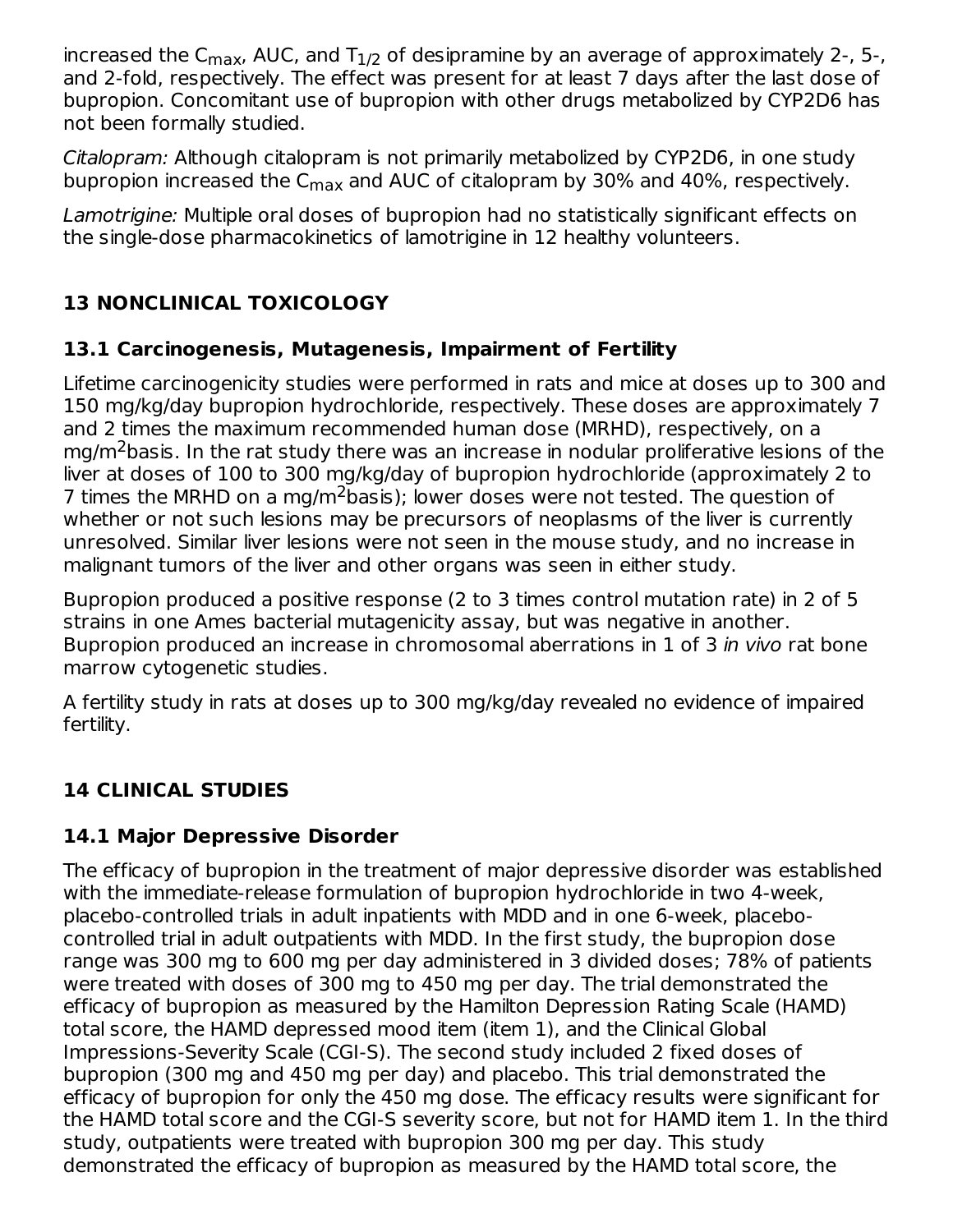increased the $C_{max}$, AUC, and $T_{1/2}$ of desipramine by an average of approximately 2-, 5-, and 2-fold, respectively. The effect was present for at least 7 days after the last dose of bupropion. Concomitant use of bupropion with other drugs metabolized by CYP2D6 has not been formally studied.

*Citalopram:* Although citalopram is not primarily metabolized by CYP2D6, in one study bupropion increased the $C_{max}$ and AUC of citalopram by 30% and 40%, respectively.

*Lamotrigine:* Multiple oral doses of bupropion had no statistically significant effects on the single-dose pharmacokinetics of lamotrigine in 12 healthy volunteers.

## 13 NONCLINICAL TOXICOLOGY

### 13.1 Carcinogenesis, Mutagenesis, Impairment of Fertility

Lifetime carcinogenicity studies were performed in rats and mice at doses up to 300 and 150 mg/kg/day bupropion hydrochloride, respectively. These doses are approximately 7 and 2 times the maximum recommended human dose (MRHD), respectively, on a mg/$m^2$basis. In the rat study there was an increase in nodular proliferative lesions of the liver at doses of 100 to 300 mg/kg/day of bupropion hydrochloride (approximately 2 to 7 times the MRHD on a mg/$m^2$basis); lower doses were not tested. The question of whether or not such lesions may be precursors of neoplasms of the liver is currently unresolved. Similar liver lesions were not seen in the mouse study, and no increase in malignant tumors of the liver and other organs was seen in either study.

Bupropion produced a positive response (2 to 3 times control mutation rate) in 2 of 5 strains in one Ames bacterial mutagenicity assay, but was negative in another. Bupropion produced an increase in chromosomal aberrations in 1 of 3 *in vivo* rat bone marrow cytogenetic studies.

A fertility study in rats at doses up to 300 mg/kg/day revealed no evidence of impaired fertility.

## 14 CLINICAL STUDIES

### 14.1 Major Depressive Disorder

The efficacy of bupropion in the treatment of major depressive disorder was established with the immediate-release formulation of bupropion hydrochloride in two 4-week, placebo-controlled trials in adult inpatients with MDD and in one 6-week, placebo-controlled trial in adult outpatients with MDD. In the first study, the bupropion dose range was 300 mg to 600 mg per day administered in 3 divided doses; 78% of patients were treated with doses of 300 mg to 450 mg per day. The trial demonstrated the efficacy of bupropion as measured by the Hamilton Depression Rating Scale (HAMD) total score, the HAMD depressed mood item (item 1), and the Clinical Global Impressions-Severity Scale (CGI-S). The second study included 2 fixed doses of bupropion (300 mg and 450 mg per day) and placebo. This trial demonstrated the efficacy of bupropion for only the 450 mg dose. The efficacy results were significant for the HAMD total score and the CGI-S severity score, but not for HAMD item 1. In the third study, outpatients were treated with bupropion 300 mg per day. This study demonstrated the efficacy of bupropion as measured by the HAMD total score, the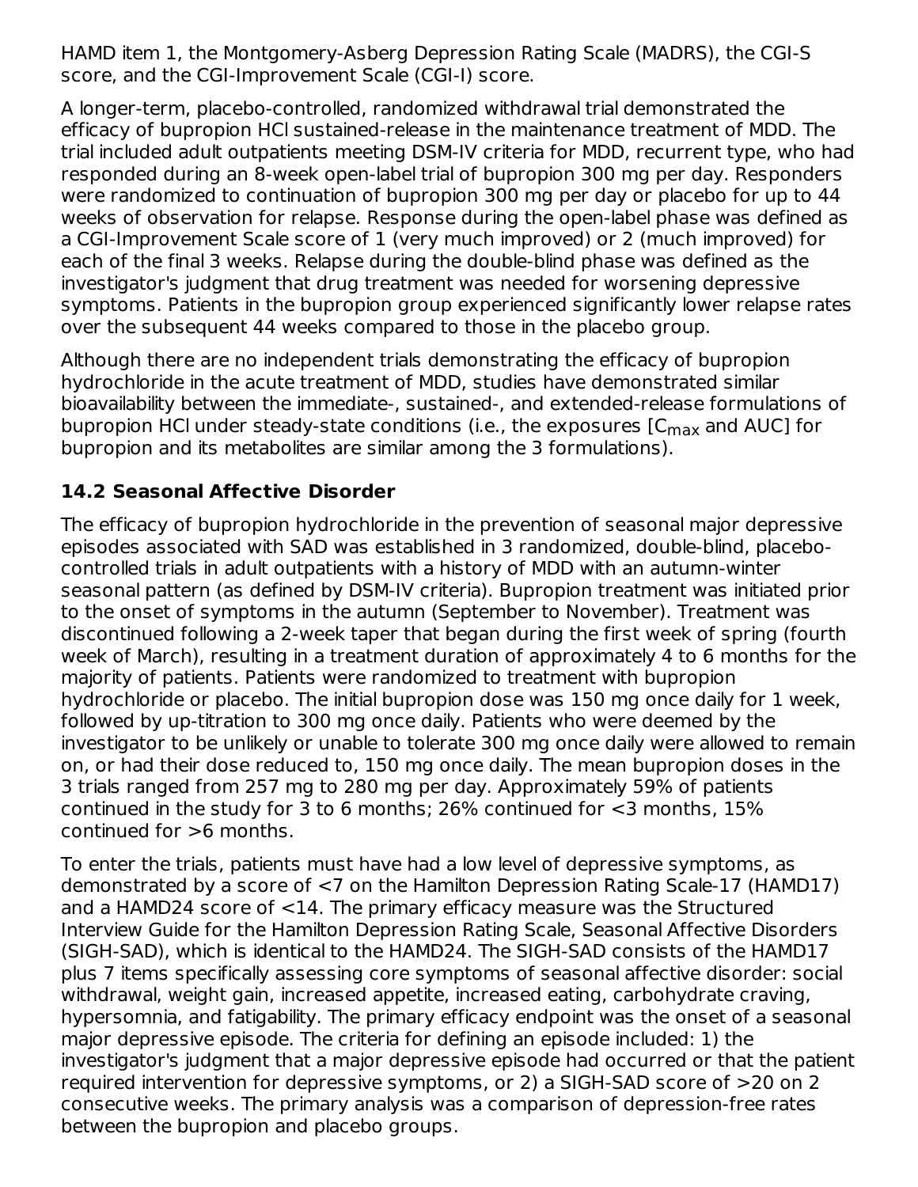HAMD item 1, the Montgomery-Asberg Depression Rating Scale (MADRS), the CGI-S score, and the CGI-Improvement Scale (CGI-I) score.

A longer-term, placebo-controlled, randomized withdrawal trial demonstrated the efficacy of bupropion HCl sustained-release in the maintenance treatment of MDD. The trial included adult outpatients meeting DSM-IV criteria for MDD, recurrent type, who had responded during an 8-week open-label trial of bupropion 300 mg per day. Responders were randomized to continuation of bupropion 300 mg per day or placebo for up to 44 weeks of observation for relapse. Response during the open-label phase was defined as a CGI-Improvement Scale score of 1 (very much improved) or 2 (much improved) for each of the final 3 weeks. Relapse during the double-blind phase was defined as the investigator's judgment that drug treatment was needed for worsening depressive symptoms. Patients in the bupropion group experienced significantly lower relapse rates over the subsequent 44 weeks compared to those in the placebo group.

Although there are no independent trials demonstrating the efficacy of bupropion hydrochloride in the acute treatment of MDD, studies have demonstrated similar bioavailability between the immediate-, sustained-, and extended-release formulations of bupropion HCl under steady-state conditions (i.e., the exposures [$C_{max}$ and AUC] for bupropion and its metabolites are similar among the 3 formulations).

### 14.2 Seasonal Affective Disorder

The efficacy of bupropion hydrochloride in the prevention of seasonal major depressive episodes associated with SAD was established in 3 randomized, double-blind, placebo-controlled trials in adult outpatients with a history of MDD with an autumn-winter seasonal pattern (as defined by DSM-IV criteria). Bupropion treatment was initiated prior to the onset of symptoms in the autumn (September to November). Treatment was discontinued following a 2-week taper that began during the first week of spring (fourth week of March), resulting in a treatment duration of approximately 4 to 6 months for the majority of patients. Patients were randomized to treatment with bupropion hydrochloride or placebo. The initial bupropion dose was 150 mg once daily for 1 week, followed by up-titration to 300 mg once daily. Patients who were deemed by the investigator to be unlikely or unable to tolerate 300 mg once daily were allowed to remain on, or had their dose reduced to, 150 mg once daily. The mean bupropion doses in the 3 trials ranged from 257 mg to 280 mg per day. Approximately 59% of patients continued in the study for 3 to 6 months; 26% continued for <3 months, 15% continued for >6 months.

To enter the trials, patients must have had a low level of depressive symptoms, as demonstrated by a score of <7 on the Hamilton Depression Rating Scale-17 (HAMD17) and a HAMD24 score of <14. The primary efficacy measure was the Structured Interview Guide for the Hamilton Depression Rating Scale, Seasonal Affective Disorders (SIGH-SAD), which is identical to the HAMD24. The SIGH-SAD consists of the HAMD17 plus 7 items specifically assessing core symptoms of seasonal affective disorder: social withdrawal, weight gain, increased appetite, increased eating, carbohydrate craving, hypersomnia, and fatigability. The primary efficacy endpoint was the onset of a seasonal major depressive episode. The criteria for defining an episode included: 1) the investigator's judgment that a major depressive episode had occurred or that the patient required intervention for depressive symptoms, or 2) a SIGH-SAD score of >20 on 2 consecutive weeks. The primary analysis was a comparison of depression-free rates between the bupropion and placebo groups.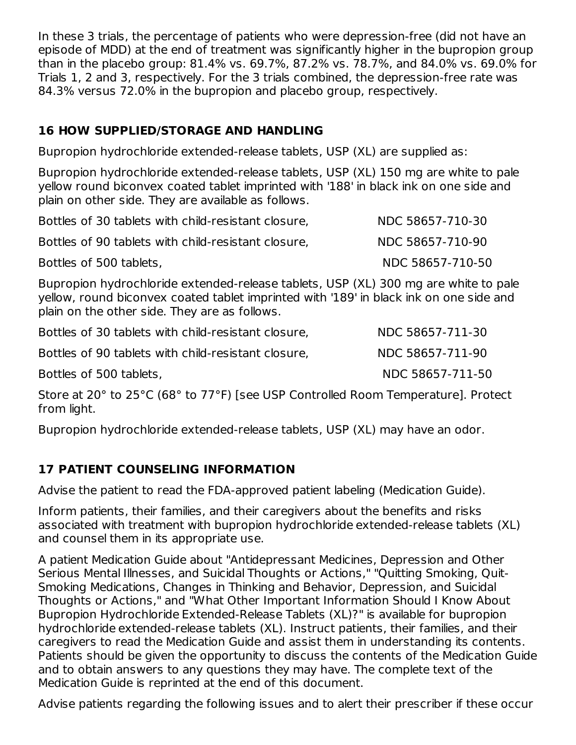In these 3 trials, the percentage of patients who were depression-free (did not have an episode of MDD) at the end of treatment was significantly higher in the bupropion group than in the placebo group: 81.4% vs. 69.7%, 87.2% vs. 78.7%, and 84.0% vs. 69.0% for Trials 1, 2 and 3, respectively. For the 3 trials combined, the depression-free rate was 84.3% versus 72.0% in the bupropion and placebo group, respectively.

## 16 HOW SUPPLIED/STORAGE AND HANDLING

Bupropion hydrochloride extended-release tablets, USP (XL) are supplied as:

Bupropion hydrochloride extended-release tablets, USP (XL) 150 mg are white to pale yellow round biconvex coated tablet imprinted with '188' in black ink on one side and plain on other side. They are available as follows.

| | |
|---|---|
| Bottles of 30 tablets with child-resistant closure, | NDC 58657-710-30 |
| Bottles of 90 tablets with child-resistant closure, | NDC 58657-710-90 |
| Bottles of 500 tablets, | NDC 58657-710-50 |

Bupropion hydrochloride extended-release tablets, USP (XL) 300 mg are white to pale yellow, round biconvex coated tablet imprinted with '189' in black ink on one side and plain on the other side. They are as follows.

| | |
|---|---|
| Bottles of 30 tablets with child-resistant closure, | NDC 58657-711-30 |
| Bottles of 90 tablets with child-resistant closure, | NDC 58657-711-90 |
| Bottles of 500 tablets, | NDC 58657-711-50 |

Store at 20° to 25°C (68° to 77°F) [see USP Controlled Room Temperature]. Protect from light.

Bupropion hydrochloride extended-release tablets, USP (XL) may have an odor.

## 17 PATIENT COUNSELING INFORMATION

Advise the patient to read the FDA-approved patient labeling (Medication Guide).

Inform patients, their families, and their caregivers about the benefits and risks associated with treatment with bupropion hydrochloride extended-release tablets (XL) and counsel them in its appropriate use.

A patient Medication Guide about "Antidepressant Medicines, Depression and Other Serious Mental Illnesses, and Suicidal Thoughts or Actions," "Quitting Smoking, Quit-Smoking Medications, Changes in Thinking and Behavior, Depression, and Suicidal Thoughts or Actions," and "What Other Important Information Should I Know About Bupropion Hydrochloride Extended-Release Tablets (XL)?" is available for bupropion hydrochloride extended-release tablets (XL). Instruct patients, their families, and their caregivers to read the Medication Guide and assist them in understanding its contents. Patients should be given the opportunity to discuss the contents of the Medication Guide and to obtain answers to any questions they may have. The complete text of the Medication Guide is reprinted at the end of this document.

Advise patients regarding the following issues and to alert their prescriber if these occur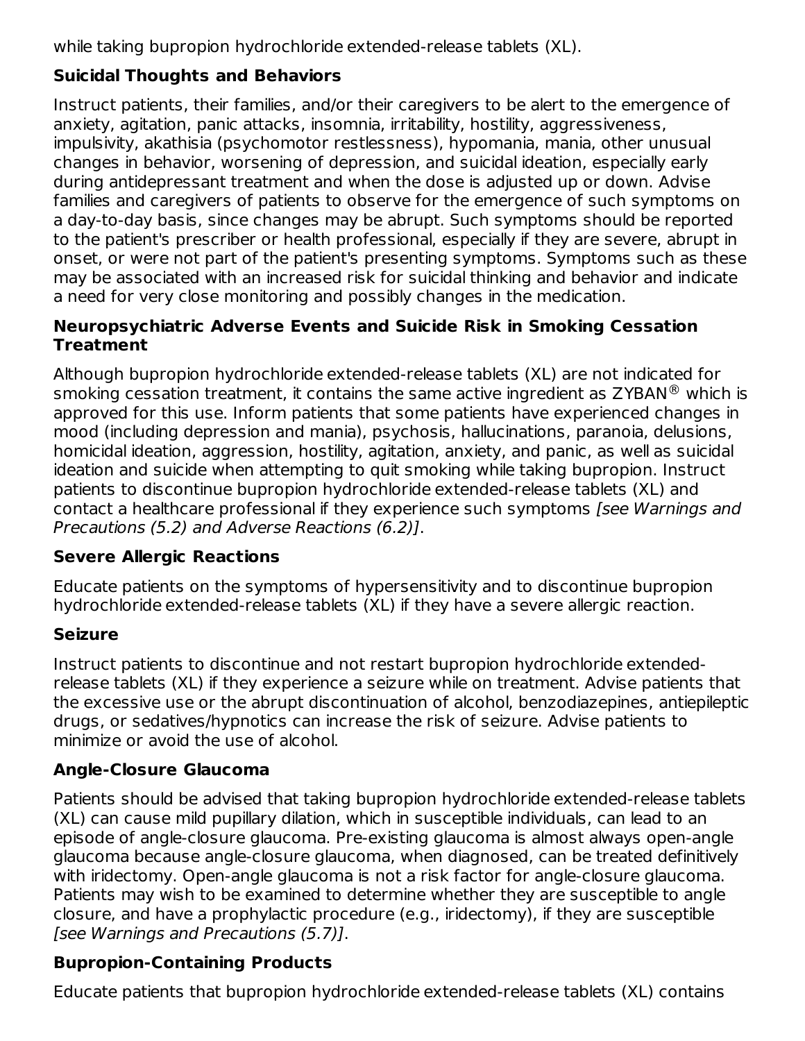while taking bupropion hydrochloride extended-release tablets (XL).

### Suicidal Thoughts and Behaviors

Instruct patients, their families, and/or their caregivers to be alert to the emergence of anxiety, agitation, panic attacks, insomnia, irritability, hostility, aggressiveness, impulsivity, akathisia (psychomotor restlessness), hypomania, mania, other unusual changes in behavior, worsening of depression, and suicidal ideation, especially early during antidepressant treatment and when the dose is adjusted up or down. Advise families and caregivers of patients to observe for the emergence of such symptoms on a day-to-day basis, since changes may be abrupt. Such symptoms should be reported to the patient's prescriber or health professional, especially if they are severe, abrupt in onset, or were not part of the patient's presenting symptoms. Symptoms such as these may be associated with an increased risk for suicidal thinking and behavior and indicate a need for very close monitoring and possibly changes in the medication.

### Neuropsychiatric Adverse Events and Suicide Risk in Smoking Cessation Treatment

Although bupropion hydrochloride extended-release tablets (XL) are not indicated for smoking cessation treatment, it contains the same active ingredient as ZYBAN® which is approved for this use. Inform patients that some patients have experienced changes in mood (including depression and mania), psychosis, hallucinations, paranoia, delusions, homicidal ideation, aggression, hostility, agitation, anxiety, and panic, as well as suicidal ideation and suicide when attempting to quit smoking while taking bupropion. Instruct patients to discontinue bupropion hydrochloride extended-release tablets (XL) and contact a healthcare professional if they experience such symptoms *[see Warnings and Precautions (5.2) and Adverse Reactions (6.2)]*.

### Severe Allergic Reactions

Educate patients on the symptoms of hypersensitivity and to discontinue bupropion hydrochloride extended-release tablets (XL) if they have a severe allergic reaction.

### Seizure

Instruct patients to discontinue and not restart bupropion hydrochloride extended-release tablets (XL) if they experience a seizure while on treatment. Advise patients that the excessive use or the abrupt discontinuation of alcohol, benzodiazepines, antiepileptic drugs, or sedatives/hypnotics can increase the risk of seizure. Advise patients to minimize or avoid the use of alcohol.

### Angle-Closure Glaucoma

Patients should be advised that taking bupropion hydrochloride extended-release tablets (XL) can cause mild pupillary dilation, which in susceptible individuals, can lead to an episode of angle-closure glaucoma. Pre-existing glaucoma is almost always open-angle glaucoma because angle-closure glaucoma, when diagnosed, can be treated definitively with iridectomy. Open-angle glaucoma is not a risk factor for angle-closure glaucoma. Patients may wish to be examined to determine whether they are susceptible to angle closure, and have a prophylactic procedure (e.g., iridectomy), if they are susceptible *[see Warnings and Precautions (5.7)]*.

### Bupropion-Containing Products

Educate patients that bupropion hydrochloride extended-release tablets (XL) contains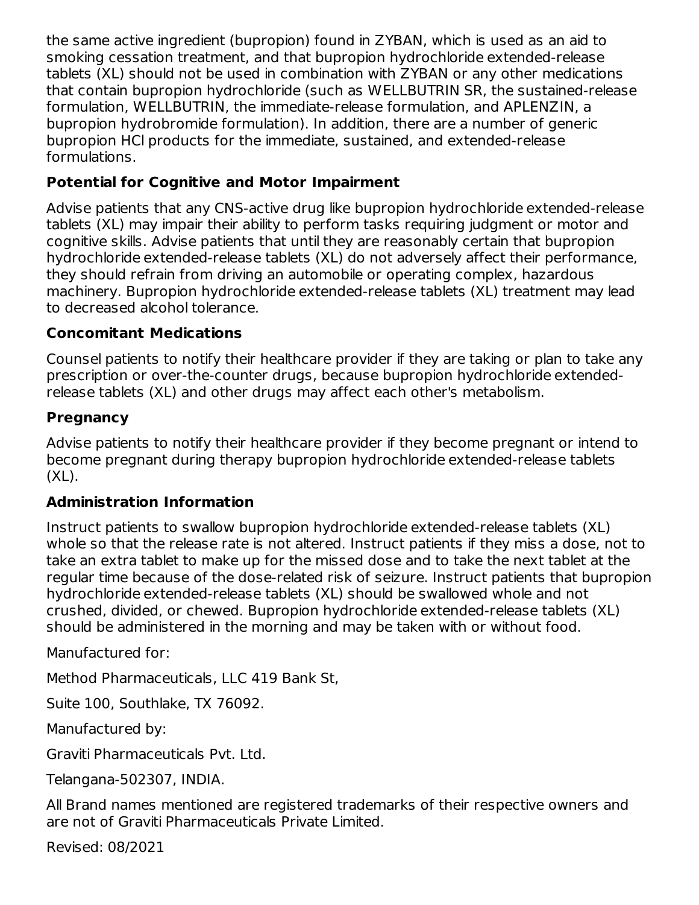the same active ingredient (bupropion) found in ZYBAN, which is used as an aid to smoking cessation treatment, and that bupropion hydrochloride extended-release tablets (XL) should not be used in combination with ZYBAN or any other medications that contain bupropion hydrochloride (such as WELLBUTRIN SR, the sustained-release formulation, WELLBUTRIN, the immediate-release formulation, and APLENZIN, a bupropion hydrobromide formulation). In addition, there are a number of generic bupropion HCl products for the immediate, sustained, and extended-release formulations.

### Potential for Cognitive and Motor Impairment

Advise patients that any CNS-active drug like bupropion hydrochloride extended-release tablets (XL) may impair their ability to perform tasks requiring judgment or motor and cognitive skills. Advise patients that until they are reasonably certain that bupropion hydrochloride extended-release tablets (XL) do not adversely affect their performance, they should refrain from driving an automobile or operating complex, hazardous machinery. Bupropion hydrochloride extended-release tablets (XL) treatment may lead to decreased alcohol tolerance.

### Concomitant Medications

Counsel patients to notify their healthcare provider if they are taking or plan to take any prescription or over-the-counter drugs, because bupropion hydrochloride extended-release tablets (XL) and other drugs may affect each other's metabolism.

### Pregnancy

Advise patients to notify their healthcare provider if they become pregnant or intend to become pregnant during therapy bupropion hydrochloride extended-release tablets (XL).

### Administration Information

Instruct patients to swallow bupropion hydrochloride extended-release tablets (XL) whole so that the release rate is not altered. Instruct patients if they miss a dose, not to take an extra tablet to make up for the missed dose and to take the next tablet at the regular time because of the dose-related risk of seizure. Instruct patients that bupropion hydrochloride extended-release tablets (XL) should be swallowed whole and not crushed, divided, or chewed. Bupropion hydrochloride extended-release tablets (XL) should be administered in the morning and may be taken with or without food.

Manufactured for:

Method Pharmaceuticals, LLC 419 Bank St,

Suite 100, Southlake, TX 76092.

Manufactured by:

Graviti Pharmaceuticals Pvt. Ltd.

Telangana-502307, INDIA.

All Brand names mentioned are registered trademarks of their respective owners and are not of Graviti Pharmaceuticals Private Limited.

Revised: 08/2021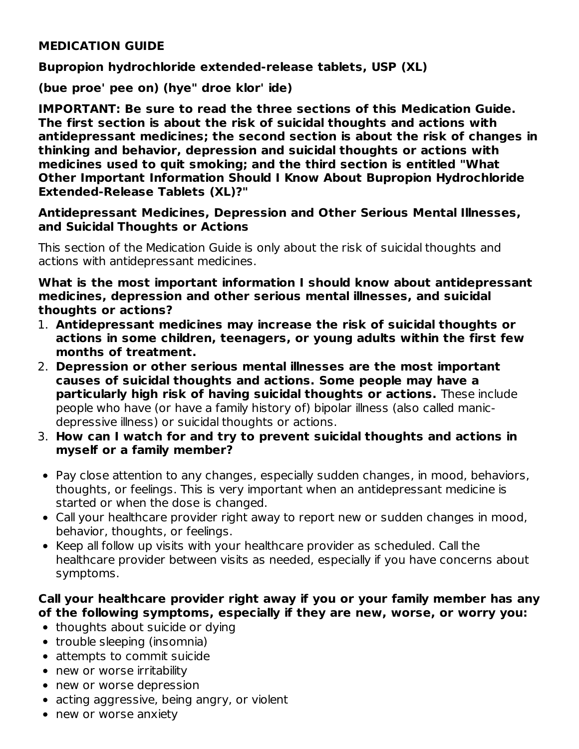**MEDICATION GUIDE**

**Bupropion hydrochloride extended-release tablets, USP (XL)**

**(bue proe' pee on) (hye" droe klor' ide)**

**IMPORTANT: Be sure to read the three sections of this Medication Guide. The first section is about the risk of suicidal thoughts and actions with antidepressant medicines; the second section is about the risk of changes in thinking and behavior, depression and suicidal thoughts or actions with medicines used to quit smoking; and the third section is entitled "What Other Important Information Should I Know About Bupropion Hydrochloride Extended-Release Tablets (XL)?"**

**Antidepressant Medicines, Depression and Other Serious Mental Illnesses, and Suicidal Thoughts or Actions**

This section of the Medication Guide is only about the risk of suicidal thoughts and actions with antidepressant medicines.

**What is the most important information I should know about antidepressant medicines, depression and other serious mental illnesses, and suicidal thoughts or actions?**

1. **Antidepressant medicines may increase the risk of suicidal thoughts or actions in some children, teenagers, or young adults within the first few months of treatment.**
2. **Depression or other serious mental illnesses are the most important causes of suicidal thoughts and actions. Some people may have a particularly high risk of having suicidal thoughts or actions.** These include people who have (or have a family history of) bipolar illness (also called manic-depressive illness) or suicidal thoughts or actions.
3. **How can I watch for and try to prevent suicidal thoughts and actions in myself or a family member?**

- Pay close attention to any changes, especially sudden changes, in mood, behaviors, thoughts, or feelings. This is very important when an antidepressant medicine is started or when the dose is changed.
- Call your healthcare provider right away to report new or sudden changes in mood, behavior, thoughts, or feelings.
- Keep all follow up visits with your healthcare provider as scheduled. Call the healthcare provider between visits as needed, especially if you have concerns about symptoms.

**Call your healthcare provider right away if you or your family member has any of the following symptoms, especially if they are new, worse, or worry you:**

- thoughts about suicide or dying
- trouble sleeping (insomnia)
- attempts to commit suicide
- new or worse irritability
- new or worse depression
- acting aggressive, being angry, or violent
- new or worse anxiety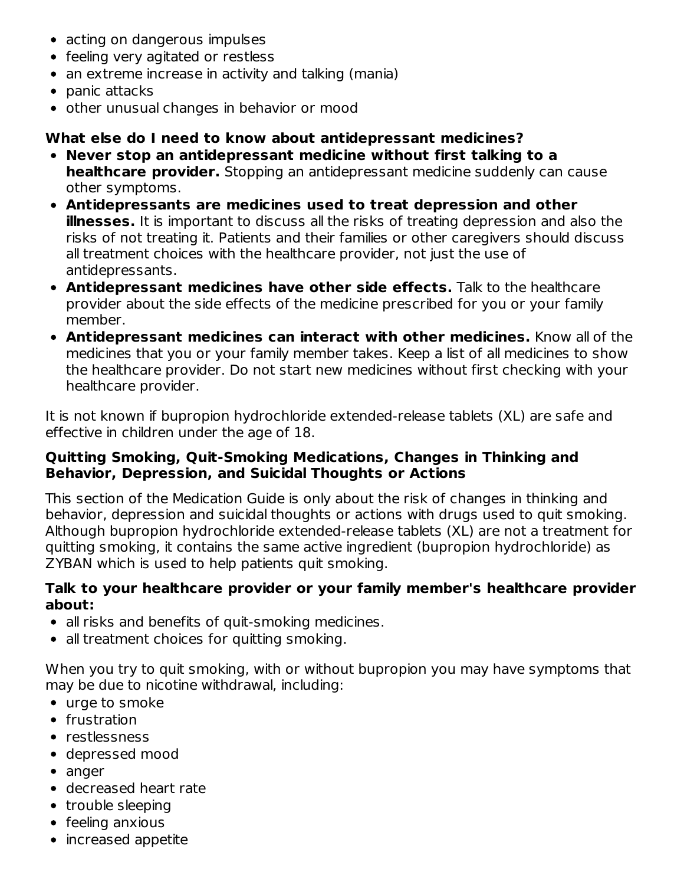- acting on dangerous impulses
- feeling very agitated or restless
- an extreme increase in activity and talking (mania)
- panic attacks
- other unusual changes in behavior or mood

**What else do I need to know about antidepressant medicines?**

- **Never stop an antidepressant medicine without first talking to a healthcare provider.** Stopping an antidepressant medicine suddenly can cause other symptoms.
- **Antidepressants are medicines used to treat depression and other illnesses.** It is important to discuss all the risks of treating depression and also the risks of not treating it. Patients and their families or other caregivers should discuss all treatment choices with the healthcare provider, not just the use of antidepressants.
- **Antidepressant medicines have other side effects.** Talk to the healthcare provider about the side effects of the medicine prescribed for you or your family member.
- **Antidepressant medicines can interact with other medicines.** Know all of the medicines that you or your family member takes. Keep a list of all medicines to show the healthcare provider. Do not start new medicines without first checking with your healthcare provider.

It is not known if bupropion hydrochloride extended-release tablets (XL) are safe and effective in children under the age of 18.

**Quitting Smoking, Quit-Smoking Medications, Changes in Thinking and Behavior, Depression, and Suicidal Thoughts or Actions**

This section of the Medication Guide is only about the risk of changes in thinking and behavior, depression and suicidal thoughts or actions with drugs used to quit smoking. Although bupropion hydrochloride extended-release tablets (XL) are not a treatment for quitting smoking, it contains the same active ingredient (bupropion hydrochloride) as ZYBAN which is used to help patients quit smoking.

**Talk to your healthcare provider or your family member's healthcare provider about:**

- all risks and benefits of quit-smoking medicines.
- all treatment choices for quitting smoking.

When you try to quit smoking, with or without bupropion you may have symptoms that may be due to nicotine withdrawal, including:

- urge to smoke
- frustration
- restlessness
- depressed mood
- anger
- decreased heart rate
- trouble sleeping
- feeling anxious
- increased appetite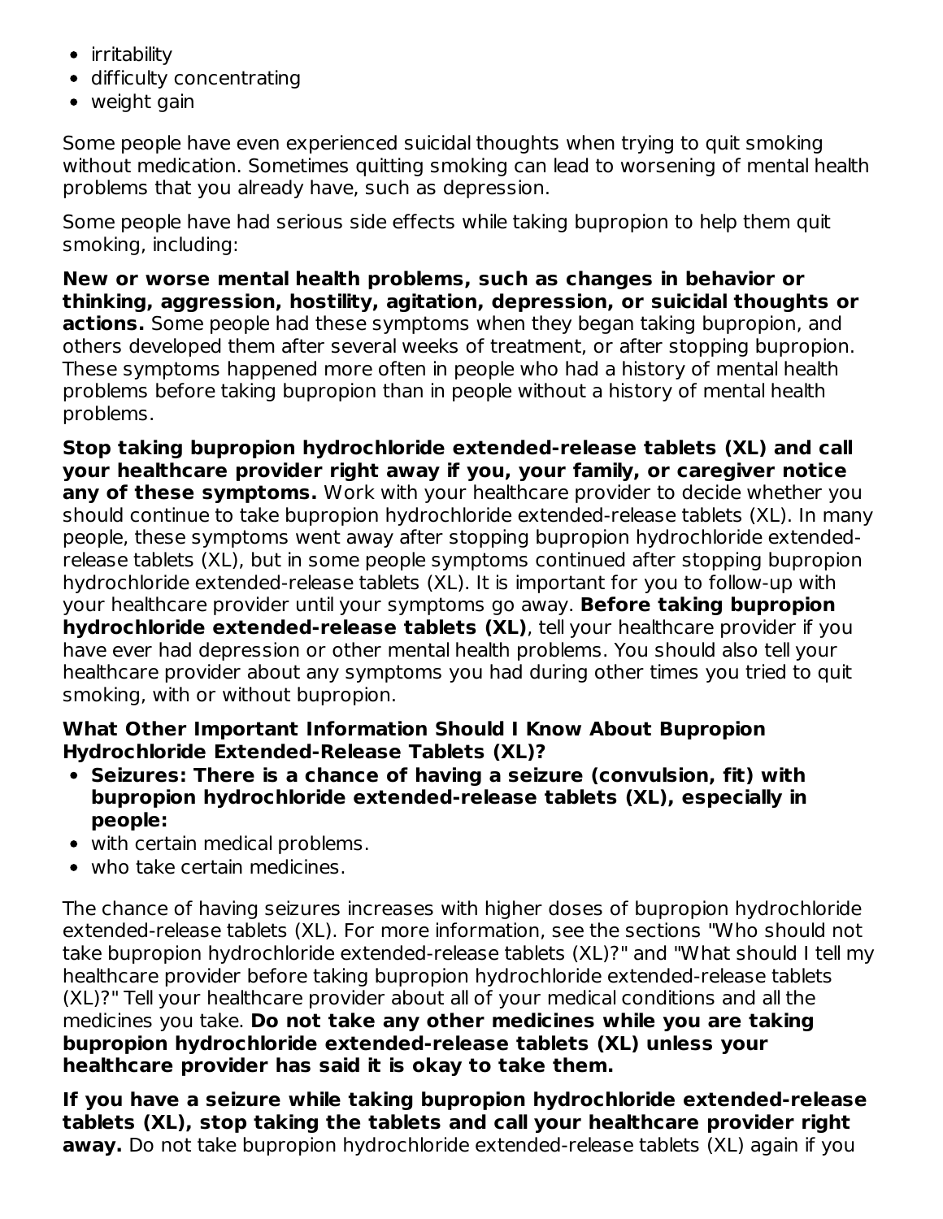- irritability
- difficulty concentrating
- weight gain

Some people have even experienced suicidal thoughts when trying to quit smoking without medication. Sometimes quitting smoking can lead to worsening of mental health problems that you already have, such as depression.

Some people have had serious side effects while taking bupropion to help them quit smoking, including:

**New or worse mental health problems, such as changes in behavior or thinking, aggression, hostility, agitation, depression, or suicidal thoughts or actions.** Some people had these symptoms when they began taking bupropion, and others developed them after several weeks of treatment, or after stopping bupropion. These symptoms happened more often in people who had a history of mental health problems before taking bupropion than in people without a history of mental health problems.

**Stop taking bupropion hydrochloride extended-release tablets (XL) and call your healthcare provider right away if you, your family, or caregiver notice any of these symptoms.** Work with your healthcare provider to decide whether you should continue to take bupropion hydrochloride extended-release tablets (XL). In many people, these symptoms went away after stopping bupropion hydrochloride extended-release tablets (XL), but in some people symptoms continued after stopping bupropion hydrochloride extended-release tablets (XL). It is important for you to follow-up with your healthcare provider until your symptoms go away. **Before taking bupropion hydrochloride extended-release tablets (XL)**, tell your healthcare provider if you have ever had depression or other mental health problems. You should also tell your healthcare provider about any symptoms you had during other times you tried to quit smoking, with or without bupropion.

**What Other Important Information Should I Know About Bupropion Hydrochloride Extended-Release Tablets (XL)?**

- **Seizures: There is a chance of having a seizure (convulsion, fit) with bupropion hydrochloride extended-release tablets (XL), especially in people:**
- with certain medical problems.
- who take certain medicines.

The chance of having seizures increases with higher doses of bupropion hydrochloride extended-release tablets (XL). For more information, see the sections "Who should not take bupropion hydrochloride extended-release tablets (XL)?" and "What should I tell my healthcare provider before taking bupropion hydrochloride extended-release tablets (XL)?" Tell your healthcare provider about all of your medical conditions and all the medicines you take. **Do not take any other medicines while you are taking bupropion hydrochloride extended-release tablets (XL) unless your healthcare provider has said it is okay to take them.**

**If you have a seizure while taking bupropion hydrochloride extended-release tablets (XL), stop taking the tablets and call your healthcare provider right away.** Do not take bupropion hydrochloride extended-release tablets (XL) again if you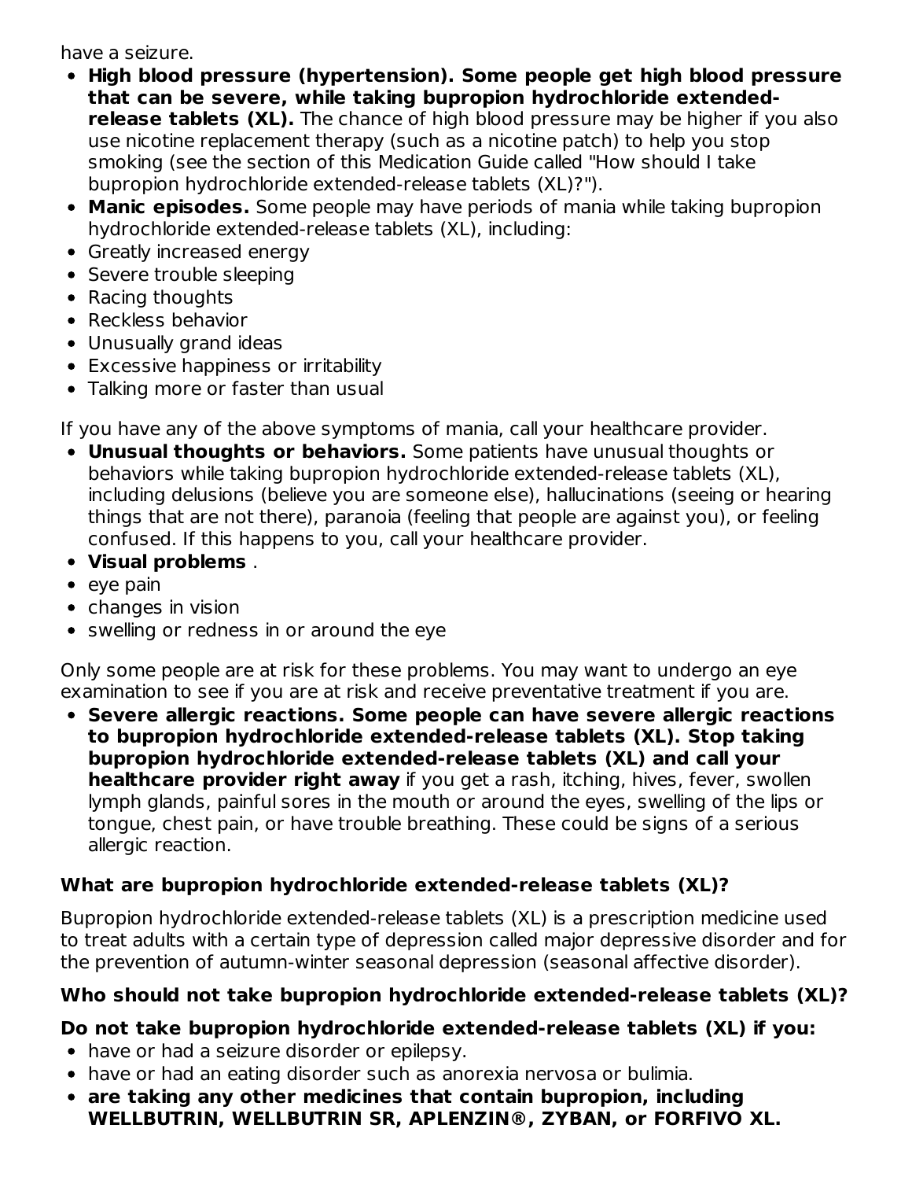have a seizure.

- **High blood pressure (hypertension). Some people get high blood pressure that can be severe, while taking bupropion hydrochloride extended-release tablets (XL).** The chance of high blood pressure may be higher if you also use nicotine replacement therapy (such as a nicotine patch) to help you stop smoking (see the section of this Medication Guide called "How should I take bupropion hydrochloride extended-release tablets (XL)?").
- **Manic episodes.** Some people may have periods of mania while taking bupropion hydrochloride extended-release tablets (XL), including:
- Greatly increased energy
- Severe trouble sleeping
- Racing thoughts
- Reckless behavior
- Unusually grand ideas
- Excessive happiness or irritability
- Talking more or faster than usual

If you have any of the above symptoms of mania, call your healthcare provider.

- **Unusual thoughts or behaviors.** Some patients have unusual thoughts or behaviors while taking bupropion hydrochloride extended-release tablets (XL), including delusions (believe you are someone else), hallucinations (seeing or hearing things that are not there), paranoia (feeling that people are against you), or feeling confused. If this happens to you, call your healthcare provider.
- **Visual problems** .
- eye pain
- changes in vision
- swelling or redness in or around the eye

Only some people are at risk for these problems. You may want to undergo an eye examination to see if you are at risk and receive preventative treatment if you are.

- **Severe allergic reactions. Some people can have severe allergic reactions to bupropion hydrochloride extended-release tablets (XL). Stop taking bupropion hydrochloride extended-release tablets (XL) and call your healthcare provider right away** if you get a rash, itching, hives, fever, swollen lymph glands, painful sores in the mouth or around the eyes, swelling of the lips or tongue, chest pain, or have trouble breathing. These could be signs of a serious allergic reaction.

**What are bupropion hydrochloride extended-release tablets (XL)?**

Bupropion hydrochloride extended-release tablets (XL) is a prescription medicine used to treat adults with a certain type of depression called major depressive disorder and for the prevention of autumn-winter seasonal depression (seasonal affective disorder).

**Who should not take bupropion hydrochloride extended-release tablets (XL)?**

**Do not take bupropion hydrochloride extended-release tablets (XL) if you:**

- have or had a seizure disorder or epilepsy.
- have or had an eating disorder such as anorexia nervosa or bulimia.
- **are taking any other medicines that contain bupropion, including WELLBUTRIN, WELLBUTRIN SR, APLENZIN®, ZYBAN, or FORFIVO XL.**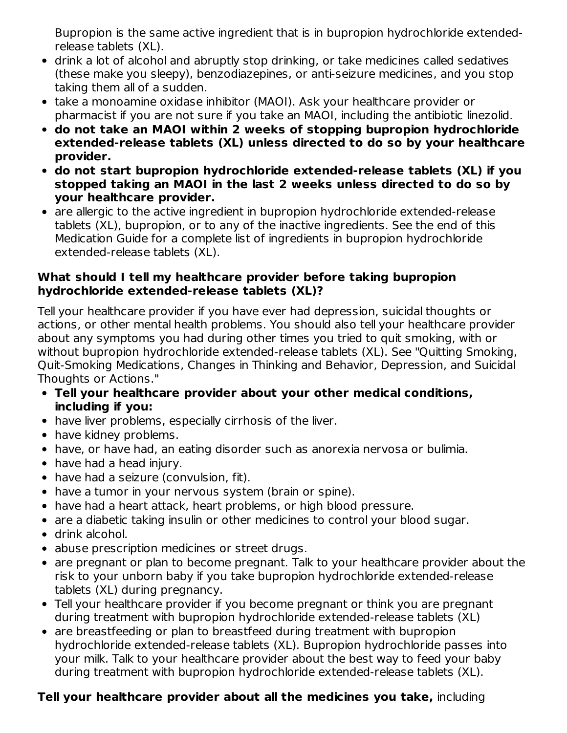Bupropion is the same active ingredient that is in bupropion hydrochloride extended-release tablets (XL).

- drink a lot of alcohol and abruptly stop drinking, or take medicines called sedatives (these make you sleepy), benzodiazepines, or anti-seizure medicines, and you stop taking them all of a sudden.
- take a monoamine oxidase inhibitor (MAOI). Ask your healthcare provider or pharmacist if you are not sure if you take an MAOI, including the antibiotic linezolid.
- **do not take an MAOI within 2 weeks of stopping bupropion hydrochloride extended-release tablets (XL) unless directed to do so by your healthcare provider.**
- **do not start bupropion hydrochloride extended-release tablets (XL) if you stopped taking an MAOI in the last 2 weeks unless directed to do so by your healthcare provider.**
- are allergic to the active ingredient in bupropion hydrochloride extended-release tablets (XL), bupropion, or to any of the inactive ingredients. See the end of this Medication Guide for a complete list of ingredients in bupropion hydrochloride extended-release tablets (XL).

**What should I tell my healthcare provider before taking bupropion hydrochloride extended-release tablets (XL)?**

Tell your healthcare provider if you have ever had depression, suicidal thoughts or actions, or other mental health problems. You should also tell your healthcare provider about any symptoms you had during other times you tried to quit smoking, with or without bupropion hydrochloride extended-release tablets (XL). See "Quitting Smoking, Quit-Smoking Medications, Changes in Thinking and Behavior, Depression, and Suicidal Thoughts or Actions."

- **Tell your healthcare provider about your other medical conditions, including if you:**
- have liver problems, especially cirrhosis of the liver.
- have kidney problems.
- have, or have had, an eating disorder such as anorexia nervosa or bulimia.
- have had a head injury.
- have had a seizure (convulsion, fit).
- have a tumor in your nervous system (brain or spine).
- have had a heart attack, heart problems, or high blood pressure.
- are a diabetic taking insulin or other medicines to control your blood sugar.
- drink alcohol.
- abuse prescription medicines or street drugs.
- are pregnant or plan to become pregnant. Talk to your healthcare provider about the risk to your unborn baby if you take bupropion hydrochloride extended-release tablets (XL) during pregnancy.
- Tell your healthcare provider if you become pregnant or think you are pregnant during treatment with bupropion hydrochloride extended-release tablets (XL)
- are breastfeeding or plan to breastfeed during treatment with bupropion hydrochloride extended-release tablets (XL). Bupropion hydrochloride passes into your milk. Talk to your healthcare provider about the best way to feed your baby during treatment with bupropion hydrochloride extended-release tablets (XL).

**Tell your healthcare provider about all the medicines you take,** including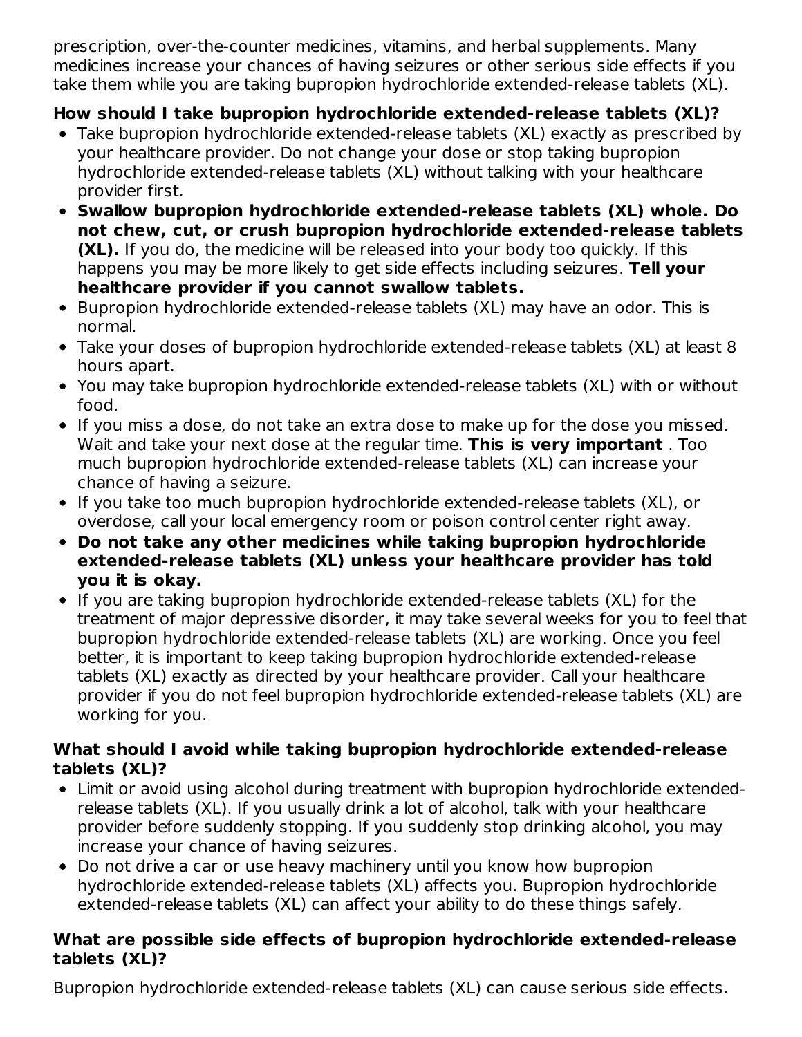prescription, over-the-counter medicines, vitamins, and herbal supplements. Many medicines increase your chances of having seizures or other serious side effects if you take them while you are taking bupropion hydrochloride extended-release tablets (XL).

**How should I take bupropion hydrochloride extended-release tablets (XL)?**

- Take bupropion hydrochloride extended-release tablets (XL) exactly as prescribed by your healthcare provider. Do not change your dose or stop taking bupropion hydrochloride extended-release tablets (XL) without talking with your healthcare provider first.
- **Swallow bupropion hydrochloride extended-release tablets (XL) whole. Do not chew, cut, or crush bupropion hydrochloride extended-release tablets (XL).** If you do, the medicine will be released into your body too quickly. If this happens you may be more likely to get side effects including seizures. **Tell your healthcare provider if you cannot swallow tablets.**
- Bupropion hydrochloride extended-release tablets (XL) may have an odor. This is normal.
- Take your doses of bupropion hydrochloride extended-release tablets (XL) at least 8 hours apart.
- You may take bupropion hydrochloride extended-release tablets (XL) with or without food.
- If you miss a dose, do not take an extra dose to make up for the dose you missed. Wait and take your next dose at the regular time. **This is very important** . Too much bupropion hydrochloride extended-release tablets (XL) can increase your chance of having a seizure.
- If you take too much bupropion hydrochloride extended-release tablets (XL), or overdose, call your local emergency room or poison control center right away.
- **Do not take any other medicines while taking bupropion hydrochloride extended-release tablets (XL) unless your healthcare provider has told you it is okay.**
- If you are taking bupropion hydrochloride extended-release tablets (XL) for the treatment of major depressive disorder, it may take several weeks for you to feel that bupropion hydrochloride extended-release tablets (XL) are working. Once you feel better, it is important to keep taking bupropion hydrochloride extended-release tablets (XL) exactly as directed by your healthcare provider. Call your healthcare provider if you do not feel bupropion hydrochloride extended-release tablets (XL) are working for you.

**What should I avoid while taking bupropion hydrochloride extended-release tablets (XL)?**

- Limit or avoid using alcohol during treatment with bupropion hydrochloride extended-release tablets (XL). If you usually drink a lot of alcohol, talk with your healthcare provider before suddenly stopping. If you suddenly stop drinking alcohol, you may increase your chance of having seizures.
- Do not drive a car or use heavy machinery until you know how bupropion hydrochloride extended-release tablets (XL) affects you. Bupropion hydrochloride extended-release tablets (XL) can affect your ability to do these things safely.

**What are possible side effects of bupropion hydrochloride extended-release tablets (XL)?**

Bupropion hydrochloride extended-release tablets (XL) can cause serious side effects.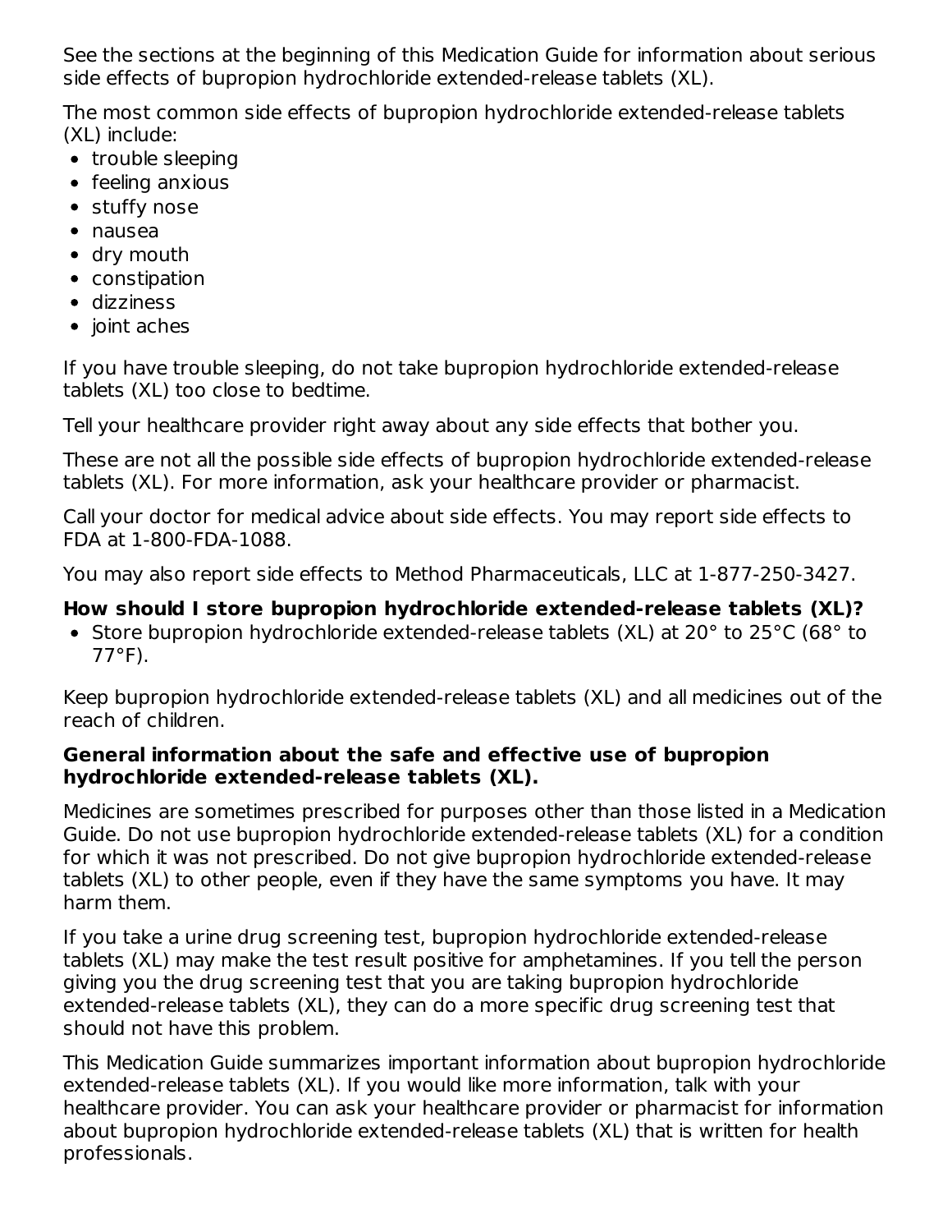See the sections at the beginning of this Medication Guide for information about serious side effects of bupropion hydrochloride extended-release tablets (XL).

The most common side effects of bupropion hydrochloride extended-release tablets (XL) include:

- trouble sleeping
- feeling anxious
- stuffy nose
- nausea
- dry mouth
- constipation
- dizziness
- joint aches

If you have trouble sleeping, do not take bupropion hydrochloride extended-release tablets (XL) too close to bedtime.

Tell your healthcare provider right away about any side effects that bother you.

These are not all the possible side effects of bupropion hydrochloride extended-release tablets (XL). For more information, ask your healthcare provider or pharmacist.

Call your doctor for medical advice about side effects. You may report side effects to FDA at 1-800-FDA-1088.

You may also report side effects to Method Pharmaceuticals, LLC at 1-877-250-3427.

**How should I store bupropion hydrochloride extended-release tablets (XL)?**

- Store bupropion hydrochloride extended-release tablets (XL) at 20° to 25°C (68° to 77°F).

Keep bupropion hydrochloride extended-release tablets (XL) and all medicines out of the reach of children.

**General information about the safe and effective use of bupropion hydrochloride extended-release tablets (XL).**

Medicines are sometimes prescribed for purposes other than those listed in a Medication Guide. Do not use bupropion hydrochloride extended-release tablets (XL) for a condition for which it was not prescribed. Do not give bupropion hydrochloride extended-release tablets (XL) to other people, even if they have the same symptoms you have. It may harm them.

If you take a urine drug screening test, bupropion hydrochloride extended-release tablets (XL) may make the test result positive for amphetamines. If you tell the person giving you the drug screening test that you are taking bupropion hydrochloride extended-release tablets (XL), they can do a more specific drug screening test that should not have this problem.

This Medication Guide summarizes important information about bupropion hydrochloride extended-release tablets (XL). If you would like more information, talk with your healthcare provider. You can ask your healthcare provider or pharmacist for information about bupropion hydrochloride extended-release tablets (XL) that is written for health professionals.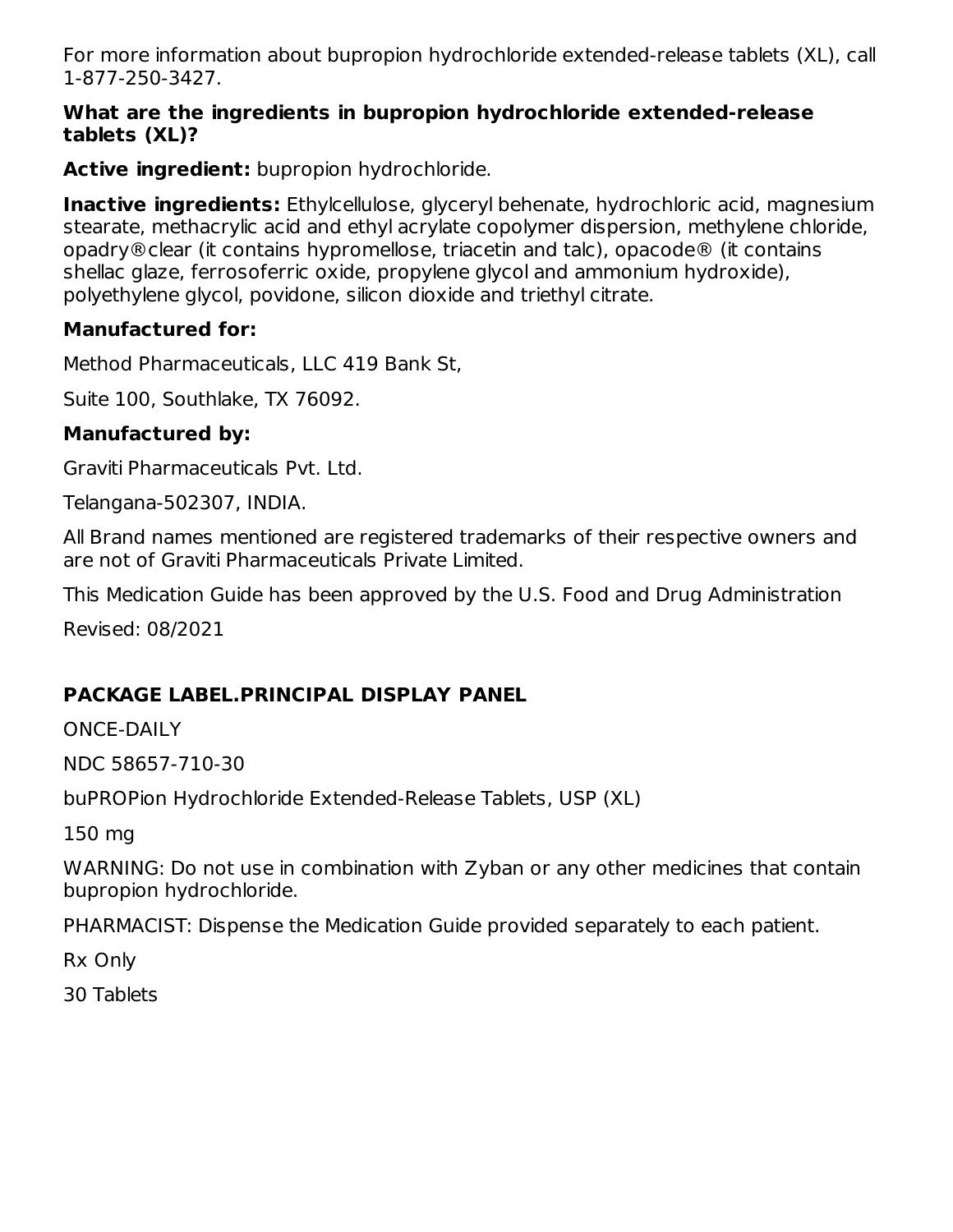For more information about bupropion hydrochloride extended-release tablets (XL), call 1-877-250-3427.

**What are the ingredients in bupropion hydrochloride extended-release tablets (XL)?**

**Active ingredient:** bupropion hydrochloride.

**Inactive ingredients:** Ethylcellulose, glyceryl behenate, hydrochloric acid, magnesium stearate, methacrylic acid and ethyl acrylate copolymer dispersion, methylene chloride, opadry® clear (it contains hypromellose, triacetin and talc), opacode® (it contains shellac glaze, ferrosoferric oxide, propylene glycol and ammonium hydroxide), polyethylene glycol, povidone, silicon dioxide and triethyl citrate.

**Manufactured for:**

Method Pharmaceuticals, LLC 419 Bank St,

Suite 100, Southlake, TX 76092.

**Manufactured by:**

Graviti Pharmaceuticals Pvt. Ltd.

Telangana-502307, INDIA.

All Brand names mentioned are registered trademarks of their respective owners and are not of Graviti Pharmaceuticals Private Limited.

This Medication Guide has been approved by the U.S. Food and Drug Administration

Revised: 08/2021

## PACKAGE LABEL.PRINCIPAL DISPLAY PANEL

ONCE-DAILY

NDC 58657-710-30

buPROPion Hydrochloride Extended-Release Tablets, USP (XL)

150 mg

WARNING: Do not use in combination with Zyban or any other medicines that contain bupropion hydrochloride.

PHARMACIST: Dispense the Medication Guide provided separately to each patient.

Rx Only

30 Tablets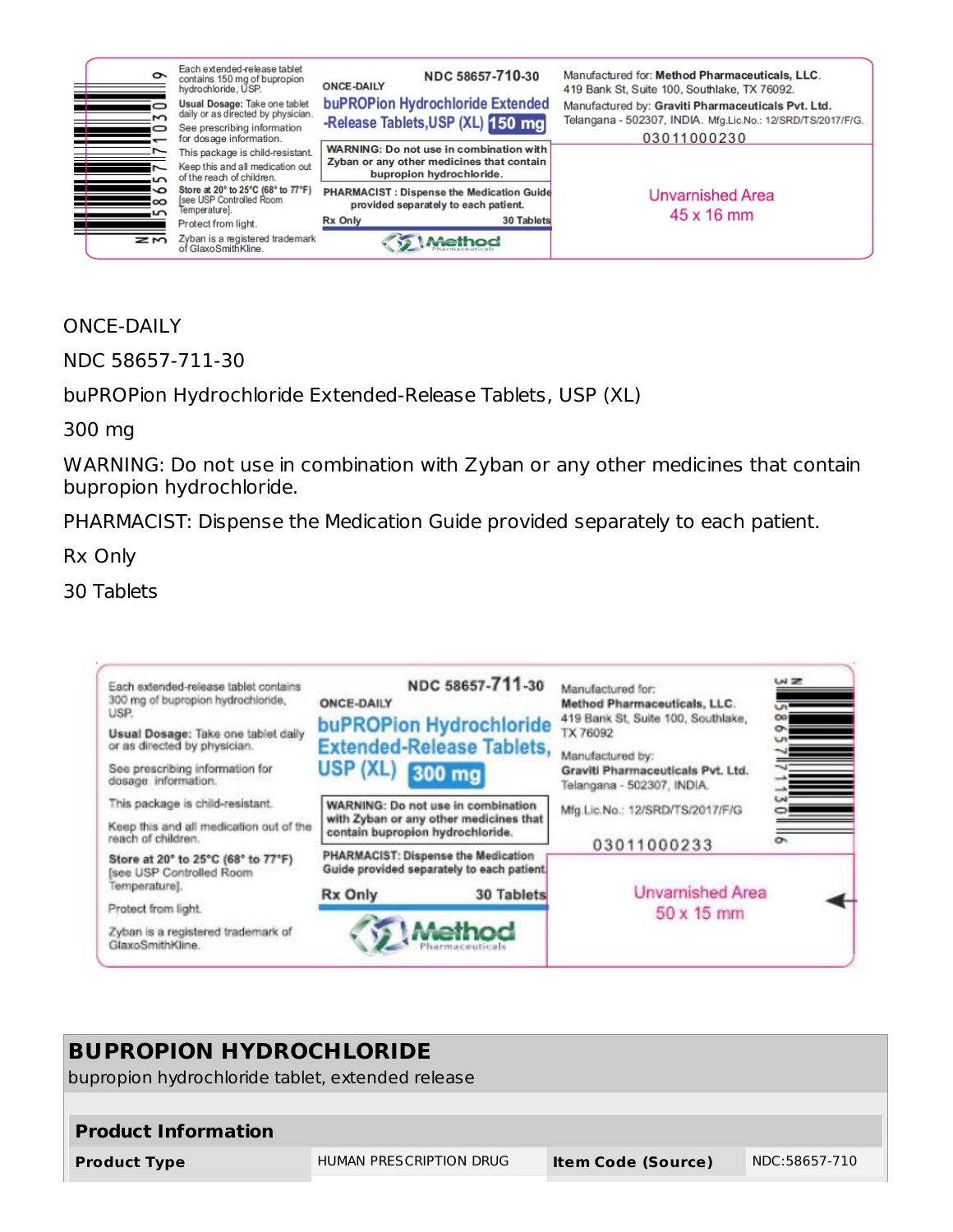Each extended-release tablet contains 150 mg of bupropion hydrochloride, USP.

Usual Dosage: Take one tablet daily or as directed by physician.

See prescribing information for dosage information.

This package is child-resistant.

Keep this and all medication out of the reach of children.

Store at 20° to 25°C (68° to 77°F) [see USP Controlled Room Temperature].

Protect from light.

Zyban is a registered trademark of GlaxoSmithKline.

NDC 58657-710-30

ONCE-DAILY

buPROPion Hydrochloride Extended-Release Tablets, USP (XL) 150 mg

WARNING: Do not use in combination with Zyban or any other medicines that contain bupropion hydrochloride.

PHARMACIST : Dispense the Medication Guide provided separately to each patient.

Rx Only 30 Tablets

Method Pharmaceuticals

Manufactured for: Method Pharmaceuticals, LLC. 419 Bank St, Suite 100, Southlake, TX 76092.

Manufactured by: Graviti Pharmaceuticals Pvt. Ltd. Telangana - 502307, INDIA. Mfg.Lic.No.: 12/SRD/TS/2017/F/G.

03011000230

Unvarnished Area 45 x 16 mm

N 3 58657 71030 9

ONCE-DAILY

NDC 58657-711-30

buPROPion Hydrochloride Extended-Release Tablets, USP (XL)

300 mg

WARNING: Do not use in combination with Zyban or any other medicines that contain bupropion hydrochloride.

PHARMACIST: Dispense the Medication Guide provided separately to each patient.

Rx Only

30 Tablets

Each extended-release tablet contains 300 mg of bupropion hydrochloride, USP.

Usual Dosage: Take one tablet daily or as directed by physician.

See prescribing information for dosage information.

This package is child-resistant.

Keep this and all medication out of the reach of children.

Store at 20° to 25°C (68° to 77°F) [see USP Controlled Room Temperature].

Protect from light.

Zyban is a registered trademark of GlaxoSmithKline.

NDC 58657-711-30

ONCE-DAILY

buPROPion Hydrochloride Extended-Release Tablets, USP (XL) 300 mg

WARNING: Do not use in combination with Zyban or any other medicines that contain bupropion hydrochloride.

PHARMACIST: Dispense the Medication Guide provided separately to each patient.

Rx Only 30 Tablets

Method Pharmaceuticals

Manufactured for: Method Pharmaceuticals, LLC. 419 Bank St, Suite 100, Southlake, TX 76092

Manufactured by: Graviti Pharmaceuticals Pvt. Ltd. Telangana - 502307, INDIA.

Mfg.Lic.No.: 12/SRD/TS/2017/F/G

03011000233

Unvarnished Area 50 x 15 mm

N 3 58657 71130 6

## BUPROPION HYDROCHLORIDE

bupropion hydrochloride tablet, extended release

| **Product Information** | | | |
|---|---|---|---|
| **Product Type** | HUMAN PRESCRIPTION DRUG | **Item Code (Source)** | NDC:58657-710 |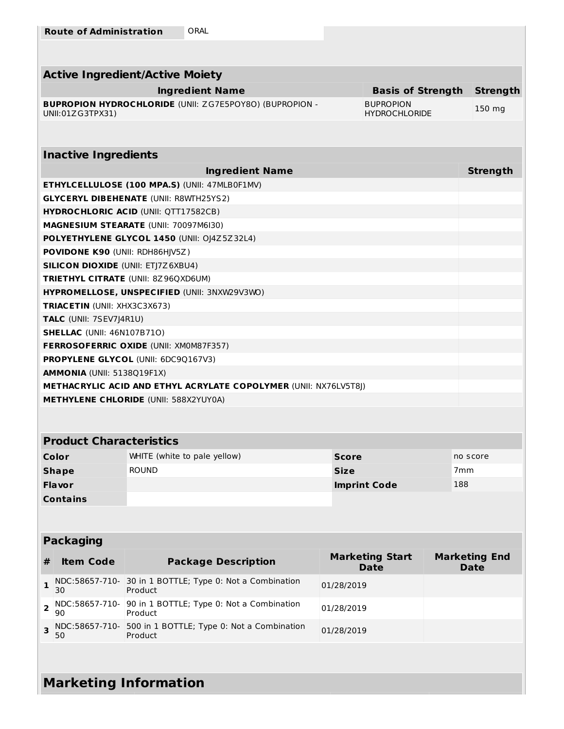| Route of Administration | ORAL |
| --- | --- |

| Active Ingredient/Active Moiety | | |
| --- | --- | --- |
| **Ingredient Name** | **Basis of Strength** | **Strength** |
| **BUPROPION HYDROCHLORIDE** (UNII: ZG7E5POY8O) (BUPROPION - UNII:01ZG3TPX31) | BUPROPION HYDROCHLORIDE | 150 mg |

| Inactive Ingredients | |
| --- | --- |
| **Ingredient Name** | **Strength** |
| **ETHYLCELLULOSE (100 MPA.S)** (UNII: 47MLB0F1MV) | |
| **GLYCERYL DIBEHENATE** (UNII: R8WTH25YS2) | |
| **HYDROCHLORIC ACID** (UNII: QTT17582CB) | |
| **MAGNESIUM STEARATE** (UNII: 70097M6I30) | |
| **POLYETHYLENE GLYCOL 1450** (UNII: OJ4Z5Z32L4) | |
| **POVIDONE K90** (UNII: RDH86HJV5Z) | |
| **SILICON DIOXIDE** (UNII: ETJ7Z6XBU4) | |
| **TRIETHYL CITRATE** (UNII: 8Z96QXD6UM) | |
| **HYPROMELLOSE, UNSPECIFIED** (UNII: 3NXW29V3WO) | |
| **TRIACETIN** (UNII: XHX3C3X673) | |
| **TALC** (UNII: 7SEV7J4R1U) | |
| **SHELLAC** (UNII: 46N107B71O) | |
| **FERROSOFERRIC OXIDE** (UNII: XM0M87F357) | |
| **PROPYLENE GLYCOL** (UNII: 6DC9Q167V3) | |
| **AMMONIA** (UNII: 5138Q19F1X) | |
| **METHACRYLIC ACID AND ETHYL ACRYLATE COPOLYMER** (UNII: NX76LV5T8J) | |
| **METHYLENE CHLORIDE** (UNII: 588X2YUY0A) | |

| Product Characteristics | | | |
| --- | --- | --- | --- |
| **Color** | WHITE (white to pale yellow) | **Score** | no score |
| **Shape** | ROUND | **Size** | 7mm |
| **Flavor** | | **Imprint Code** | 188 |
| **Contains** | | | |

| Packaging | | | | |
| --- | --- | --- | --- | --- |
| **#** | **Item Code** | **Package Description** | **Marketing Start Date** | **Marketing End Date** |
| 1 | NDC:58657-710-30 | 30 in 1 BOTTLE; Type 0: Not a Combination Product | 01/28/2019 | |
| 2 | NDC:58657-710-90 | 90 in 1 BOTTLE; Type 0: Not a Combination Product | 01/28/2019 | |
| 3 | NDC:58657-710-50 | 500 in 1 BOTTLE; Type 0: Not a Combination Product | 01/28/2019 | |

## Marketing Information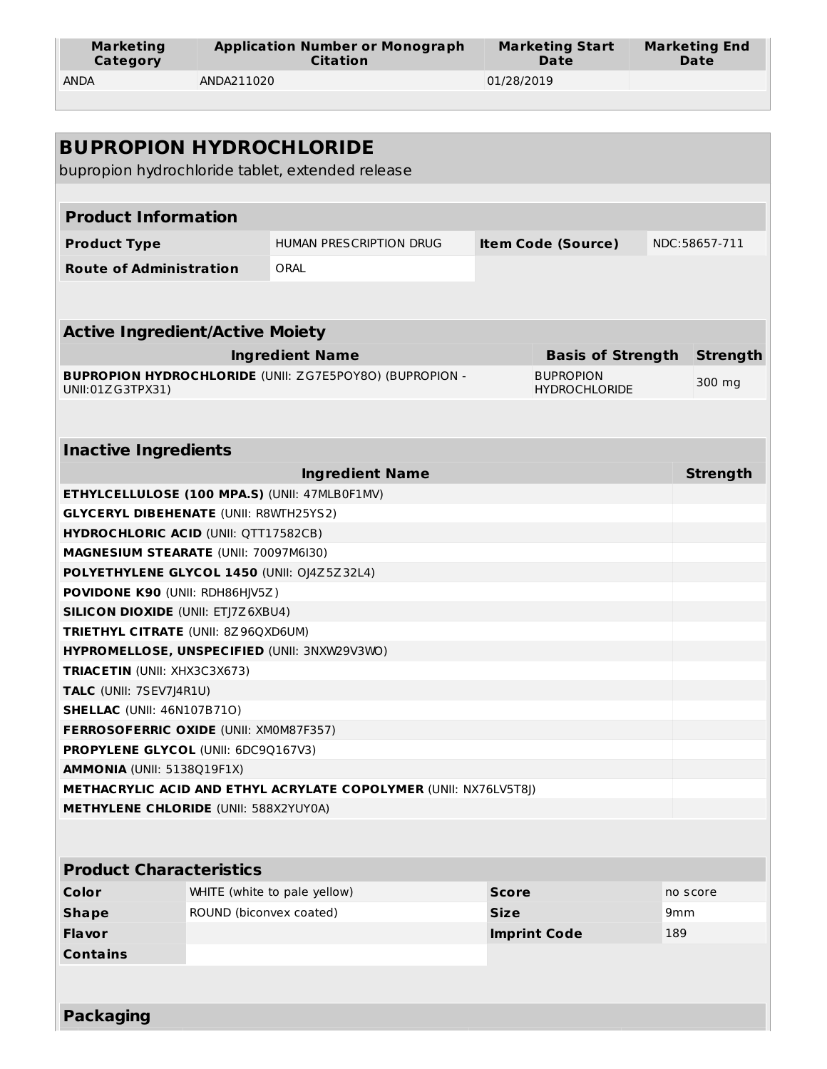| Marketing Category | Application Number or Monograph Citation | Marketing Start Date | Marketing End Date |
|---|---|---|---|
| ANDA | ANDA211020 | 01/28/2019 | |

# BUPROPION HYDROCHLORIDE

bupropion hydrochloride tablet, extended release

## Product Information

| Product Type | HUMAN PRESCRIPTION DRUG | Item Code (Source) | NDC:58657-711 |
|---|---|---|---|
| Route of Administration | ORAL | | |

## Active Ingredient/Active Moiety

| Ingredient Name | Basis of Strength | Strength |
|---|---|---|
| **BUPROPION HYDROCHLORIDE** (UNII: ZG7E5POY8O) (BUPROPION - UNII:01ZG3TPX31) | BUPROPION HYDROCHLORIDE | 300 mg |

## Inactive Ingredients

| Ingredient Name | Strength |
|---|---|
| **ETHYLCELLULOSE (100 MPA.S)** (UNII: 47MLB0F1MV) | |
| **GLYCERYL DIBEHENATE** (UNII: R8WTH25YS2) | |
| **HYDROCHLORIC ACID** (UNII: QTT17582CB) | |
| **MAGNESIUM STEARATE** (UNII: 70097M6I30) | |
| **POLYETHYLENE GLYCOL 1450** (UNII: OJ4Z5Z32L4) | |
| **POVIDONE K90** (UNII: RDH86HJV5Z) | |
| **SILICON DIOXIDE** (UNII: ETJ7Z6XBU4) | |
| **TRIETHYL CITRATE** (UNII: 8Z96QXD6UM) | |
| **HYPROMELLOSE, UNSPECIFIED** (UNII: 3NXW29V3WO) | |
| **TRIACETIN** (UNII: XHX3C3X673) | |
| **TALC** (UNII: 7SEV7J4R1U) | |
| **SHELLAC** (UNII: 46N107B71O) | |
| **FERROSOFERRIC OXIDE** (UNII: XM0M87F357) | |
| **PROPYLENE GLYCOL** (UNII: 6DC9Q167V3) | |
| **AMMONIA** (UNII: 5138Q19F1X) | |
| **METHACRYLIC ACID AND ETHYL ACRYLATE COPOLYMER** (UNII: NX76LV5T8J) | |
| **METHYLENE CHLORIDE** (UNII: 588X2YUY0A) | |

## Product Characteristics

| Color | WHITE (white to pale yellow) | Score | no score |
|---|---|---|---|
| Shape | ROUND (biconvex coated) | Size | 9mm |
| Flavor | | Imprint Code | 189 |
| Contains | | | |

## Packaging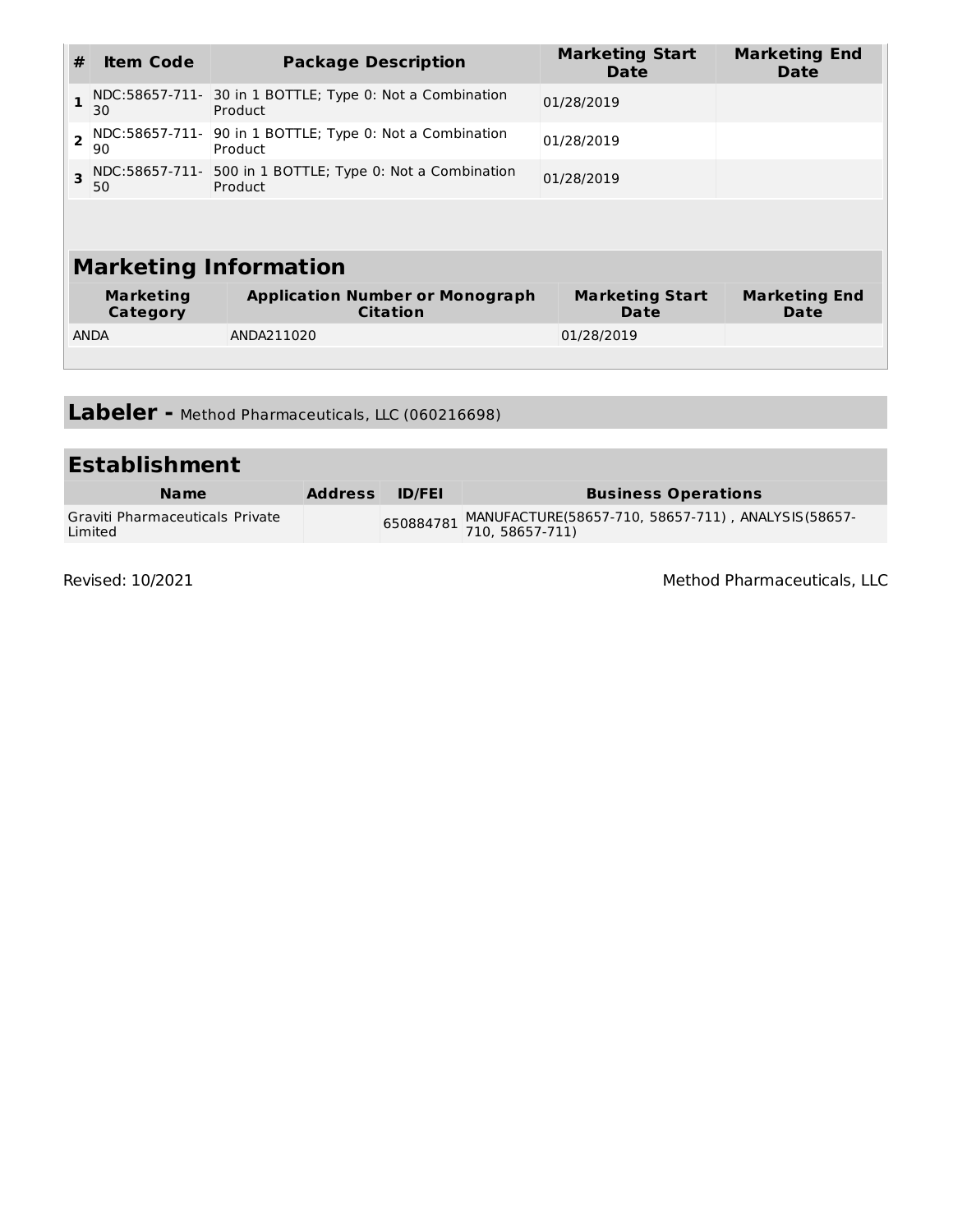| # | Item Code | Package Description | Marketing Start Date | Marketing End Date |
|---|---|---|---|---|
| 1 | NDC:58657-711-30 | 30 in 1 BOTTLE; Type 0: Not a Combination Product | 01/28/2019 | |
| 2 | NDC:58657-711-90 | 90 in 1 BOTTLE; Type 0: Not a Combination Product | 01/28/2019 | |
| 3 | NDC:58657-711-50 | 500 in 1 BOTTLE; Type 0: Not a Combination Product | 01/28/2019 | |

## Marketing Information

| Marketing Category | Application Number or Monograph Citation | Marketing Start Date | Marketing End Date |
|---|---|---|---|
| ANDA | ANDA211020 | 01/28/2019 | |

## Labeler - Method Pharmaceuticals, LLC (060216698)

## Establishment

| Name | Address | ID/FEI | Business Operations |
|---|---|---|---|
| Graviti Pharmaceuticals Private Limited | | 650884781 | MANUFACTURE(58657-710, 58657-711) , ANALYSIS(58657-710, 58657-711) |

Revised: 10/2021

Method Pharmaceuticals, LLC